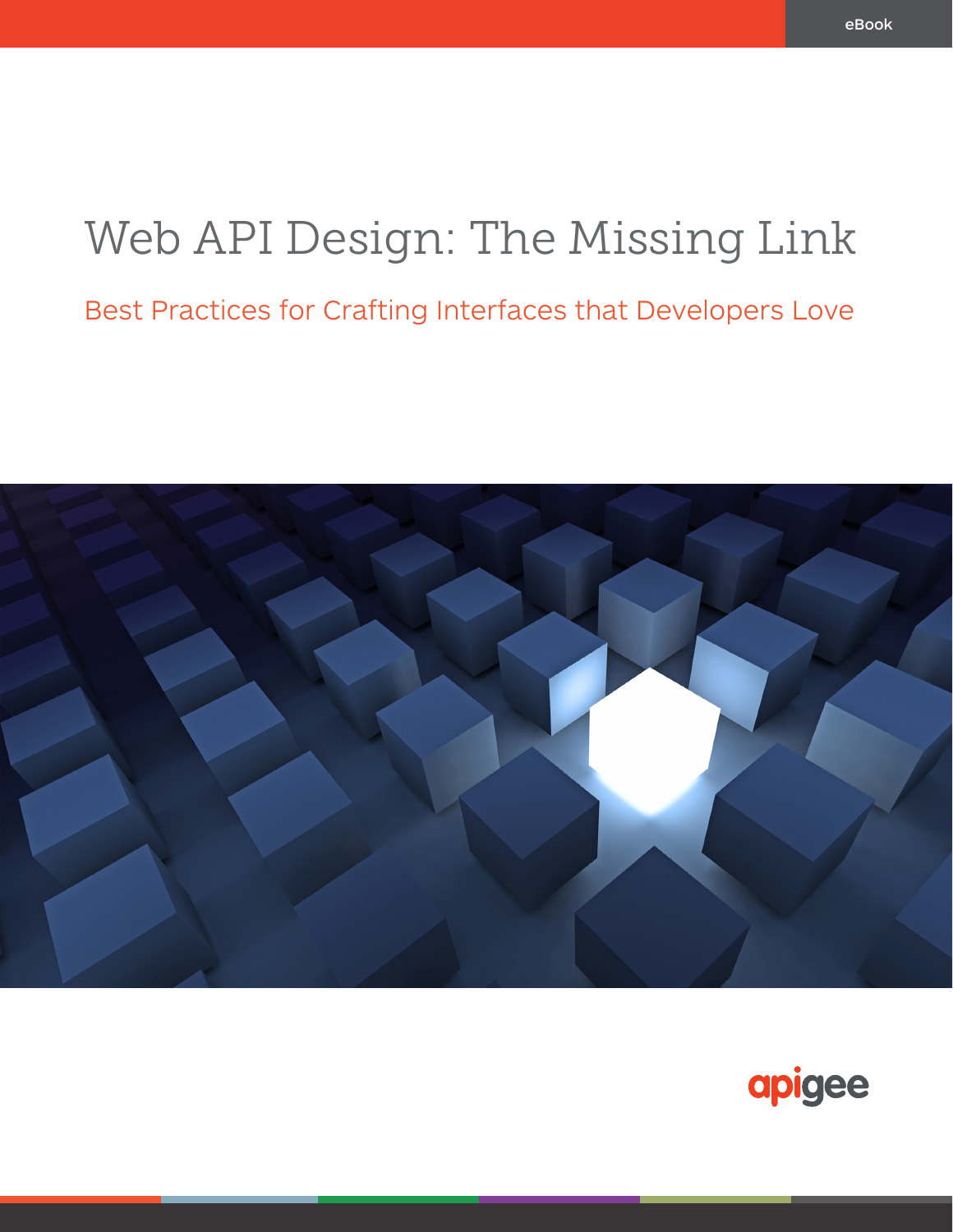eBook

# Web API Design: The Missing Link

## Best Practices for Crafting Interfaces that Developers Love

apigee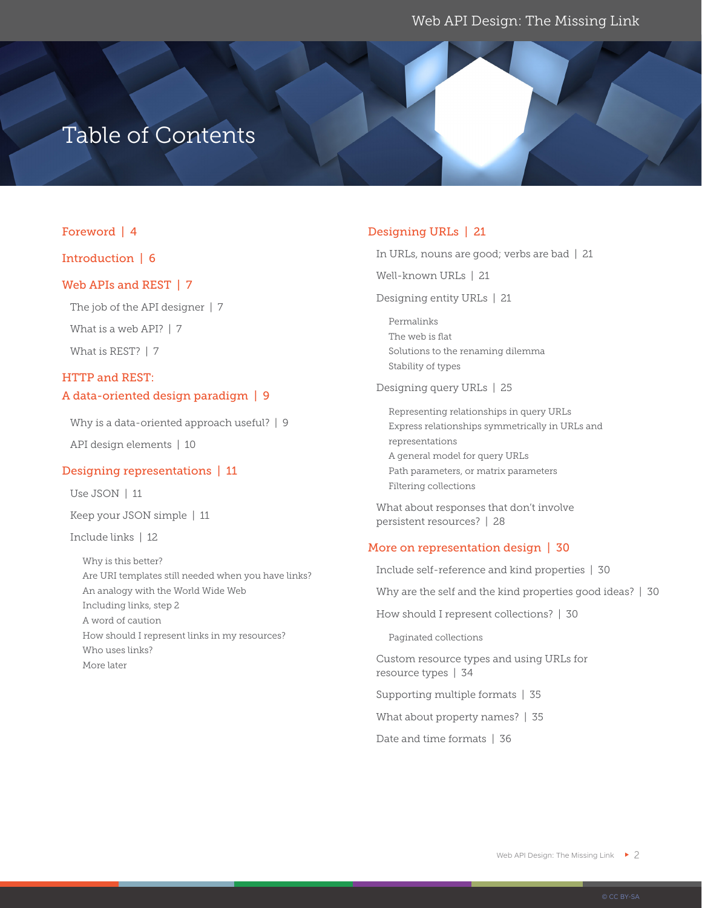# Table of Contents

- Foreword | 4
- Introduction | 6
- Web APIs and REST | 7
  - The job of the API designer | 7
  - What is a web API? | 7
  - What is REST? | 7
- HTTP and REST: A data-oriented design paradigm | 9
  - Why is a data-oriented approach useful? | 9
  - API design elements | 10
- Designing representations | 11
  - Use JSON | 11
  - Keep your JSON simple | 11
  - Include links | 12
    - Why is this better?
    - Are URI templates still needed when you have links?
    - An analogy with the World Wide Web
    - Including links, step 2
    - A word of caution
    - How should I represent links in my resources?
    - Who uses links?
    - More later
- Designing URLs | 21
  - In URLs, nouns are good; verbs are bad | 21
  - Well-known URLs | 21
  - Designing entity URLs | 21
    - Permalinks
    - The web is flat
    - Solutions to the renaming dilemma
    - Stability of types
  - Designing query URLs | 25
    - Representing relationships in query URLs
    - Express relationships symmetrically in URLs and representations
    - A general model for query URLs
    - Path parameters, or matrix parameters
    - Filtering collections
  - What about responses that don't involve persistent resources? | 28
- More on representation design | 30
  - Include self-reference and kind properties | 30
  - Why are the self and the kind properties good ideas? | 30
  - How should I represent collections? | 30
    - Paginated collections
  - Custom resource types and using URLs for resource types | 34
  - Supporting multiple formats | 35
  - What about property names? | 35
  - Date and time formats | 36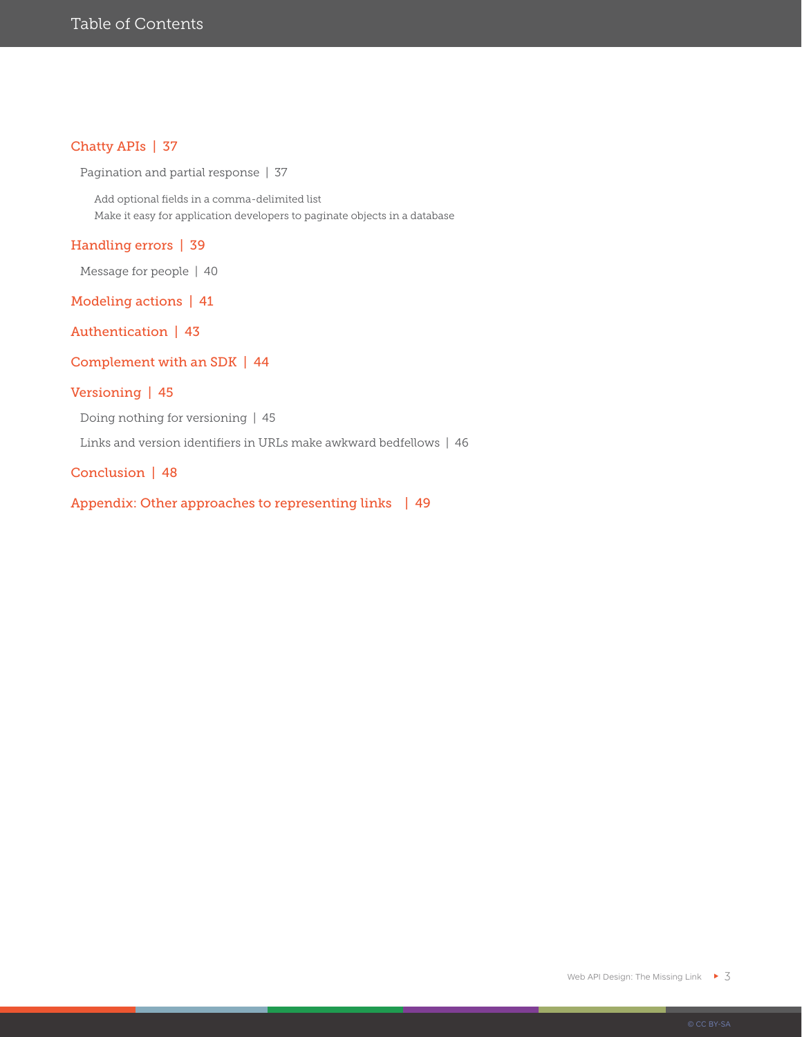# Table of Contents

Chatty APIs | 37

- Pagination and partial response | 37
  - Add optional fields in a comma-delimited list
  - Make it easy for application developers to paginate objects in a database

Handling errors | 39

- Message for people | 40

Modeling actions | 41

Authentication | 43

Complement with an SDK | 44

Versioning | 45

- Doing nothing for versioning | 45
- Links and version identifiers in URLs make awkward bedfellows | 46

Conclusion | 48

Appendix: Other approaches to representing links | 49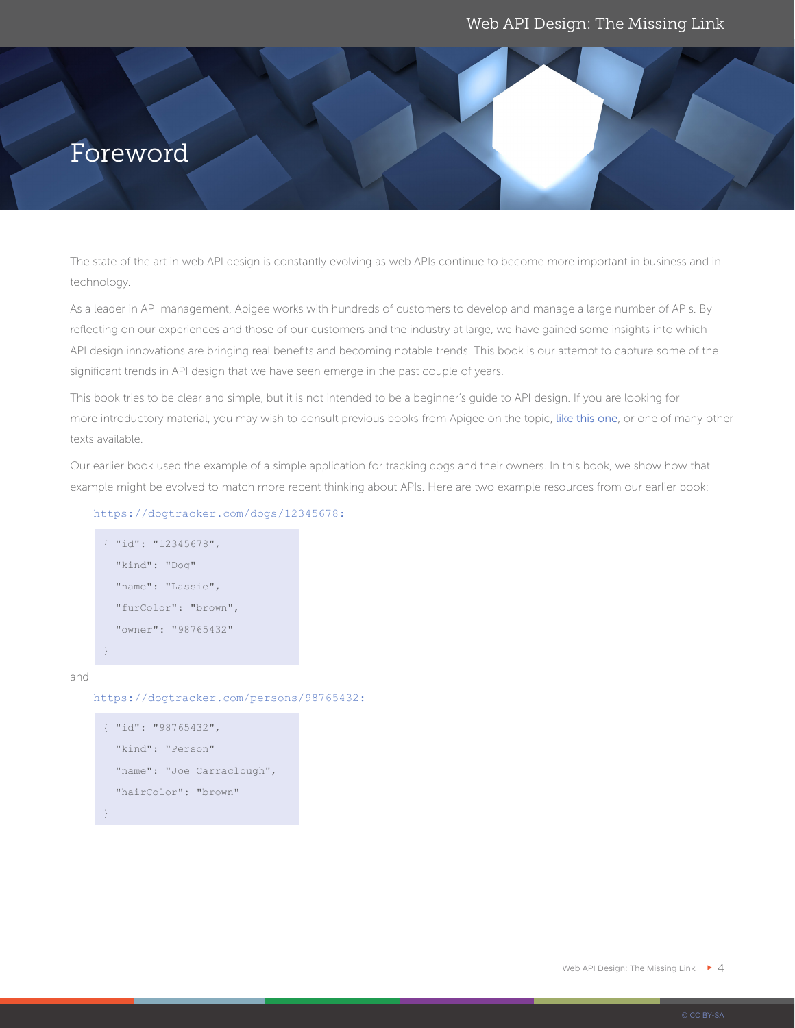# Foreword

The state of the art in web API design is constantly evolving as web APIs continue to become more important in business and in technology.

As a leader in API management, Apigee works with hundreds of customers to develop and manage a large number of APIs. By reflecting on our experiences and those of our customers and the industry at large, we have gained some insights into which API design innovations are bringing real benefits and becoming notable trends. This book is our attempt to capture some of the significant trends in API design that we have seen emerge in the past couple of years.

This book tries to be clear and simple, but it is not intended to be a beginner's guide to API design. If you are looking for more introductory material, you may wish to consult previous books from Apigee on the topic, like this one, or one of many other texts available.

Our earlier book used the example of a simple application for tracking dogs and their owners. In this book, we show how that example might be evolved to match more recent thinking about APIs. Here are two example resources from our earlier book:

https://dogtracker.com/dogs/12345678:

```
{ "id": "12345678",
  "kind": "Dog"
  "name": "Lassie",
  "furColor": "brown",
  "owner": "98765432"
}
```

and

https://dogtracker.com/persons/98765432:

```
{ "id": "98765432",
  "kind": "Person"
  "name": "Joe Carraclough",
  "hairColor": "brown"
}
```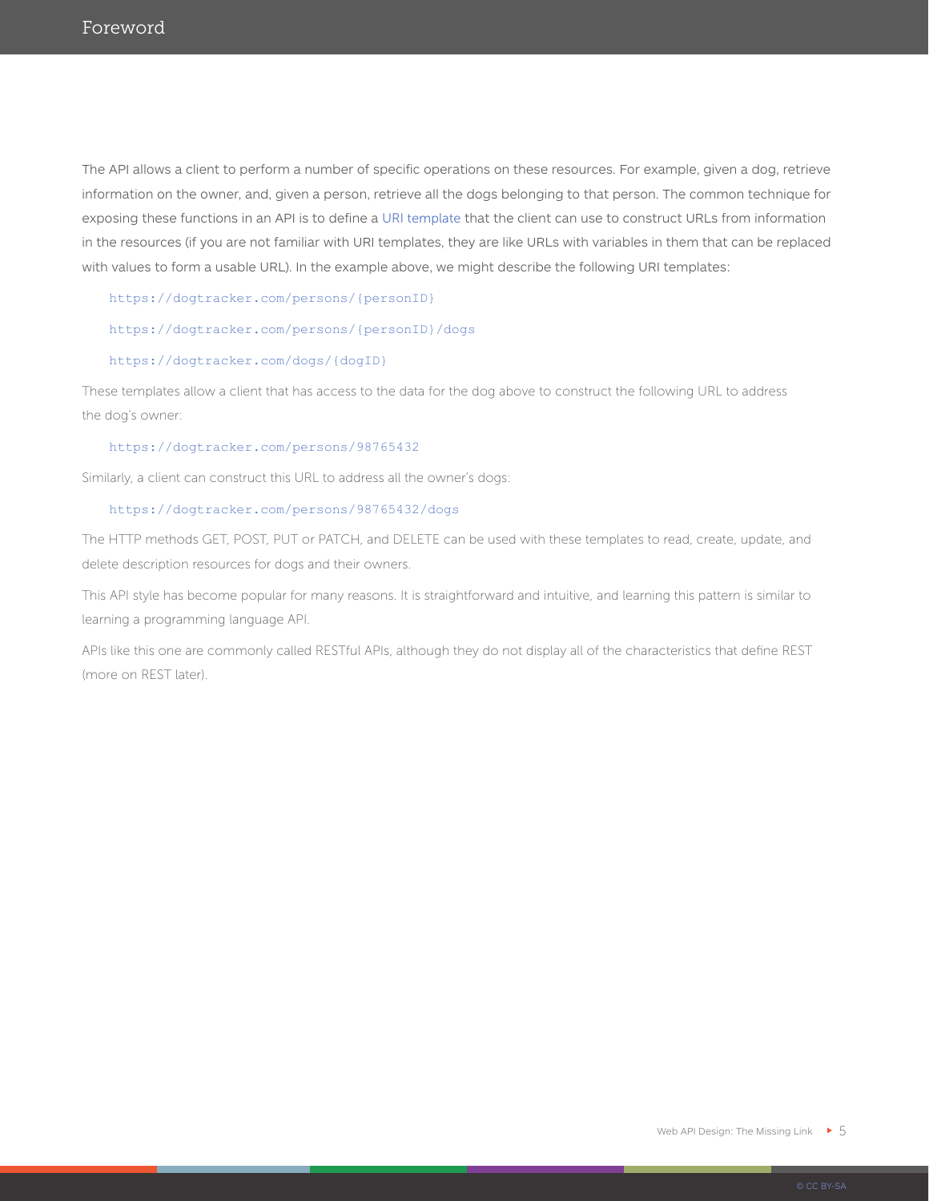The API allows a client to perform a number of specific operations on these resources. For example, given a dog, retrieve information on the owner, and, given a person, retrieve all the dogs belonging to that person. The common technique for exposing these functions in an API is to define a URI template that the client can use to construct URLs from information in the resources (if you are not familiar with URI templates, they are like URLs with variables in them that can be replaced with values to form a usable URL). In the example above, we might describe the following URI templates:

```
https://dogtracker.com/persons/{personID}
https://dogtracker.com/persons/{personID}/dogs
https://dogtracker.com/dogs/{dogID}
```

These templates allow a client that has access to the data for the dog above to construct the following URL to address the dog's owner:

```
https://dogtracker.com/persons/98765432
```

Similarly, a client can construct this URL to address all the owner's dogs:

```
https://dogtracker.com/persons/98765432/dogs
```

The HTTP methods GET, POST, PUT or PATCH, and DELETE can be used with these templates to read, create, update, and delete description resources for dogs and their owners.

This API style has become popular for many reasons. It is straightforward and intuitive, and learning this pattern is similar to learning a programming language API.

APIs like this one are commonly called RESTful APIs, although they do not display all of the characteristics that define REST (more on REST later).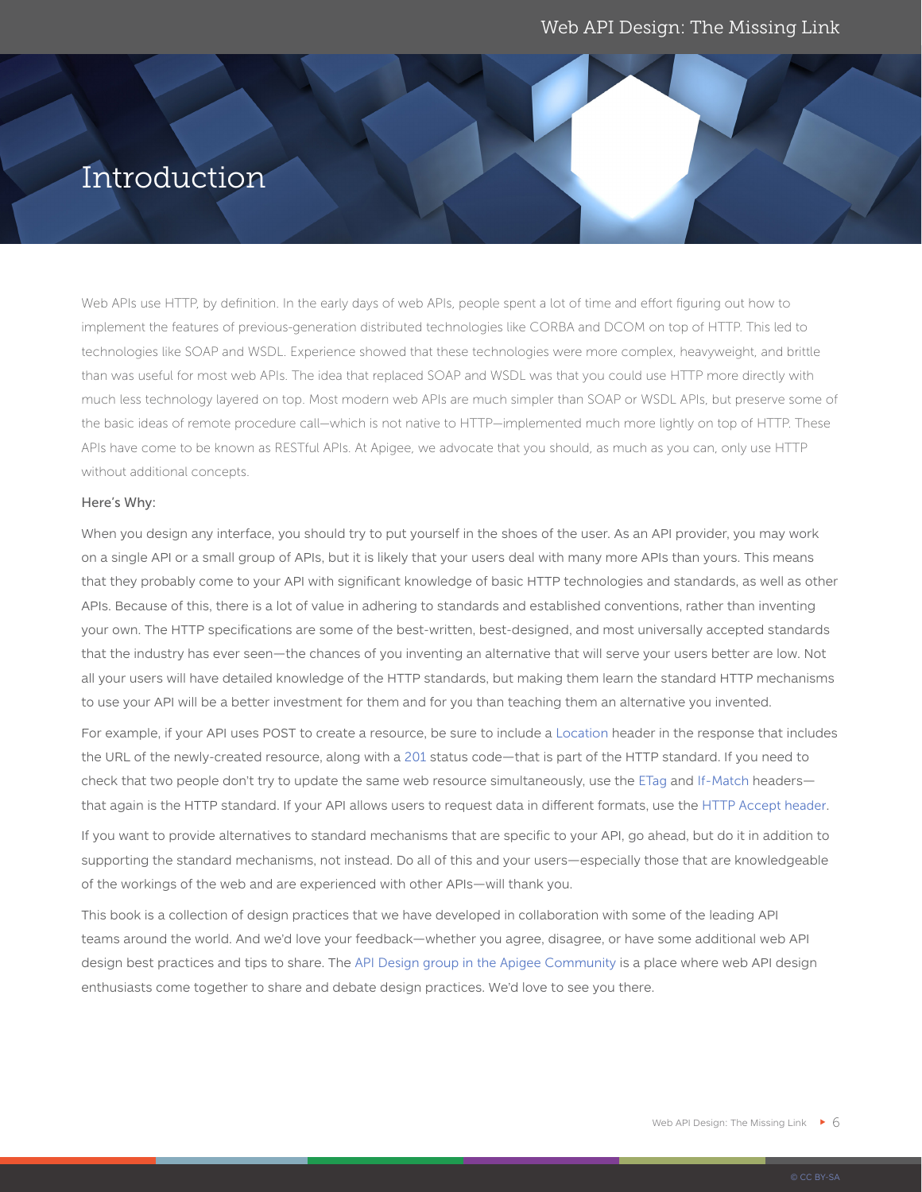# Introduction

Web APIs use HTTP, by definition. In the early days of web APIs, people spent a lot of time and effort figuring out how to implement the features of previous-generation distributed technologies like CORBA and DCOM on top of HTTP. This led to technologies like SOAP and WSDL. Experience showed that these technologies were more complex, heavyweight, and brittle than was useful for most web APIs. The idea that replaced SOAP and WSDL was that you could use HTTP more directly with much less technology layered on top. Most modern web APIs are much simpler than SOAP or WSDL APIs, but preserve some of the basic ideas of remote procedure call—which is not native to HTTP—implemented much more lightly on top of HTTP. These APIs have come to be known as RESTful APIs. At Apigee, we advocate that you should, as much as you can, only use HTTP without additional concepts.

Here's Why:

When you design any interface, you should try to put yourself in the shoes of the user. As an API provider, you may work on a single API or a small group of APIs, but it is likely that your users deal with many more APIs than yours. This means that they probably come to your API with significant knowledge of basic HTTP technologies and standards, as well as other APIs. Because of this, there is a lot of value in adhering to standards and established conventions, rather than inventing your own. The HTTP specifications are some of the best-written, best-designed, and most universally accepted standards that the industry has ever seen—the chances of you inventing an alternative that will serve your users better are low. Not all your users will have detailed knowledge of the HTTP standards, but making them learn the standard HTTP mechanisms to use your API will be a better investment for them and for you than teaching them an alternative you invented.

For example, if your API uses POST to create a resource, be sure to include a Location header in the response that includes the URL of the newly-created resource, along with a 201 status code—that is part of the HTTP standard. If you need to check that two people don't try to update the same web resource simultaneously, use the ETag and If-Match headers—that again is the HTTP standard. If your API allows users to request data in different formats, use the HTTP Accept header.

If you want to provide alternatives to standard mechanisms that are specific to your API, go ahead, but do it in addition to supporting the standard mechanisms, not instead. Do all of this and your users—especially those that are knowledgeable of the workings of the web and are experienced with other APIs—will thank you.

This book is a collection of design practices that we have developed in collaboration with some of the leading API teams around the world. And we'd love your feedback—whether you agree, disagree, or have some additional web API design best practices and tips to share. The API Design group in the Apigee Community is a place where web API design enthusiasts come together to share and debate design practices. We'd love to see you there.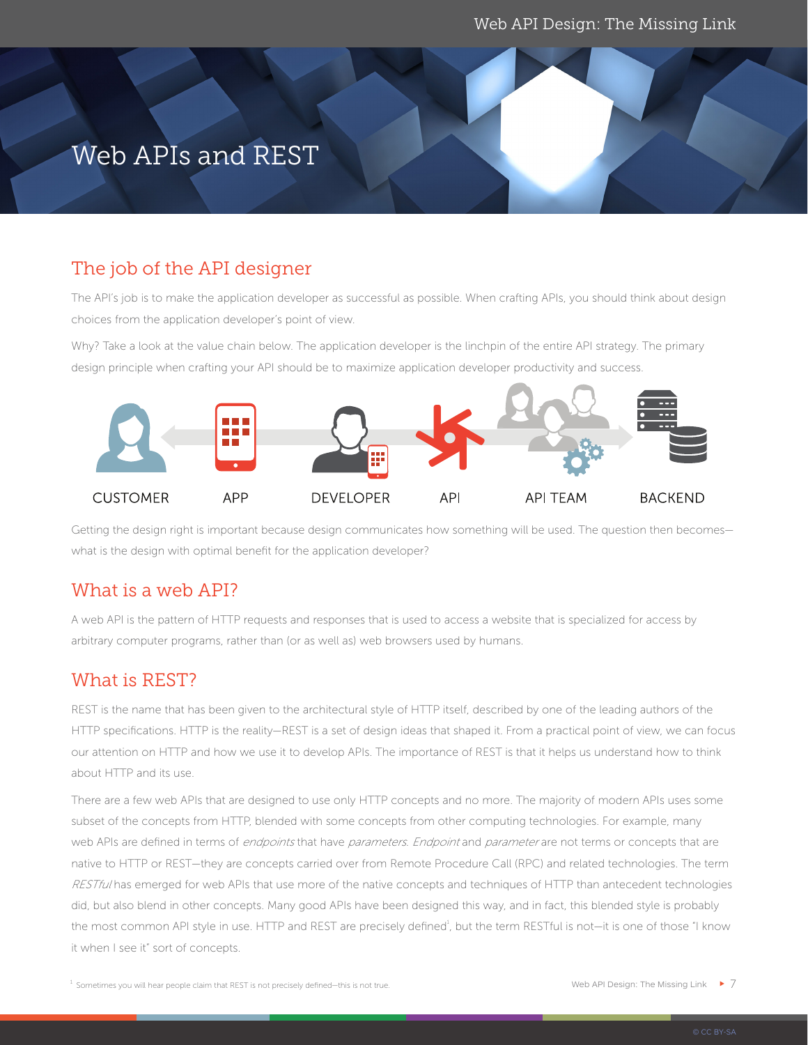# Web APIs and REST

## The job of the API designer

The API's job is to make the application developer as successful as possible. When crafting APIs, you should think about design choices from the application developer's point of view.

Why? Take a look at the value chain below. The application developer is the linchpin of the entire API strategy. The primary design principle when crafting your API should be to maximize application developer productivity and success.

CUSTOMER APP DEVELOPER API API TEAM BACKEND

Getting the design right is important because design communicates how something will be used. The question then becomes—what is the design with optimal benefit for the application developer?

## What is a web API?

A web API is the pattern of HTTP requests and responses that is used to access a website that is specialized for access by arbitrary computer programs, rather than (or as well as) web browsers used by humans.

## What is REST?

REST is the name that has been given to the architectural style of HTTP itself, described by one of the leading authors of the HTTP specifications. HTTP is the reality—REST is a set of design ideas that shaped it. From a practical point of view, we can focus our attention on HTTP and how we use it to develop APIs. The importance of REST is that it helps us understand how to think about HTTP and its use.

There are a few web APIs that are designed to use only HTTP concepts and no more. The majority of modern APIs uses some subset of the concepts from HTTP, blended with some concepts from other computing technologies. For example, many web APIs are defined in terms of *endpoints* that have *parameters*. *Endpoint* and *parameter* are not terms or concepts that are native to HTTP or REST—they are concepts carried over from Remote Procedure Call (RPC) and related technologies. The term *RESTful* has emerged for web APIs that use more of the native concepts and techniques of HTTP than antecedent technologies did, but also blend in other concepts. Many good APIs have been designed this way, and in fact, this blended style is probably the most common API style in use. HTTP and REST are precisely defined[1], but the term RESTful is not—it is one of those "I know it when I see it" sort of concepts.

[1] Sometimes you will hear people claim that REST is not precisely defined—this is not true.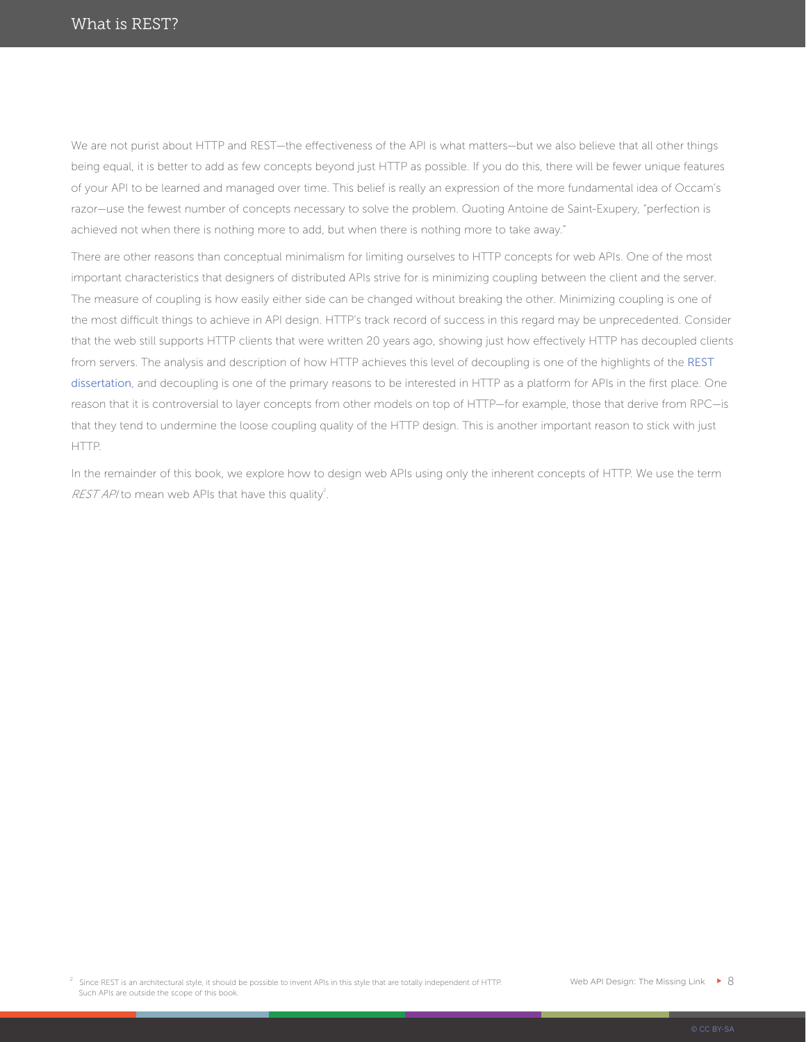We are not purist about HTTP and REST—the effectiveness of the API is what matters—but we also believe that all other things being equal, it is better to add as few concepts beyond just HTTP as possible. If you do this, there will be fewer unique features of your API to be learned and managed over time. This belief is really an expression of the more fundamental idea of Occam's razor—use the fewest number of concepts necessary to solve the problem. Quoting Antoine de Saint-Exupery, "perfection is achieved not when there is nothing more to add, but when there is nothing more to take away."

There are other reasons than conceptual minimalism for limiting ourselves to HTTP concepts for web APIs. One of the most important characteristics that designers of distributed APIs strive for is minimizing coupling between the client and the server. The measure of coupling is how easily either side can be changed without breaking the other. Minimizing coupling is one of the most difficult things to achieve in API design. HTTP's track record of success in this regard may be unprecedented. Consider that the web still supports HTTP clients that were written 20 years ago, showing just how effectively HTTP has decoupled clients from servers. The analysis and description of how HTTP achieves this level of decoupling is one of the highlights of the REST dissertation, and decoupling is one of the primary reasons to be interested in HTTP as a platform for APIs in the first place. One reason that it is controversial to layer concepts from other models on top of HTTP—for example, those that derive from RPC—is that they tend to undermine the loose coupling quality of the HTTP design. This is another important reason to stick with just HTTP.

In the remainder of this book, we explore how to design web APIs using only the inherent concepts of HTTP. We use the term *REST API* to mean web APIs that have this quality[2].

[2] Since REST is an architectural style, it should be possible to invent APIs in this style that are totally independent of HTTP. Such APIs are outside the scope of this book.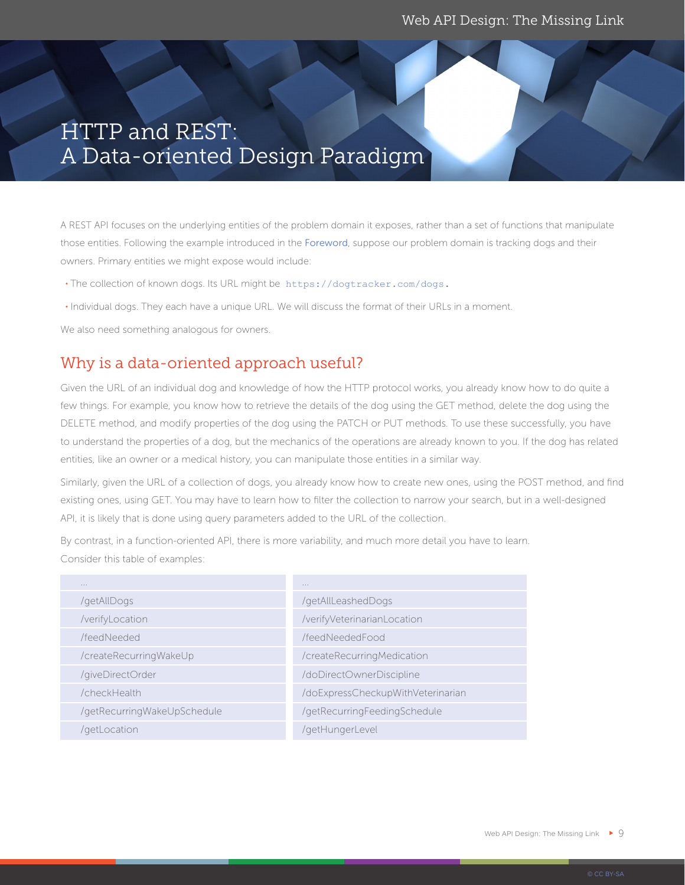# HTTP and REST: A Data-oriented Design Paradigm

A REST API focuses on the underlying entities of the problem domain it exposes, rather than a set of functions that manipulate those entities. Following the example introduced in the Foreword, suppose our problem domain is tracking dogs and their owners. Primary entities we might expose would include:

- The collection of known dogs. Its URL might be `https://dogtracker.com/dogs`.
- Individual dogs. They each have a unique URL. We will discuss the format of their URLs in a moment.

We also need something analogous for owners.

## Why is a data-oriented approach useful?

Given the URL of an individual dog and knowledge of how the HTTP protocol works, you already know how to do quite a few things. For example, you know how to retrieve the details of the dog using the GET method, delete the dog using the DELETE method, and modify properties of the dog using the PATCH or PUT methods. To use these successfully, you have to understand the properties of a dog, but the mechanics of the operations are already known to you. If the dog has related entities, like an owner or a medical history, you can manipulate those entities in a similar way.

Similarly, given the URL of a collection of dogs, you already know how to create new ones, using the POST method, and find existing ones, using GET. You may have to learn how to filter the collection to narrow your search, but in a well-designed API, it is likely that is done using query parameters added to the URL of the collection.

By contrast, in a function-oriented API, there is more variability, and much more detail you have to learn. Consider this table of examples:

| ... | ... |
|---|---|
| /getAllDogs | /getAllLeashedDogs |
| /verifyLocation | /verifyVeterinarianLocation |
| /feedNeeded | /feedNeededFood |
| /createRecurringWakeUp | /createRecurringMedication |
| /giveDirectOrder | /doDirectOwnerDiscipline |
| /checkHealth | /doExpressCheckupWithVeterinarian |
| /getRecurringWakeUpSchedule | /getRecurringFeedingSchedule |
| /getLocation | /getHungerLevel |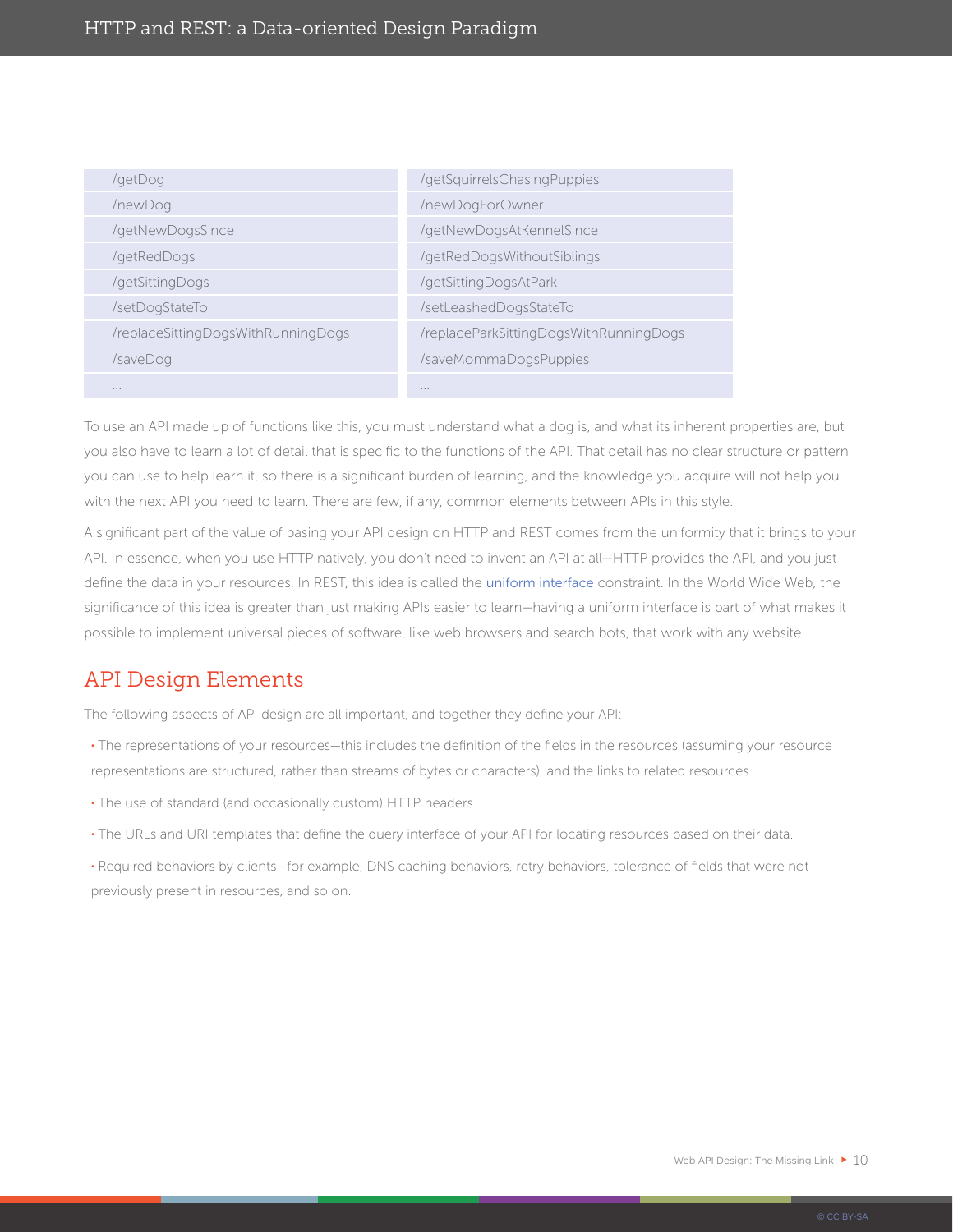| | |
|---|---|
| /getDog | /getSquirrelsChasingPuppies |
| /newDog | /newDogForOwner |
| /getNewDogsSince | /getNewDogsAtKennelSince |
| /getRedDogs | /getRedDogsWithoutSiblings |
| /getSittingDogs | /getSittingDogsAtPark |
| /setDogStateTo | /setLeashedDogsStateTo |
| /replaceSittingDogsWithRunningDogs | /replaceParkSittingDogsWithRunningDogs |
| /saveDog | /saveMommaDogsPuppies |
| ... | ... |

To use an API made up of functions like this, you must understand what a dog is, and what its inherent properties are, but you also have to learn a lot of detail that is specific to the functions of the API. That detail has no clear structure or pattern you can use to help learn it, so there is a significant burden of learning, and the knowledge you acquire will not help you with the next API you need to learn. There are few, if any, common elements between APIs in this style.

A significant part of the value of basing your API design on HTTP and REST comes from the uniformity that it brings to your API. In essence, when you use HTTP natively, you don't need to invent an API at all—HTTP provides the API, and you just define the data in your resources. In REST, this idea is called the uniform interface constraint. In the World Wide Web, the significance of this idea is greater than just making APIs easier to learn—having a uniform interface is part of what makes it possible to implement universal pieces of software, like web browsers and search bots, that work with any website.

## API Design Elements

The following aspects of API design are all important, and together they define your API:

- The representations of your resources—this includes the definition of the fields in the resources (assuming your resource representations are structured, rather than streams of bytes or characters), and the links to related resources.
- The use of standard (and occasionally custom) HTTP headers.
- The URLs and URI templates that define the query interface of your API for locating resources based on their data.
- Required behaviors by clients—for example, DNS caching behaviors, retry behaviors, tolerance of fields that were not previously present in resources, and so on.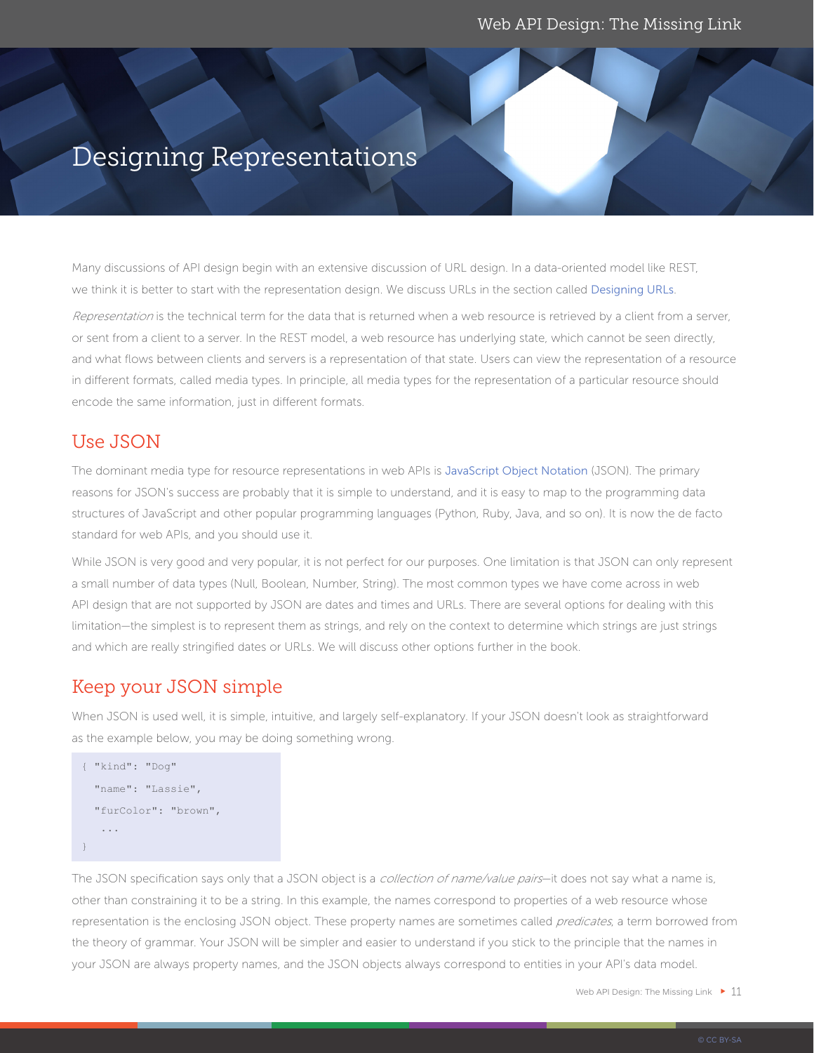# Designing Representations

Many discussions of API design begin with an extensive discussion of URL design. In a data-oriented model like REST, we think it is better to start with the representation design. We discuss URLs in the section called Designing URLs.

*Representation* is the technical term for the data that is returned when a web resource is retrieved by a client from a server, or sent from a client to a server. In the REST model, a web resource has underlying state, which cannot be seen directly, and what flows between clients and servers is a representation of that state. Users can view the representation of a resource in different formats, called media types. In principle, all media types for the representation of a particular resource should encode the same information, just in different formats.

## Use JSON

The dominant media type for resource representations in web APIs is JavaScript Object Notation (JSON). The primary reasons for JSON's success are probably that it is simple to understand, and it is easy to map to the programming data structures of JavaScript and other popular programming languages (Python, Ruby, Java, and so on). It is now the de facto standard for web APIs, and you should use it.

While JSON is very good and very popular, it is not perfect for our purposes. One limitation is that JSON can only represent a small number of data types (Null, Boolean, Number, String). The most common types we have come across in web API design that are not supported by JSON are dates and times and URLs. There are several options for dealing with this limitation—the simplest is to represent them as strings, and rely on the context to determine which strings are just strings and which are really stringified dates or URLs. We will discuss other options further in the book.

## Keep your JSON simple

When JSON is used well, it is simple, intuitive, and largely self-explanatory. If your JSON doesn't look as straightforward as the example below, you may be doing something wrong.

```
{ "kind": "Dog"
  "name": "Lassie",
  "furColor": "brown",
   ...
}
```

The JSON specification says only that a JSON object is a *collection of name/value pairs*—it does not say what a name is, other than constraining it to be a string. In this example, the names correspond to properties of a web resource whose representation is the enclosing JSON object. These property names are sometimes called *predicates*, a term borrowed from the theory of grammar. Your JSON will be simpler and easier to understand if you stick to the principle that the names in your JSON are always property names, and the JSON objects always correspond to entities in your API's data model.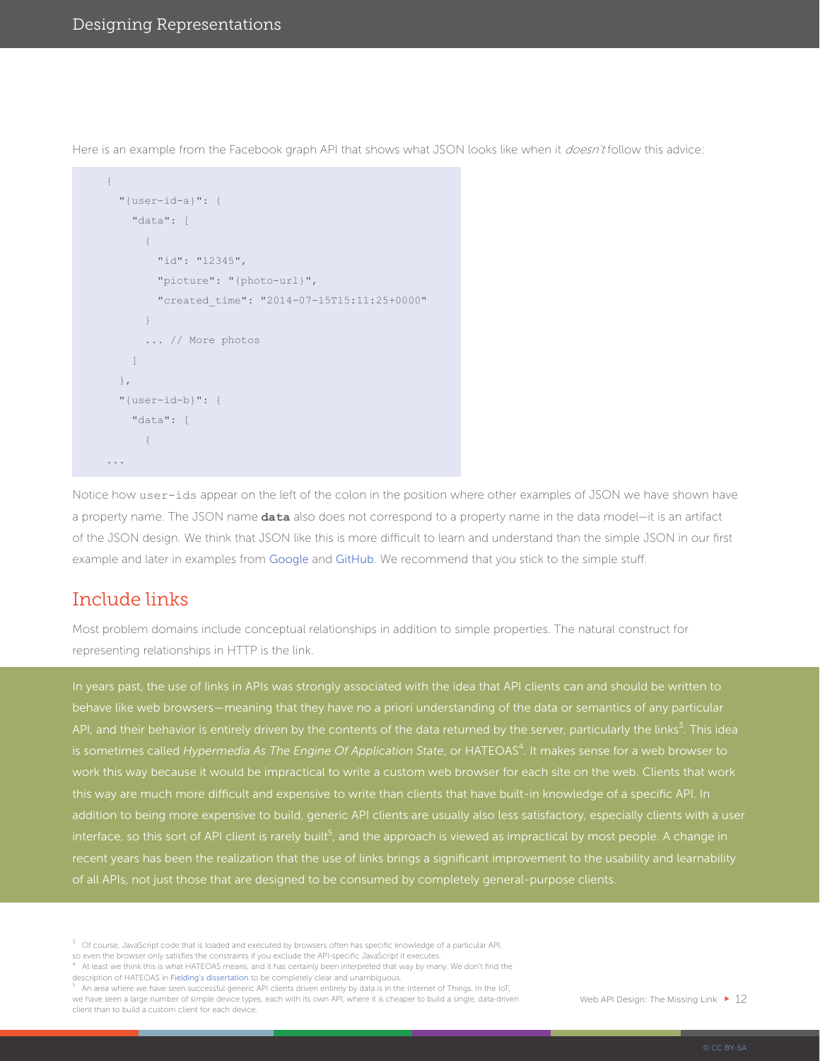Here is an example from the Facebook graph API that shows what JSON looks like when it *doesn't* follow this advice:

```
{
  "{user-id-a}": {
    "data": [
      {
        "id": "12345",
        "picture": "{photo-url}",
        "created_time": "2014-07-15T15:11:25+0000"
      }
      ... // More photos
    ]
  },
  "{user-id-b}": {
    "data": [
      {
...
```

Notice how `user-ids` appear on the left of the colon in the position where other examples of JSON we have shown have a property name. The JSON name **`data`** also does not correspond to a property name in the data model—it is an artifact of the JSON design. We think that JSON like this is more difficult to learn and understand than the simple JSON in our first example and later in examples from Google and GitHub. We recommend that you stick to the simple stuff.

## Include links

Most problem domains include conceptual relationships in addition to simple properties. The natural construct for representing relationships in HTTP is the link.

In years past, the use of links in APIs was strongly associated with the idea that API clients can and should be written to behave like web browsers—meaning that they have no a priori understanding of the data or semantics of any particular API, and their behavior is entirely driven by the contents of the data returned by the server, particularly the links[3]. This idea is sometimes called *Hypermedia As The Engine Of Application State*, or HATEOAS[4]. It makes sense for a web browser to work this way because it would be impractical to write a custom web browser for each site on the web. Clients that work this way are much more difficult and expensive to write than clients that have built-in knowledge of a specific API. In addition to being more expensive to build, generic API clients are usually also less satisfactory, especially clients with a user interface, so this sort of API client is rarely built[5], and the approach is viewed as impractical by most people. A change in recent years has been the realization that the use of links brings a significant improvement to the usability and learnability of all APIs, not just those that are designed to be consumed by completely general-purpose clients.

[3] Of course, JavaScript code that is loaded and executed by browsers often has specific knowledge of a particular API, so even the browser only satisfies the constraints if you exclude the API-specific JavaScript it executes.

[4] At least we think this is what HATEOAS means, and it has certainly been interpreted that way by many. We don't find the description of HATEOAS in Fielding's dissertation to be completely clear and unambiguous.

[5] An area where we have seen successful generic API clients driven entirely by data is in the Internet of Things. In the IoT, we have seen a large number of simple device types, each with its own API, where it is cheaper to build a single, data-driven client than to build a custom client for each device.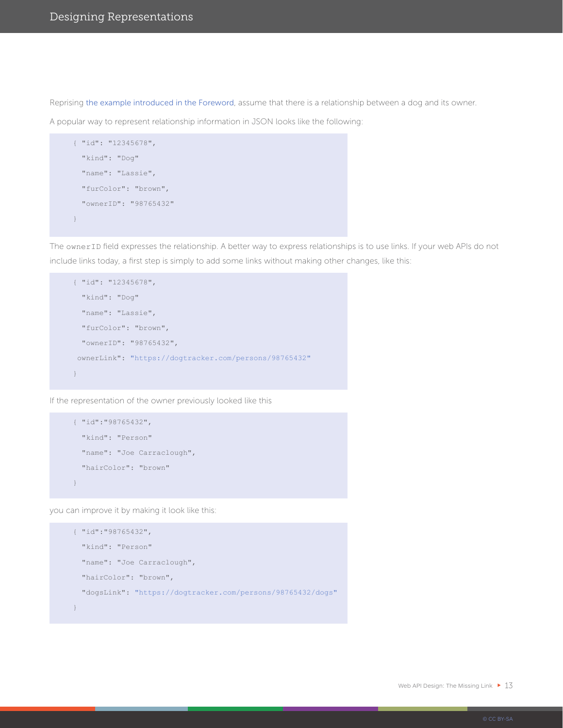Reprising the example introduced in the Foreword, assume that there is a relationship between a dog and its owner.

A popular way to represent relationship information in JSON looks like the following:

```
{ "id": "12345678",
  "kind": "Dog"
  "name": "Lassie",
  "furColor": "brown",
  "ownerID": "98765432"
}
```

The `ownerID` field expresses the relationship. A better way to express relationships is to use links. If your web APIs do not include links today, a first step is simply to add some links without making other changes, like this:

```
{ "id": "12345678",
  "kind": "Dog"
  "name": "Lassie",
  "furColor": "brown",
  "ownerID": "98765432",
 ownerLink": "https://dogtracker.com/persons/98765432"
}
```

If the representation of the owner previously looked like this

```
{ "id":"98765432",
  "kind": "Person"
  "name": "Joe Carraclough",
  "hairColor": "brown"
}
```

you can improve it by making it look like this:

```
{ "id":"98765432",
  "kind": "Person"
  "name": "Joe Carraclough",
  "hairColor": "brown",
  "dogsLink": "https://dogtracker.com/persons/98765432/dogs"
}
```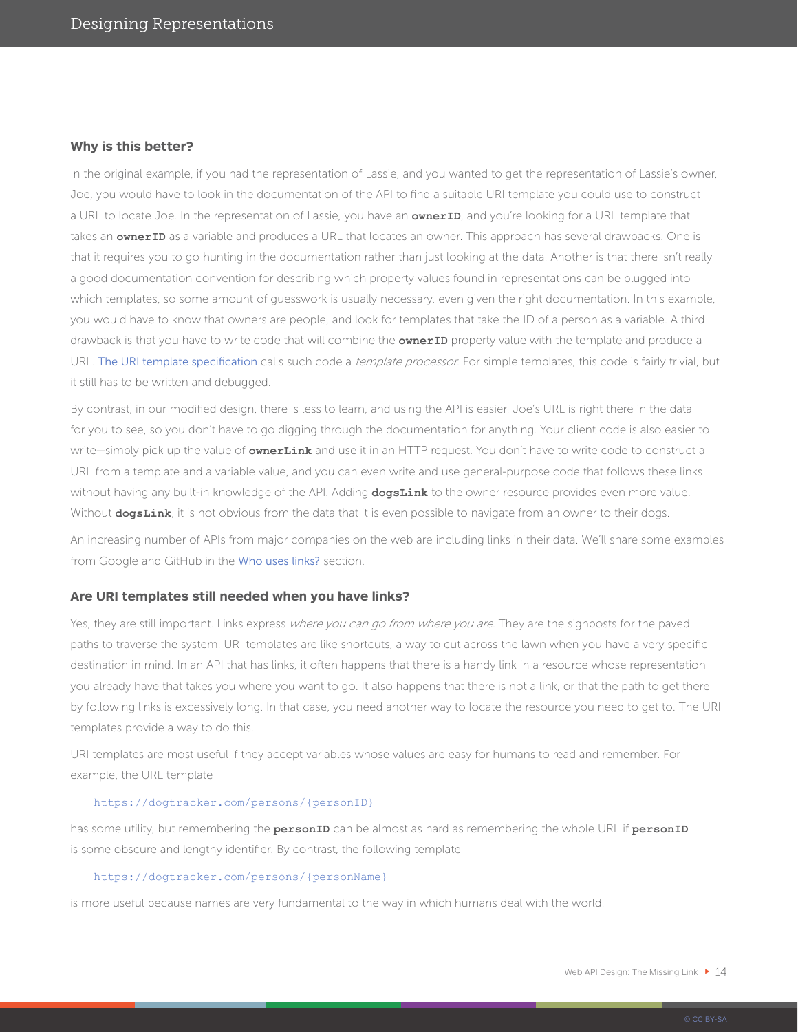### Why is this better?

In the original example, if you had the representation of Lassie, and you wanted to get the representation of Lassie's owner, Joe, you would have to look in the documentation of the API to find a suitable URI template you could use to construct a URL to locate Joe. In the representation of Lassie, you have an **ownerID**, and you're looking for a URL template that takes an **ownerID** as a variable and produces a URL that locates an owner. This approach has several drawbacks. One is that it requires you to go hunting in the documentation rather than just looking at the data. Another is that there isn't really a good documentation convention for describing which property values found in representations can be plugged into which templates, so some amount of guesswork is usually necessary, even given the right documentation. In this example, you would have to know that owners are people, and look for templates that take the ID of a person as a variable. A third drawback is that you have to write code that will combine the **ownerID** property value with the template and produce a URL. The URI template specification calls such code a *template processor*. For simple templates, this code is fairly trivial, but it still has to be written and debugged.

By contrast, in our modified design, there is less to learn, and using the API is easier. Joe's URL is right there in the data for you to see, so you don't have to go digging through the documentation for anything. Your client code is also easier to write—simply pick up the value of **ownerLink** and use it in an HTTP request. You don't have to write code to construct a URL from a template and a variable value, and you can even write and use general-purpose code that follows these links without having any built-in knowledge of the API. Adding **dogsLink** to the owner resource provides even more value. Without **dogsLink**, it is not obvious from the data that it is even possible to navigate from an owner to their dogs.

An increasing number of APIs from major companies on the web are including links in their data. We'll share some examples from Google and GitHub in the Who uses links? section.

### Are URI templates still needed when you have links?

Yes, they are still important. Links express *where you can go from where you are*. They are the signposts for the paved paths to traverse the system. URI templates are like shortcuts, a way to cut across the lawn when you have a very specific destination in mind. In an API that has links, it often happens that there is a handy link in a resource whose representation you already have that takes you where you want to go. It also happens that there is not a link, or that the path to get there by following links is excessively long. In that case, you need another way to locate the resource you need to get to. The URI templates provide a way to do this.

URI templates are most useful if they accept variables whose values are easy for humans to read and remember. For example, the URL template

```
https://dogtracker.com/persons/{personID}
```

has some utility, but remembering the **personID** can be almost as hard as remembering the whole URL if **personID** is some obscure and lengthy identifier. By contrast, the following template

```
https://dogtracker.com/persons/{personName}
```

is more useful because names are very fundamental to the way in which humans deal with the world.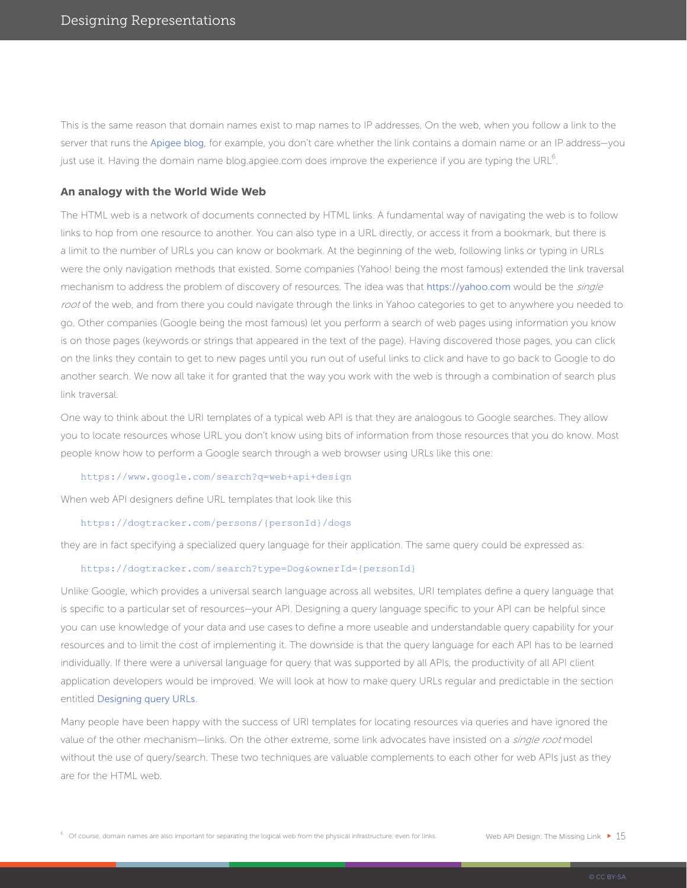This is the same reason that domain names exist to map names to IP addresses. On the web, when you follow a link to the server that runs the Apigee blog, for example, you don't care whether the link contains a domain name or an IP address—you just use it. Having the domain name blog.apgiee.com does improve the experience if you are typing the URL[6].

### An analogy with the World Wide Web

The HTML web is a network of documents connected by HTML links. A fundamental way of navigating the web is to follow links to hop from one resource to another. You can also type in a URL directly, or access it from a bookmark, but there is a limit to the number of URLs you can know or bookmark. At the beginning of the web, following links or typing in URLs were the only navigation methods that existed. Some companies (Yahoo! being the most famous) extended the link traversal mechanism to address the problem of discovery of resources. The idea was that https://yahoo.com would be the *single root* of the web, and from there you could navigate through the links in Yahoo categories to get to anywhere you needed to go. Other companies (Google being the most famous) let you perform a search of web pages using information you know is on those pages (keywords or strings that appeared in the text of the page). Having discovered those pages, you can click on the links they contain to get to new pages until you run out of useful links to click and have to go back to Google to do another search. We now all take it for granted that the way you work with the web is through a combination of search plus link traversal.

One way to think about the URI templates of a typical web API is that they are analogous to Google searches. They allow you to locate resources whose URL you don't know using bits of information from those resources that you do know. Most people know how to perform a Google search through a web browser using URLs like this one:

```
https://www.google.com/search?q=web+api+design
```

When web API designers define URL templates that look like this

```
https://dogtracker.com/persons/{personId}/dogs
```

they are in fact specifying a specialized query language for their application. The same query could be expressed as:

```
https://dogtracker.com/search?type=Dog&ownerId={personId}
```

Unlike Google, which provides a universal search language across all websites, URI templates define a query language that is specific to a particular set of resources—your API. Designing a query language specific to your API can be helpful since you can use knowledge of your data and use cases to define a more useable and understandable query capability for your resources and to limit the cost of implementing it. The downside is that the query language for each API has to be learned individually. If there were a universal language for query that was supported by all APIs, the productivity of all API client application developers would be improved. We will look at how to make query URLs regular and predictable in the section entitled Designing query URLs.

Many people have been happy with the success of URI templates for locating resources via queries and have ignored the value of the other mechanism—links. On the other extreme, some link advocates have insisted on a *single root* model without the use of query/search. These two techniques are valuable complements to each other for web APIs just as they are for the HTML web.

[6] Of course, domain names are also important for separating the logical web from the physical infrastructure, even for links.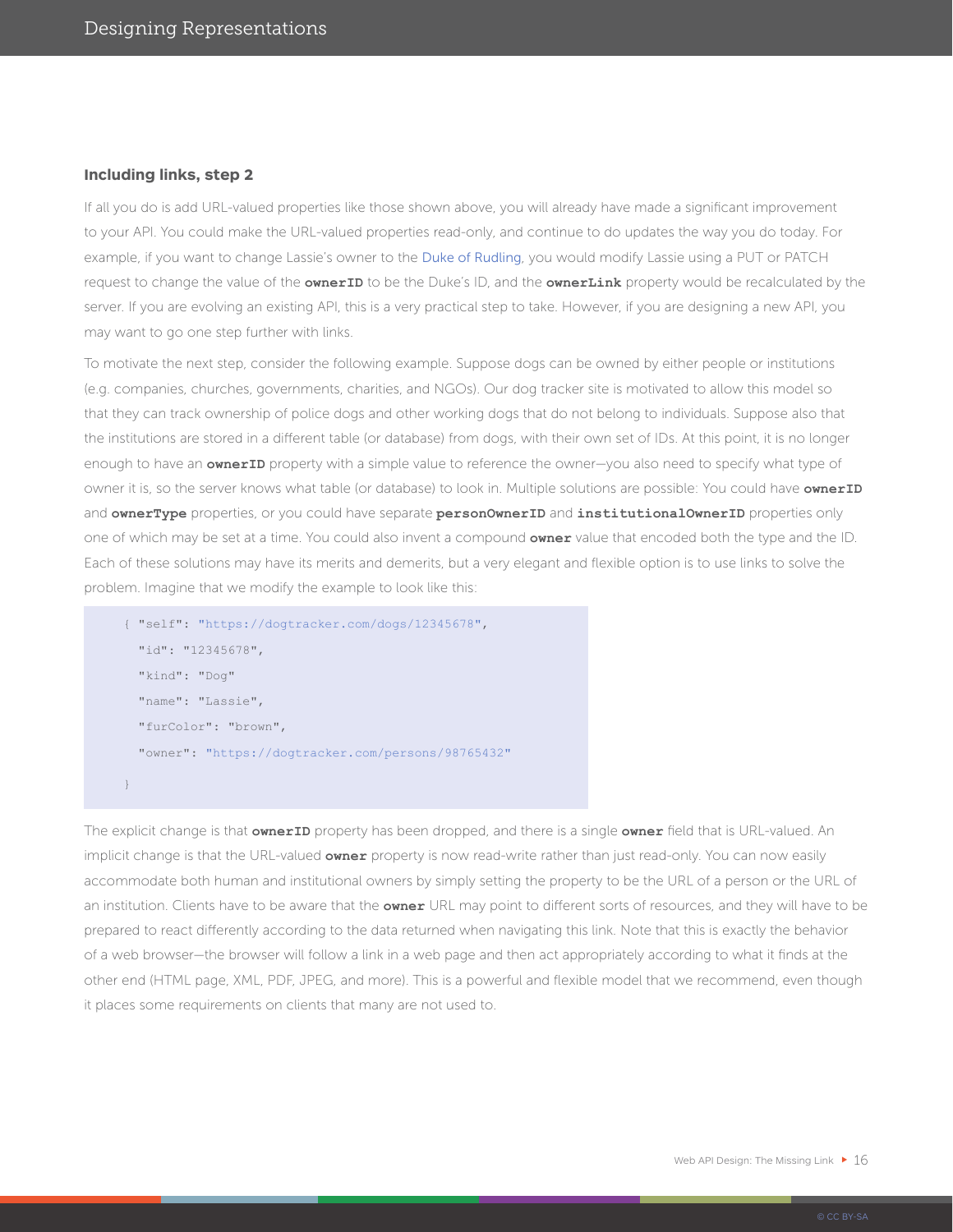### Including links, step 2

If all you do is add URL-valued properties like those shown above, you will already have made a significant improvement to your API. You could make the URL-valued properties read-only, and continue to do updates the way you do today. For example, if you want to change Lassie's owner to the Duke of Rudling, you would modify Lassie using a PUT or PATCH request to change the value of the **ownerID** to be the Duke's ID, and the **ownerLink** property would be recalculated by the server. If you are evolving an existing API, this is a very practical step to take. However, if you are designing a new API, you may want to go one step further with links.

To motivate the next step, consider the following example. Suppose dogs can be owned by either people or institutions (e.g. companies, churches, governments, charities, and NGOs). Our dog tracker site is motivated to allow this model so that they can track ownership of police dogs and other working dogs that do not belong to individuals. Suppose also that the institutions are stored in a different table (or database) from dogs, with their own set of IDs. At this point, it is no longer enough to have an **ownerID** property with a simple value to reference the owner—you also need to specify what type of owner it is, so the server knows what table (or database) to look in. Multiple solutions are possible: You could have **ownerID** and **ownerType** properties, or you could have separate **personOwnerID** and **institutionalOwnerID** properties only one of which may be set at a time. You could also invent a compound **owner** value that encoded both the type and the ID. Each of these solutions may have its merits and demerits, but a very elegant and flexible option is to use links to solve the problem. Imagine that we modify the example to look like this:

```
{ "self": "https://dogtracker.com/dogs/12345678",
  "id": "12345678",
  "kind": "Dog"
  "name": "Lassie",
  "furColor": "brown",
  "owner": "https://dogtracker.com/persons/98765432"
}
```

The explicit change is that **ownerID** property has been dropped, and there is a single **owner** field that is URL-valued. An implicit change is that the URL-valued **owner** property is now read-write rather than just read-only. You can now easily accommodate both human and institutional owners by simply setting the property to be the URL of a person or the URL of an institution. Clients have to be aware that the **owner** URL may point to different sorts of resources, and they will have to be prepared to react differently according to the data returned when navigating this link. Note that this is exactly the behavior of a web browser—the browser will follow a link in a web page and then act appropriately according to what it finds at the other end (HTML page, XML, PDF, JPEG, and more). This is a powerful and flexible model that we recommend, even though it places some requirements on clients that many are not used to.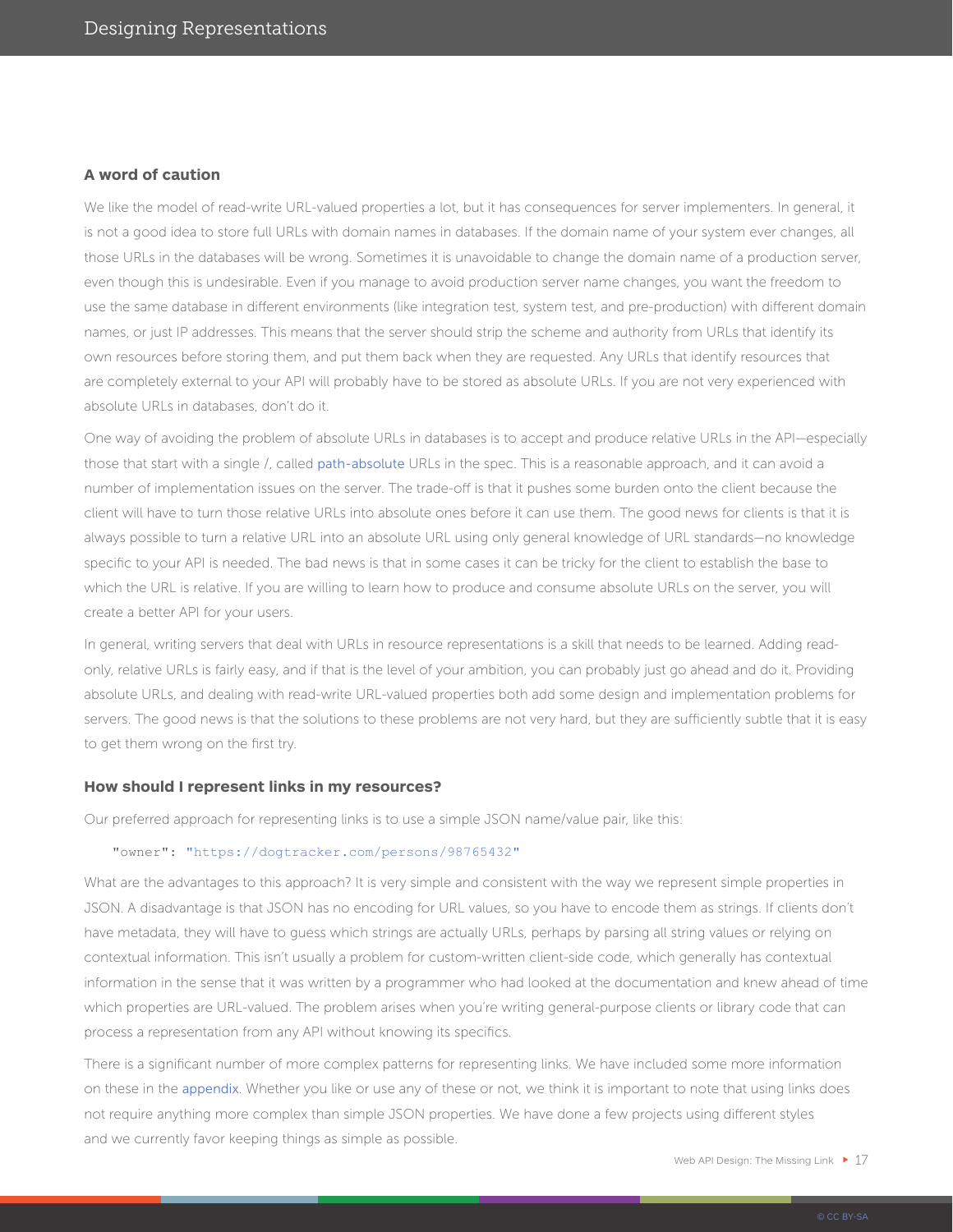### A word of caution

We like the model of read-write URL-valued properties a lot, but it has consequences for server implementers. In general, it is not a good idea to store full URLs with domain names in databases. If the domain name of your system ever changes, all those URLs in the databases will be wrong. Sometimes it is unavoidable to change the domain name of a production server, even though this is undesirable. Even if you manage to avoid production server name changes, you want the freedom to use the same database in different environments (like integration test, system test, and pre-production) with different domain names, or just IP addresses. This means that the server should strip the scheme and authority from URLs that identify its own resources before storing them, and put them back when they are requested. Any URLs that identify resources that are completely external to your API will probably have to be stored as absolute URLs. If you are not very experienced with absolute URLs in databases, don't do it.

One way of avoiding the problem of absolute URLs in databases is to accept and produce relative URLs in the API—especially those that start with a single /, called path-absolute URLs in the spec. This is a reasonable approach, and it can avoid a number of implementation issues on the server. The trade-off is that it pushes some burden onto the client because the client will have to turn those relative URLs into absolute ones before it can use them. The good news for clients is that it is always possible to turn a relative URL into an absolute URL using only general knowledge of URL standards—no knowledge specific to your API is needed. The bad news is that in some cases it can be tricky for the client to establish the base to which the URL is relative. If you are willing to learn how to produce and consume absolute URLs on the server, you will create a better API for your users.

In general, writing servers that deal with URLs in resource representations is a skill that needs to be learned. Adding read-only, relative URLs is fairly easy, and if that is the level of your ambition, you can probably just go ahead and do it. Providing absolute URLs, and dealing with read-write URL-valued properties both add some design and implementation problems for servers. The good news is that the solutions to these problems are not very hard, but they are sufficiently subtle that it is easy to get them wrong on the first try.

### How should I represent links in my resources?

Our preferred approach for representing links is to use a simple JSON name/value pair, like this:

```
"owner": "https://dogtracker.com/persons/98765432"
```

What are the advantages to this approach? It is very simple and consistent with the way we represent simple properties in JSON. A disadvantage is that JSON has no encoding for URL values, so you have to encode them as strings. If clients don't have metadata, they will have to guess which strings are actually URLs, perhaps by parsing all string values or relying on contextual information. This isn't usually a problem for custom-written client-side code, which generally has contextual information in the sense that it was written by a programmer who had looked at the documentation and knew ahead of time which properties are URL-valued. The problem arises when you're writing general-purpose clients or library code that can process a representation from any API without knowing its specifics.

There is a significant number of more complex patterns for representing links. We have included some more information on these in the appendix. Whether you like or use any of these or not, we think it is important to note that using links does not require anything more complex than simple JSON properties. We have done a few projects using different styles and we currently favor keeping things as simple as possible.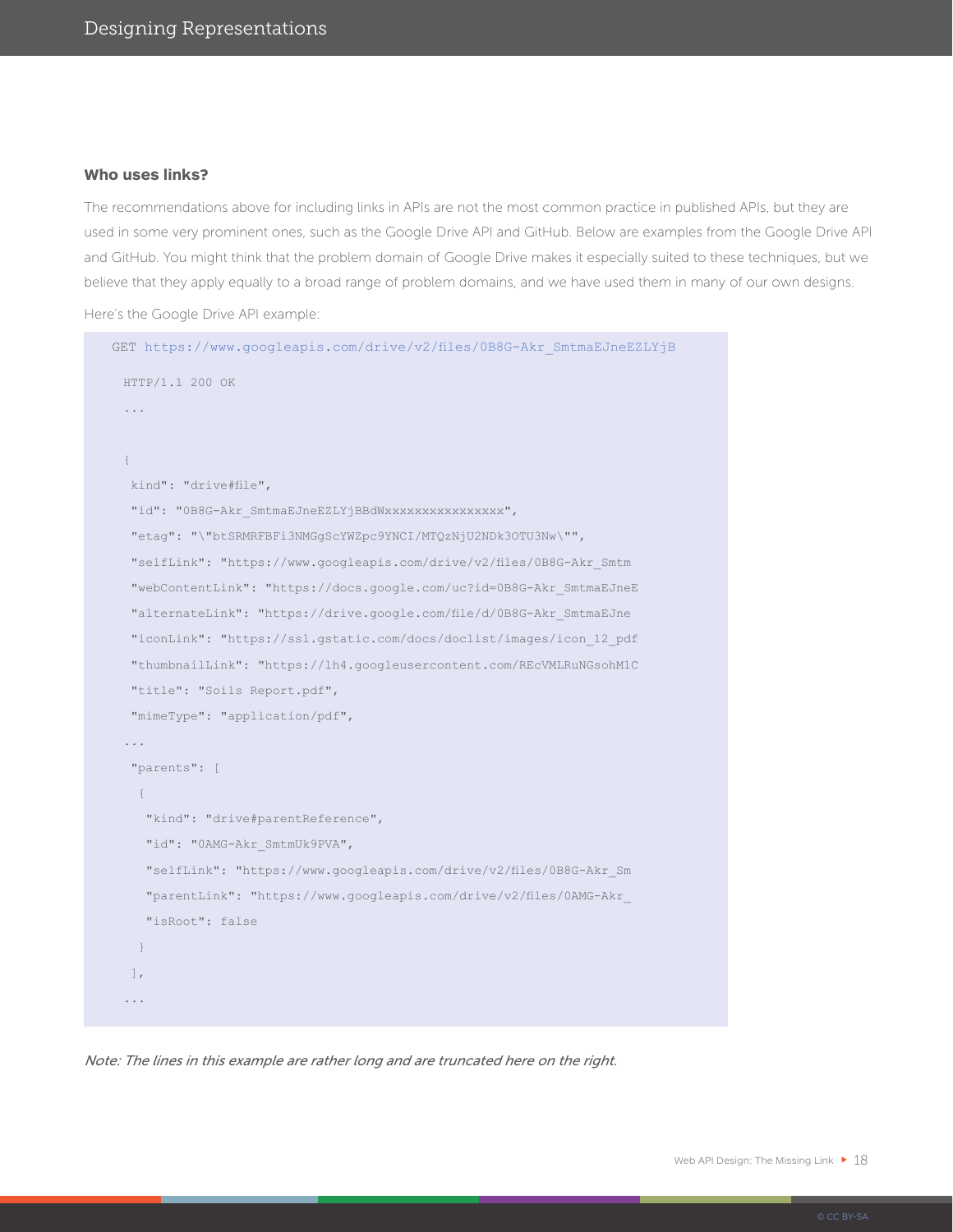### Who uses links?

The recommendations above for including links in APIs are not the most common practice in published APIs, but they are used in some very prominent ones, such as the Google Drive API and GitHub. Below are examples from the Google Drive API and GitHub. You might think that the problem domain of Google Drive makes it especially suited to these techniques, but we believe that they apply equally to a broad range of problem domains, and we have used them in many of our own designs.

Here's the Google Drive API example:

```
GET https://www.googleapis.com/drive/v2/files/0B8G-Akr_SmtmaEJneEZLYjB

  HTTP/1.1 200 OK
  ...

  {
   kind": "drive#file",
   "id": "0B8G-Akr_SmtmaEJneEZLYjBBdWxxxxxxxxxxxxxxxx",
   "etag": "\"btSRMRFBFi3NMGgScYWZpc9YNCI/MTQzNjU2NDk3OTU3Nw\"",
   "selfLink": "https://www.googleapis.com/drive/v2/files/0B8G-Akr_Smtm
   "webContentLink": "https://docs.google.com/uc?id=0B8G-Akr_SmtmaEJneE
   "alternateLink": "https://drive.google.com/file/d/0B8G-Akr_SmtmaEJne
   "iconLink": "https://ssl.gstatic.com/docs/doclist/images/icon_12_pdf
   "thumbnailLink": "https://lh4.googleusercontent.com/REcVMLRuNGsohM1C
   "title": "Soils Report.pdf",
   "mimeType": "application/pdf",
  ...
   "parents": [
    {
     "kind": "drive#parentReference",
     "id": "0AMG-Akr_SmtmUk9PVA",
     "selfLink": "https://www.googleapis.com/drive/v2/files/0B8G-Akr_Sm
     "parentLink": "https://www.googleapis.com/drive/v2/files/0AMG-Akr_
     "isRoot": false
    }
   ],
  ...
```

*Note: The lines in this example are rather long and are truncated here on the right.*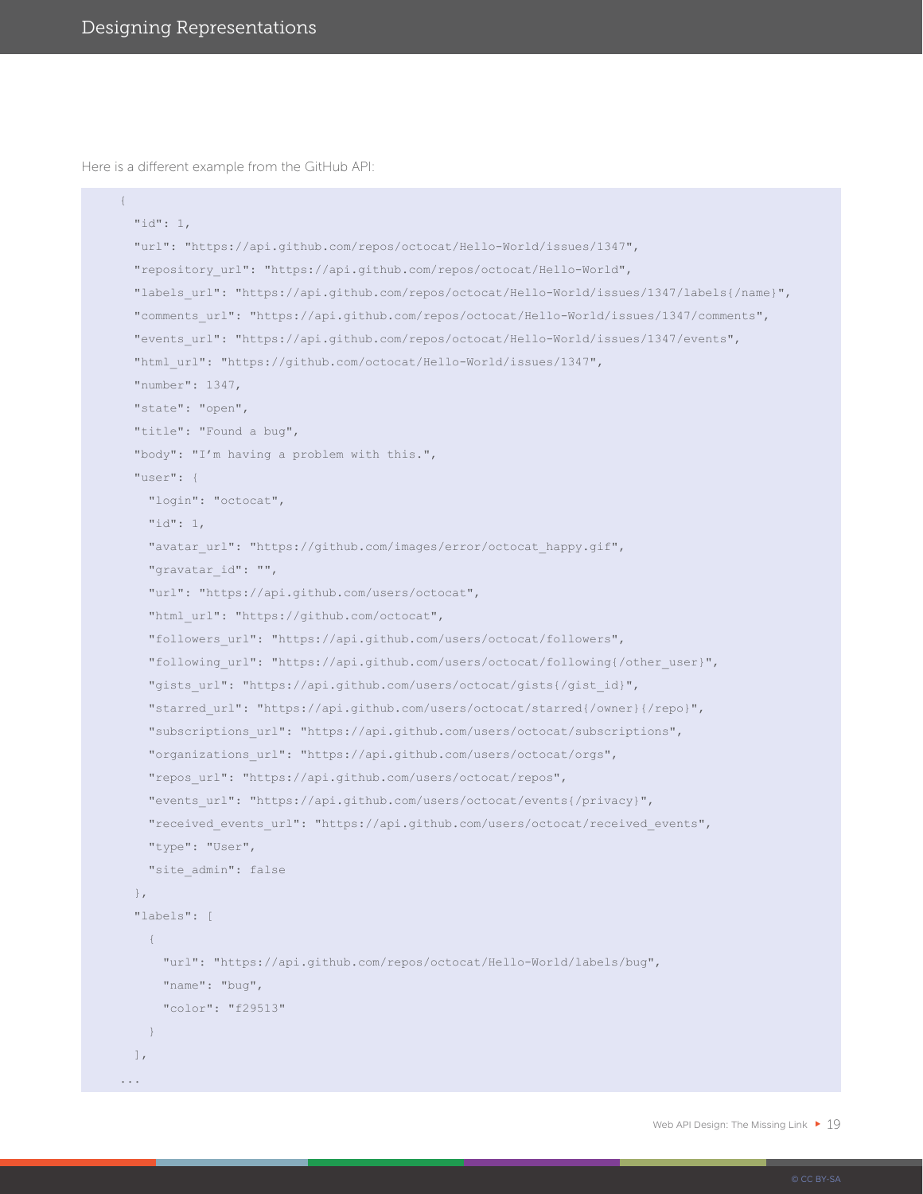Here is a different example from the GitHub API:

```
{
  "id": 1,
  "url": "https://api.github.com/repos/octocat/Hello-World/issues/1347",
  "repository_url": "https://api.github.com/repos/octocat/Hello-World",
  "labels_url": "https://api.github.com/repos/octocat/Hello-World/issues/1347/labels{/name}",
  "comments_url": "https://api.github.com/repos/octocat/Hello-World/issues/1347/comments",
  "events_url": "https://api.github.com/repos/octocat/Hello-World/issues/1347/events",
  "html_url": "https://github.com/octocat/Hello-World/issues/1347",
  "number": 1347,
  "state": "open",
  "title": "Found a bug",
  "body": "I'm having a problem with this.",
  "user": {
    "login": "octocat",
    "id": 1,
    "avatar_url": "https://github.com/images/error/octocat_happy.gif",
    "gravatar_id": "",
    "url": "https://api.github.com/users/octocat",
    "html_url": "https://github.com/octocat",
    "followers_url": "https://api.github.com/users/octocat/followers",
    "following_url": "https://api.github.com/users/octocat/following{/other_user}",
    "gists_url": "https://api.github.com/users/octocat/gists{/gist_id}",
    "starred_url": "https://api.github.com/users/octocat/starred{/owner}{/repo}",
    "subscriptions_url": "https://api.github.com/users/octocat/subscriptions",
    "organizations_url": "https://api.github.com/users/octocat/orgs",
    "repos_url": "https://api.github.com/users/octocat/repos",
    "events_url": "https://api.github.com/users/octocat/events{/privacy}",
    "received_events_url": "https://api.github.com/users/octocat/received_events",
    "type": "User",
    "site_admin": false
  },
  "labels": [
    {
      "url": "https://api.github.com/repos/octocat/Hello-World/labels/bug",
      "name": "bug",
      "color": "f29513"
    }
  ],
...
```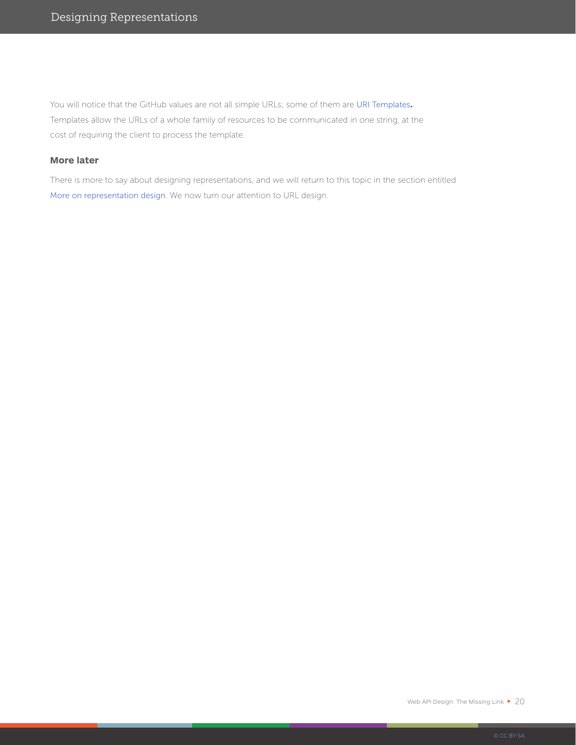You will notice that the GitHub values are not all simple URLs; some of them are URI Templates. Templates allow the URLs of a whole family of resources to be communicated in one string, at the cost of requiring the client to process the template.

### More later

There is more to say about designing representations, and we will return to this topic in the section entitled More on representation design. We now turn our attention to URL design.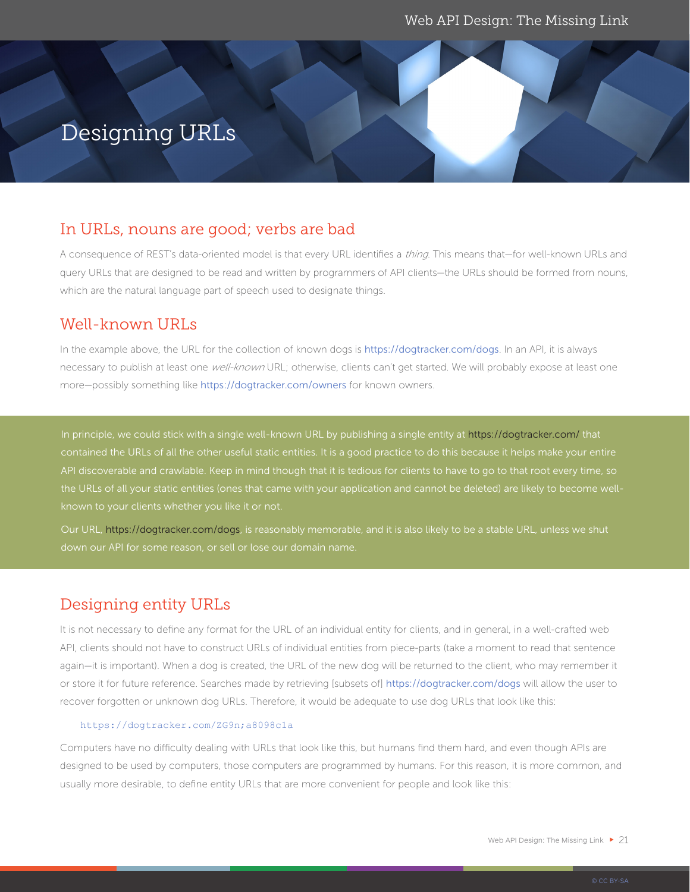# Designing URLs

## In URLs, nouns are good; verbs are bad

A consequence of REST's data-oriented model is that every URL identifies a *thing*. This means that—for well-known URLs and query URLs that are designed to be read and written by programmers of API clients—the URLs should be formed from nouns, which are the natural language part of speech used to designate things.

## Well-known URLs

In the example above, the URL for the collection of known dogs is https://dogtracker.com/dogs. In an API, it is always necessary to publish at least one *well-known* URL; otherwise, clients can't get started. We will probably expose at least one more—possibly something like https://dogtracker.com/owners for known owners.

In principle, we could stick with a single well-known URL by publishing a single entity at https://dogtracker.com/ that contained the URLs of all the other useful static entities. It is a good practice to do this because it helps make your entire API discoverable and crawlable. Keep in mind though that it is tedious for clients to have to go to that root every time, so the URLs of all your static entities (ones that came with your application and cannot be deleted) are likely to become well-known to your clients whether you like it or not.

Our URL, https://dogtracker.com/dogs, is reasonably memorable, and it is also likely to be a stable URL, unless we shut down our API for some reason, or sell or lose our domain name.

## Designing entity URLs

It is not necessary to define any format for the URL of an individual entity for clients, and in general, in a well-crafted web API, clients should not have to construct URLs of individual entities from piece-parts (take a moment to read that sentence again—it is important). When a dog is created, the URL of the new dog will be returned to the client, who may remember it or store it for future reference. Searches made by retrieving [subsets of] https://dogtracker.com/dogs will allow the user to recover forgotten or unknown dog URLs. Therefore, it would be adequate to use dog URLs that look like this:

```
https://dogtracker.com/ZG9n;a8098c1a
```

Computers have no difficulty dealing with URLs that look like this, but humans find them hard, and even though APIs are designed to be used by computers, those computers are programmed by humans. For this reason, it is more common, and usually more desirable, to define entity URLs that are more convenient for people and look like this: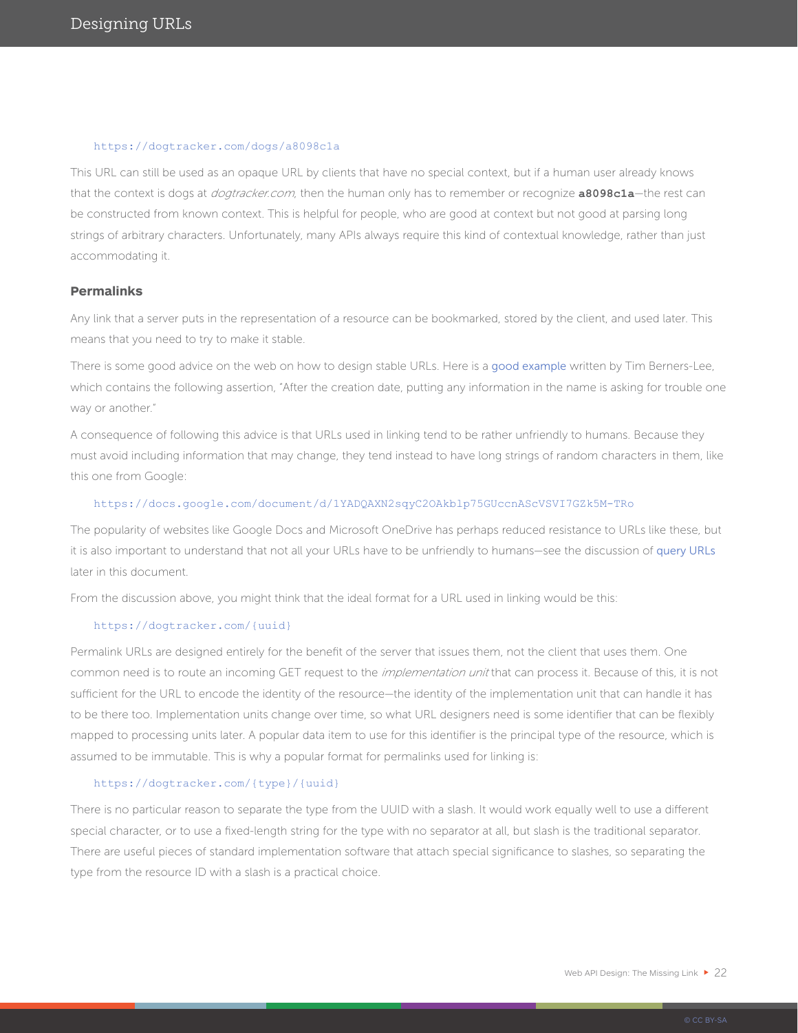```
https://dogtracker.com/dogs/a8098c1a
```

This URL can still be used as an opaque URL by clients that have no special context, but if a human user already knows that the context is dogs at *dogtracker.com*, then the human only has to remember or recognize **a8098c1a**—the rest can be constructed from known context. This is helpful for people, who are good at context but not good at parsing long strings of arbitrary characters. Unfortunately, many APIs always require this kind of contextual knowledge, rather than just accommodating it.

### Permalinks

Any link that a server puts in the representation of a resource can be bookmarked, stored by the client, and used later. This means that you need to try to make it stable.

There is some good advice on the web on how to design stable URLs. Here is a good example written by Tim Berners-Lee, which contains the following assertion, "After the creation date, putting any information in the name is asking for trouble one way or another."

A consequence of following this advice is that URLs used in linking tend to be rather unfriendly to humans. Because they must avoid including information that may change, they tend instead to have long strings of random characters in them, like this one from Google:

```
https://docs.google.com/document/d/1YADQAXN2sqyC2OAkblp75GUccnAScVSVI7GZk5M-TRo
```

The popularity of websites like Google Docs and Microsoft OneDrive has perhaps reduced resistance to URLs like these, but it is also important to understand that not all your URLs have to be unfriendly to humans—see the discussion of query URLs later in this document.

From the discussion above, you might think that the ideal format for a URL used in linking would be this:

```
https://dogtracker.com/{uuid}
```

Permalink URLs are designed entirely for the benefit of the server that issues them, not the client that uses them. One common need is to route an incoming GET request to the *implementation unit* that can process it. Because of this, it is not sufficient for the URL to encode the identity of the resource—the identity of the implementation unit that can handle it has to be there too. Implementation units change over time, so what URL designers need is some identifier that can be flexibly mapped to processing units later. A popular data item to use for this identifier is the principal type of the resource, which is assumed to be immutable. This is why a popular format for permalinks used for linking is:

```
https://dogtracker.com/{type}/{uuid}
```

There is no particular reason to separate the type from the UUID with a slash. It would work equally well to use a different special character, or to use a fixed-length string for the type with no separator at all, but slash is the traditional separator. There are useful pieces of standard implementation software that attach special significance to slashes, so separating the type from the resource ID with a slash is a practical choice.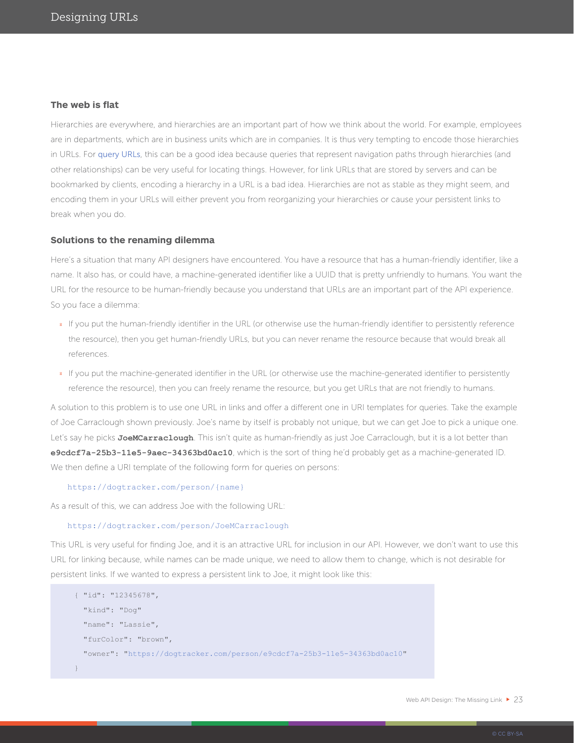### The web is flat

Hierarchies are everywhere, and hierarchies are an important part of how we think about the world. For example, employees are in departments, which are in business units which are in companies. It is thus very tempting to encode those hierarchies in URLs. For query URLs, this can be a good idea because queries that represent navigation paths through hierarchies (and other relationships) can be very useful for locating things. However, for link URLs that are stored by servers and can be bookmarked by clients, encoding a hierarchy in a URL is a bad idea. Hierarchies are not as stable as they might seem, and encoding them in your URLs will either prevent you from reorganizing your hierarchies or cause your persistent links to break when you do.

### Solutions to the renaming dilemma

Here's a situation that many API designers have encountered. You have a resource that has a human-friendly identifier, like a name. It also has, or could have, a machine-generated identifier like a UUID that is pretty unfriendly to humans. You want the URL for the resource to be human-friendly because you understand that URLs are an important part of the API experience. So you face a dilemma:

- If you put the human-friendly identifier in the URL (or otherwise use the human-friendly identifier to persistently reference the resource), then you get human-friendly URLs, but you can never rename the resource because that would break all references.
- If you put the machine-generated identifier in the URL (or otherwise use the machine-generated identifier to persistently reference the resource), then you can freely rename the resource, but you get URLs that are not friendly to humans.

A solution to this problem is to use one URL in links and offer a different one in URI templates for queries. Take the example of Joe Carraclough shown previously. Joe's name by itself is probably not unique, but we can get Joe to pick a unique one. Let's say he picks **JoeMCarraclough**. This isn't quite as human-friendly as just Joe Carraclough, but it is a lot better than **e9cdcf7a-25b3-11e5-9aec-34363bd0ac10**, which is the sort of thing he'd probably get as a machine-generated ID. We then define a URI template of the following form for queries on persons:

```
https://dogtracker.com/person/{name}
```

As a result of this, we can address Joe with the following URL:

```
https://dogtracker.com/person/JoeMCarraclough
```

This URL is very useful for finding Joe, and it is an attractive URL for inclusion in our API. However, we don't want to use this URL for linking because, while names can be made unique, we need to allow them to change, which is not desirable for persistent links. If we wanted to express a persistent link to Joe, it might look like this:

```
{ "id": "12345678",
  "kind": "Dog"
  "name": "Lassie",
  "furColor": "brown",
  "owner": "https://dogtracker.com/person/e9cdcf7a-25b3-11e5-34363bd0ac10"
}
```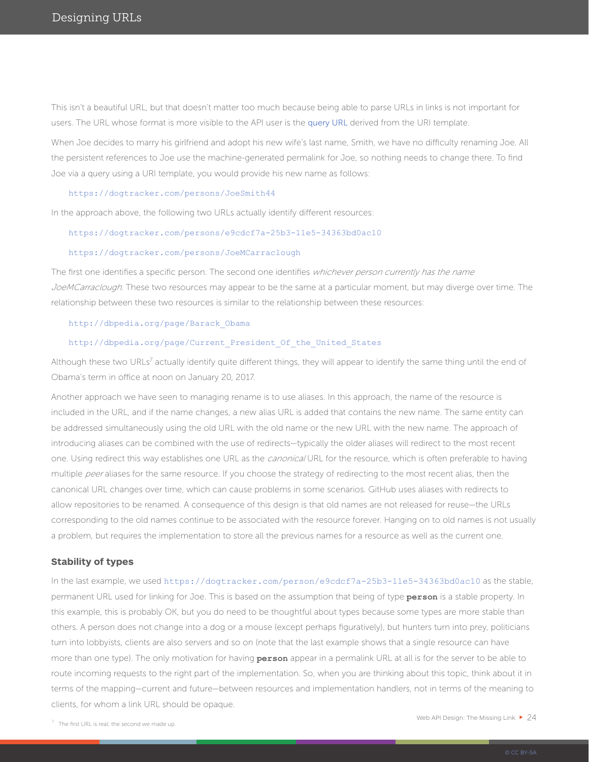This isn't a beautiful URL, but that doesn't matter too much because being able to parse URLs in links is not important for users. The URL whose format is more visible to the API user is the query URL derived from the URI template.

When Joe decides to marry his girlfriend and adopt his new wife's last name, Smith, we have no difficulty renaming Joe. All the persistent references to Joe use the machine-generated permalink for Joe, so nothing needs to change there. To find Joe via a query using a URI template, you would provide his new name as follows:

```
https://dogtracker.com/persons/JoeSmith44
```

In the approach above, the following two URLs actually identify different resources:

```
https://dogtracker.com/persons/e9cdcf7a-25b3-11e5-34363bd0ac10
```

```
https://dogtracker.com/persons/JoeMCarraclough
```

The first one identifies a specific person. The second one identifies *whichever person currently has the name JoeMCarraclough*. These two resources may appear to be the same at a particular moment, but may diverge over time. The relationship between these two resources is similar to the relationship between these resources:

```
http://dbpedia.org/page/Barack_Obama
```

```
http://dbpedia.org/page/Current_President_Of_the_United_States
```

Although these two URLs[7] actually identify quite different things, they will appear to identify the same thing until the end of Obama's term in office at noon on January 20, 2017.

Another approach we have seen to managing rename is to use aliases. In this approach, the name of the resource is included in the URL, and if the name changes, a new alias URL is added that contains the new name. The same entity can be addressed simultaneously using the old URL with the old name or the new URL with the new name. The approach of introducing aliases can be combined with the use of redirects—typically the older aliases will redirect to the most recent one. Using redirect this way establishes one URL as the *canonical* URL for the resource, which is often preferable to having multiple *peer* aliases for the same resource. If you choose the strategy of redirecting to the most recent alias, then the canonical URL changes over time, which can cause problems in some scenarios. GitHub uses aliases with redirects to allow repositories to be renamed. A consequence of this design is that old names are not released for reuse—the URLs corresponding to the old names continue to be associated with the resource forever. Hanging on to old names is not usually a problem, but requires the implementation to store all the previous names for a resource as well as the current one.

### Stability of types

In the last example, we used `https://dogtracker.com/person/e9cdcf7a-25b3-11e5-34363bd0ac10` as the stable, permanent URL used for linking for Joe. This is based on the assumption that being of type **person** is a stable property. In this example, this is probably OK, but you do need to be thoughtful about types because some types are more stable than others. A person does not change into a dog or a mouse (except perhaps figuratively), but hunters turn into prey, politicians turn into lobbyists, clients are also servers and so on (note that the last example shows that a single resource can have more than one type). The only motivation for having **person** appear in a permalink URL at all is for the server to be able to route incoming requests to the right part of the implementation. So, when you are thinking about this topic, think about it in terms of the mapping—current and future—between resources and implementation handlers, not in terms of the meaning to clients, for whom a link URL should be opaque.

[7] The first URL is real; the second we made up.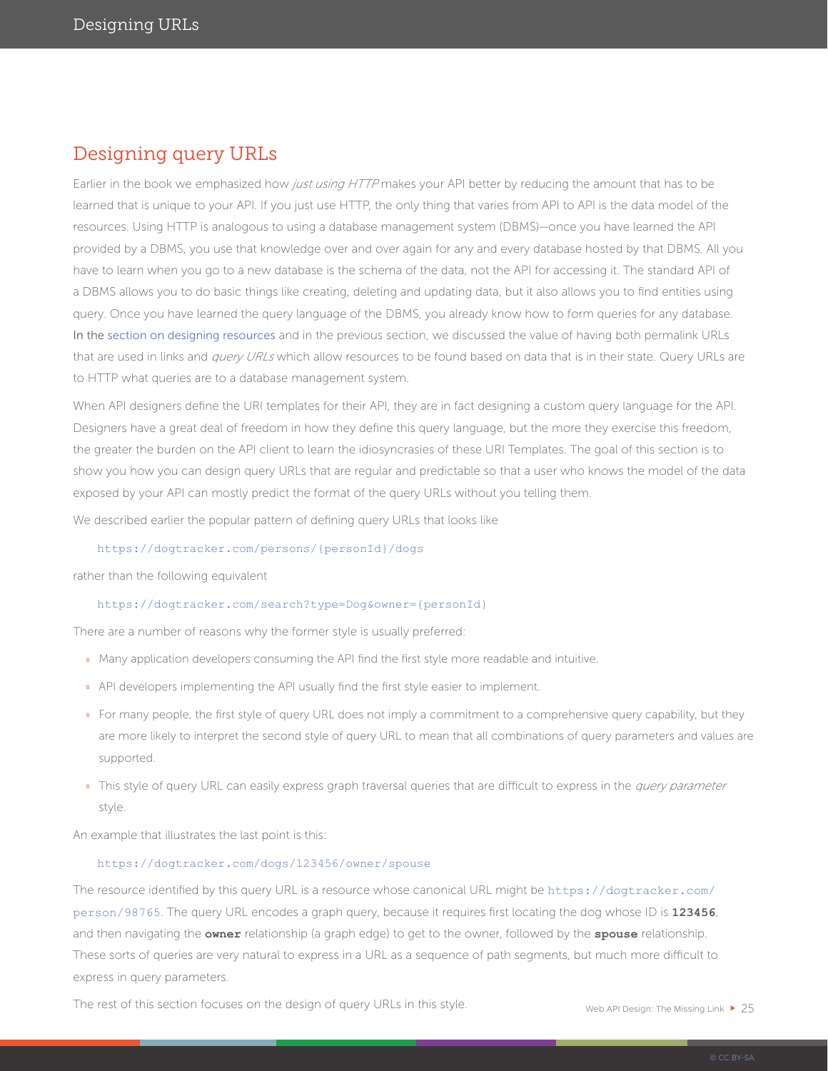## Designing query URLs

Earlier in the book we emphasized how *just using HTTP* makes your API better by reducing the amount that has to be learned that is unique to your API. If you just use HTTP, the only thing that varies from API to API is the data model of the resources. Using HTTP is analogous to using a database management system (DBMS)—once you have learned the API provided by a DBMS, you use that knowledge over and over again for any and every database hosted by that DBMS. All you have to learn when you go to a new database is the schema of the data, not the API for accessing it. The standard API of a DBMS allows you to do basic things like creating, deleting and updating data, but it also allows you to find entities using query. Once you have learned the query language of the DBMS, you already know how to form queries for any database. In the section on designing resources and in the previous section, we discussed the value of having both permalink URLs that are used in links and *query URLs* which allow resources to be found based on data that is in their state. Query URLs are to HTTP what queries are to a database management system.

When API designers define the URI templates for their API, they are in fact designing a custom query language for the API. Designers have a great deal of freedom in how they define this query language, but the more they exercise this freedom, the greater the burden on the API client to learn the idiosyncrasies of these URI Templates. The goal of this section is to show you how you can design query URLs that are regular and predictable so that a user who knows the model of the data exposed by your API can mostly predict the format of the query URLs without you telling them.

We described earlier the popular pattern of defining query URLs that looks like

```
https://dogtracker.com/persons/{personId}/dogs
```

rather than the following equivalent

```
https://dogtracker.com/search?type=Dog&owner={personId}
```

There are a number of reasons why the former style is usually preferred:

- Many application developers consuming the API find the first style more readable and intuitive.
- API developers implementing the API usually find the first style easier to implement.
- For many people, the first style of query URL does not imply a commitment to a comprehensive query capability, but they are more likely to interpret the second style of query URL to mean that all combinations of query parameters and values are supported.
- This style of query URL can easily express graph traversal queries that are difficult to express in the *query parameter* style.

An example that illustrates the last point is this:

```
https://dogtracker.com/dogs/123456/owner/spouse
```

The resource identified by this query URL is a resource whose canonical URL might be `https://dogtracker.com/person/98765`. The query URL encodes a graph query, because it requires first locating the dog whose ID is **123456**, and then navigating the **owner** relationship (a graph edge) to get to the owner, followed by the **spouse** relationship. These sorts of queries are very natural to express in a URL as a sequence of path segments, but much more difficult to express in query parameters.

The rest of this section focuses on the design of query URLs in this style.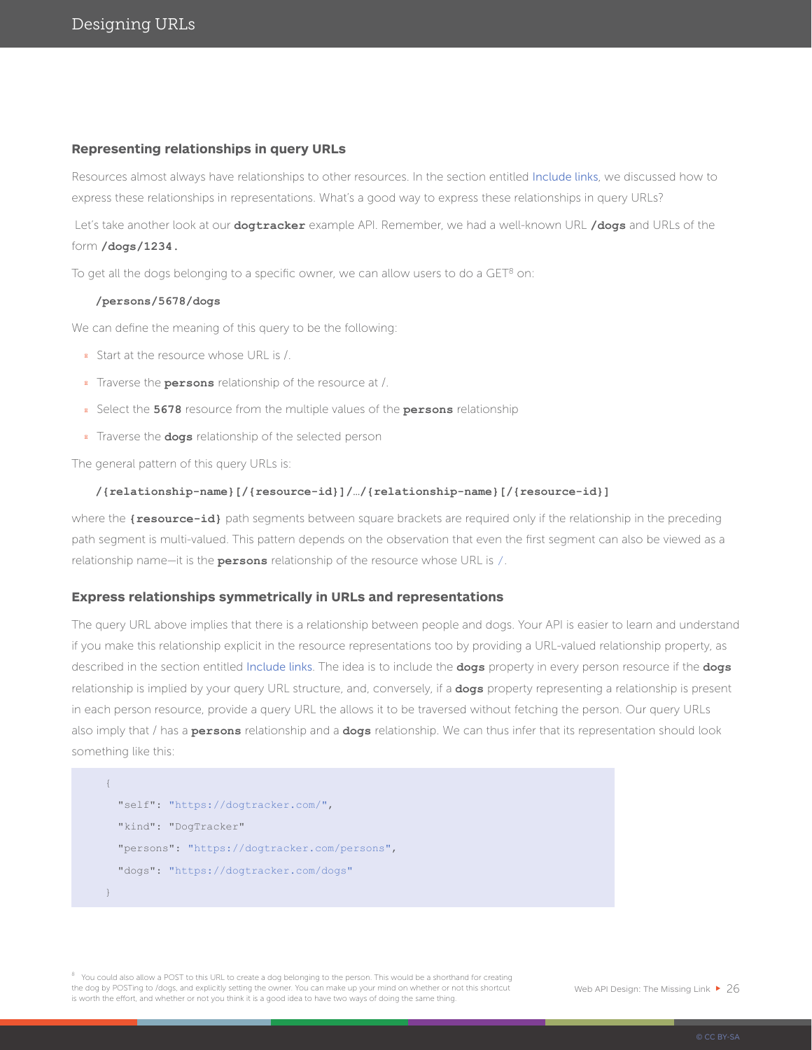### Representing relationships in query URLs

Resources almost always have relationships to other resources. In the section entitled Include links, we discussed how to express these relationships in representations. What's a good way to express these relationships in query URLs?

Let's take another look at our **dogtracker** example API. Remember, we had a well-known URL **/dogs** and URLs of the form **/dogs/1234.**

To get all the dogs belonging to a specific owner, we can allow users to do a GET[8] on:

```
/persons/5678/dogs
```

We can define the meaning of this query to be the following:

- Start at the resource whose URL is /.
- Traverse the **persons** relationship of the resource at /.
- Select the **5678** resource from the multiple values of the **persons** relationship
- Traverse the **dogs** relationship of the selected person

The general pattern of this query URLs is:

```
/{relationship-name}[/{resource-id}]/…/{relationship-name}[/{resource-id}]
```

where the **{resource-id}** path segments between square brackets are required only if the relationship in the preceding path segment is multi-valued. This pattern depends on the observation that even the first segment can also be viewed as a relationship name—it is the **persons** relationship of the resource whose URL is /.

### Express relationships symmetrically in URLs and representations

The query URL above implies that there is a relationship between people and dogs. Your API is easier to learn and understand if you make this relationship explicit in the resource representations too by providing a URL-valued relationship property, as described in the section entitled Include links. The idea is to include the **dogs** property in every person resource if the **dogs** relationship is implied by your query URL structure, and, conversely, if a **dogs** property representing a relationship is present in each person resource, provide a query URL the allows it to be traversed without fetching the person. Our query URLs also imply that / has a **persons** relationship and a **dogs** relationship. We can thus infer that its representation should look something like this:

```
{
  "self": "https://dogtracker.com/",
  "kind": "DogTracker"
  "persons": "https://dogtracker.com/persons",
  "dogs": "https://dogtracker.com/dogs"
}
```

[8] You could also allow a POST to this URL to create a dog belonging to the person. This would be a shorthand for creating the dog by POSTing to /dogs, and explicitly setting the owner. You can make up your mind on whether or not this shortcut is worth the effort, and whether or not you think it is a good idea to have two ways of doing the same thing.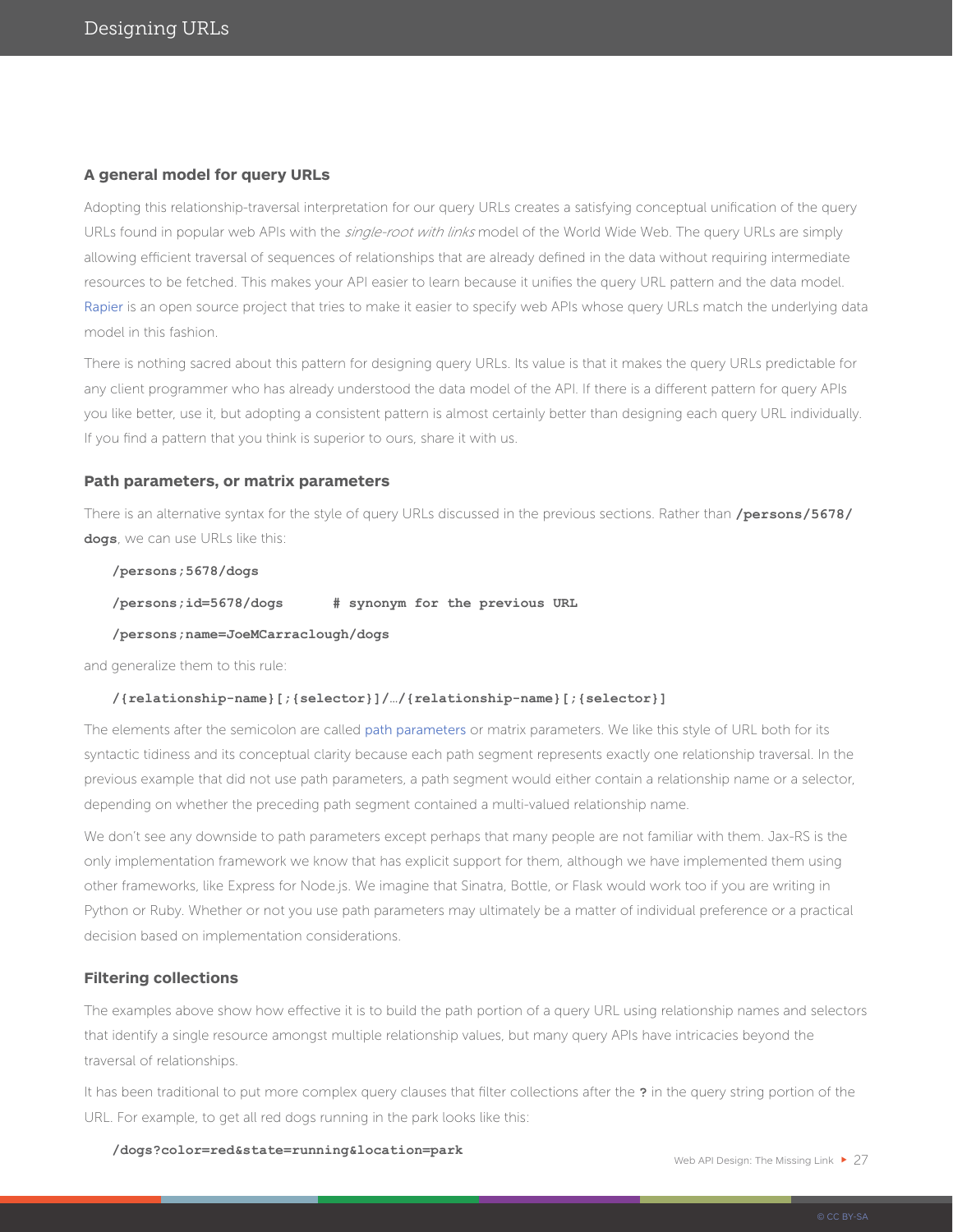### A general model for query URLs

Adopting this relationship-traversal interpretation for our query URLs creates a satisfying conceptual unification of the query URLs found in popular web APIs with the *single-root with links* model of the World Wide Web. The query URLs are simply allowing efficient traversal of sequences of relationships that are already defined in the data without requiring intermediate resources to be fetched. This makes your API easier to learn because it unifies the query URL pattern and the data model. Rapier is an open source project that tries to make it easier to specify web APIs whose query URLs match the underlying data model in this fashion.

There is nothing sacred about this pattern for designing query URLs. Its value is that it makes the query URLs predictable for any client programmer who has already understood the data model of the API. If there is a different pattern for query APIs you like better, use it, but adopting a consistent pattern is almost certainly better than designing each query URL individually. If you find a pattern that you think is superior to ours, share it with us.

### Path parameters, or matrix parameters

There is an alternative syntax for the style of query URLs discussed in the previous sections. Rather than **/persons/5678/dogs**, we can use URLs like this:

```
/persons;5678/dogs
/persons;id=5678/dogs      # synonym for the previous URL
/persons;name=JoeMCarraclough/dogs
```

and generalize them to this rule:

```
/{relationship-name}[;{selector}]/…/{relationship-name}[;{selector}]
```

The elements after the semicolon are called path parameters or matrix parameters. We like this style of URL both for its syntactic tidiness and its conceptual clarity because each path segment represents exactly one relationship traversal. In the previous example that did not use path parameters, a path segment would either contain a relationship name or a selector, depending on whether the preceding path segment contained a multi-valued relationship name.

We don't see any downside to path parameters except perhaps that many people are not familiar with them. Jax-RS is the only implementation framework we know that has explicit support for them, although we have implemented them using other frameworks, like Express for Node.js. We imagine that Sinatra, Bottle, or Flask would work too if you are writing in Python or Ruby. Whether or not you use path parameters may ultimately be a matter of individual preference or a practical decision based on implementation considerations.

### Filtering collections

The examples above show how effective it is to build the path portion of a query URL using relationship names and selectors that identify a single resource amongst multiple relationship values, but many query APIs have intricacies beyond the traversal of relationships.

It has been traditional to put more complex query clauses that filter collections after the **?** in the query string portion of the URL. For example, to get all red dogs running in the park looks like this:

```
/dogs?color=red&state=running&location=park
```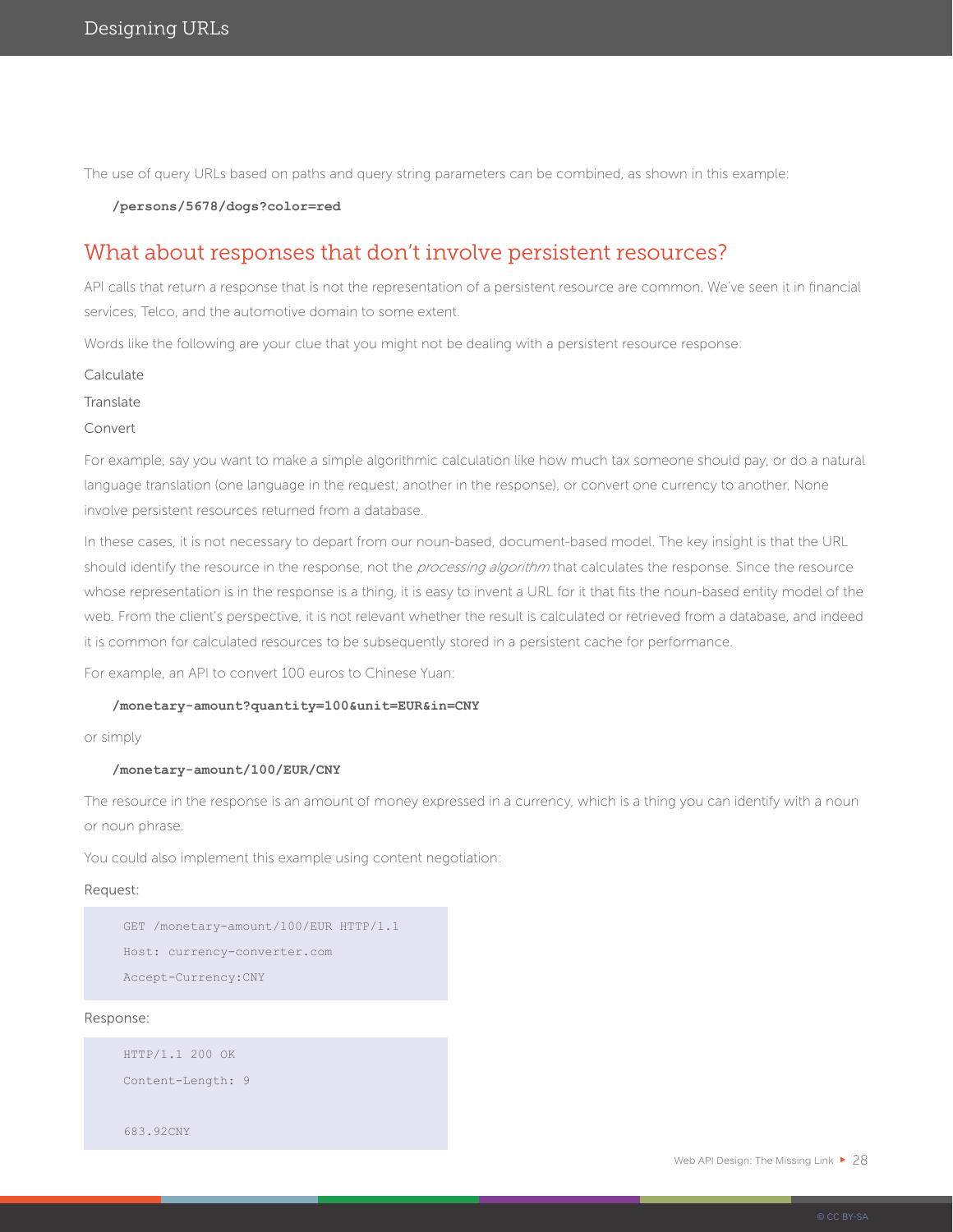The use of query URLs based on paths and query string parameters can be combined, as shown in this example:

**/persons/5678/dogs?color=red**

## What about responses that don't involve persistent resources?

API calls that return a response that is not the representation of a persistent resource are common. We've seen it in financial services, Telco, and the automotive domain to some extent.

Words like the following are your clue that you might not be dealing with a persistent resource response:

Calculate

Translate

Convert

For example, say you want to make a simple algorithmic calculation like how much tax someone should pay, or do a natural language translation (one language in the request; another in the response), or convert one currency to another. None involve persistent resources returned from a database.

In these cases, it is not necessary to depart from our noun-based, document-based model. The key insight is that the URL should identify the resource in the response, not the *processing algorithm* that calculates the response. Since the resource whose representation is in the response is a thing, it is easy to invent a URL for it that fits the noun-based entity model of the web. From the client's perspective, it is not relevant whether the result is calculated or retrieved from a database, and indeed it is common for calculated resources to be subsequently stored in a persistent cache for performance.

For example, an API to convert 100 euros to Chinese Yuan:

**/monetary-amount?quantity=100&unit=EUR&in=CNY**

or simply

**/monetary-amount/100/EUR/CNY**

The resource in the response is an amount of money expressed in a currency, which is a thing you can identify with a noun or noun phrase.

You could also implement this example using content negotiation:

Request:

```
GET /monetary-amount/100/EUR HTTP/1.1
Host: currency-converter.com
Accept-Currency:CNY
```

Response:

```
HTTP/1.1 200 OK
Content-Length: 9

683.92CNY
```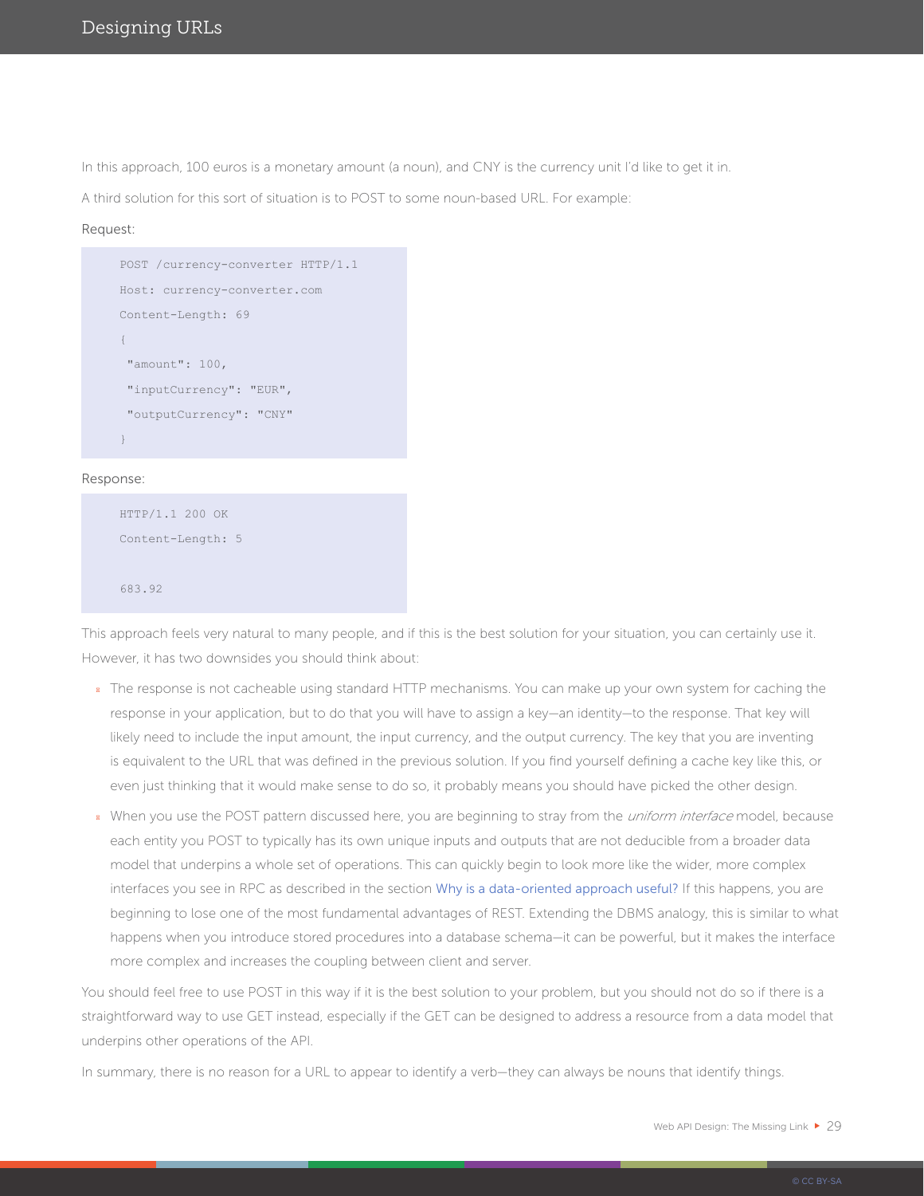In this approach, 100 euros is a monetary amount (a noun), and CNY is the currency unit I'd like to get it in.

A third solution for this sort of situation is to POST to some noun-based URL. For example:

Request:

```
POST /currency-converter HTTP/1.1
Host: currency-converter.com
Content-Length: 69
{
 "amount": 100,
 "inputCurrency": "EUR",
 "outputCurrency": "CNY"
}
```

Response:

```
HTTP/1.1 200 OK
Content-Length: 5

683.92
```

This approach feels very natural to many people, and if this is the best solution for your situation, you can certainly use it. However, it has two downsides you should think about:

- The response is not cacheable using standard HTTP mechanisms. You can make up your own system for caching the response in your application, but to do that you will have to assign a key—an identity—to the response. That key will likely need to include the input amount, the input currency, and the output currency. The key that you are inventing is equivalent to the URL that was defined in the previous solution. If you find yourself defining a cache key like this, or even just thinking that it would make sense to do so, it probably means you should have picked the other design.
- When you use the POST pattern discussed here, you are beginning to stray from the *uniform interface* model, because each entity you POST to typically has its own unique inputs and outputs that are not deducible from a broader data model that underpins a whole set of operations. This can quickly begin to look more like the wider, more complex interfaces you see in RPC as described in the section Why is a data-oriented approach useful? If this happens, you are beginning to lose one of the most fundamental advantages of REST. Extending the DBMS analogy, this is similar to what happens when you introduce stored procedures into a database schema—it can be powerful, but it makes the interface more complex and increases the coupling between client and server.

You should feel free to use POST in this way if it is the best solution to your problem, but you should not do so if there is a straightforward way to use GET instead, especially if the GET can be designed to address a resource from a data model that underpins other operations of the API.

In summary, there is no reason for a URL to appear to identify a verb—they can always be nouns that identify things.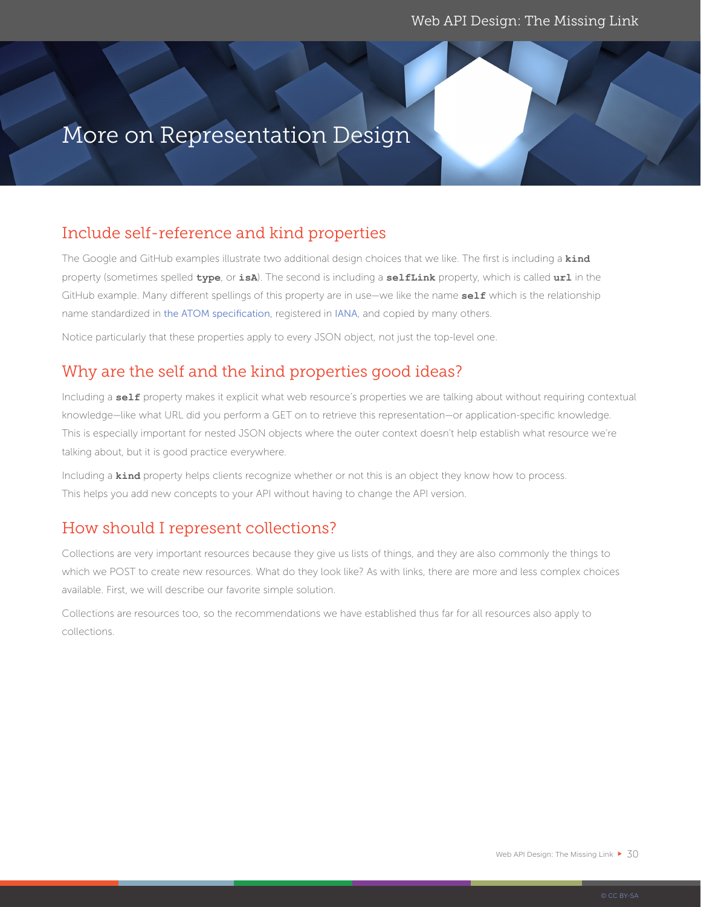# More on Representation Design

## Include self-reference and kind properties

The Google and GitHub examples illustrate two additional design choices that we like. The first is including a **`kind`** property (sometimes spelled **`type`**, or **`isA`**). The second is including a **`selfLink`** property, which is called **`url`** in the GitHub example. Many different spellings of this property are in use—we like the name **`self`** which is the relationship name standardized in the ATOM specification, registered in IANA, and copied by many others.

Notice particularly that these properties apply to every JSON object, not just the top-level one.

## Why are the self and the kind properties good ideas?

Including a **`self`** property makes it explicit what web resource's properties we are talking about without requiring contextual knowledge—like what URL did you perform a GET on to retrieve this representation—or application-specific knowledge. This is especially important for nested JSON objects where the outer context doesn't help establish what resource we're talking about, but it is good practice everywhere.

Including a **`kind`** property helps clients recognize whether or not this is an object they know how to process. This helps you add new concepts to your API without having to change the API version.

## How should I represent collections?

Collections are very important resources because they give us lists of things, and they are also commonly the things to which we POST to create new resources. What do they look like? As with links, there are more and less complex choices available. First, we will describe our favorite simple solution.

Collections are resources too, so the recommendations we have established thus far for all resources also apply to collections.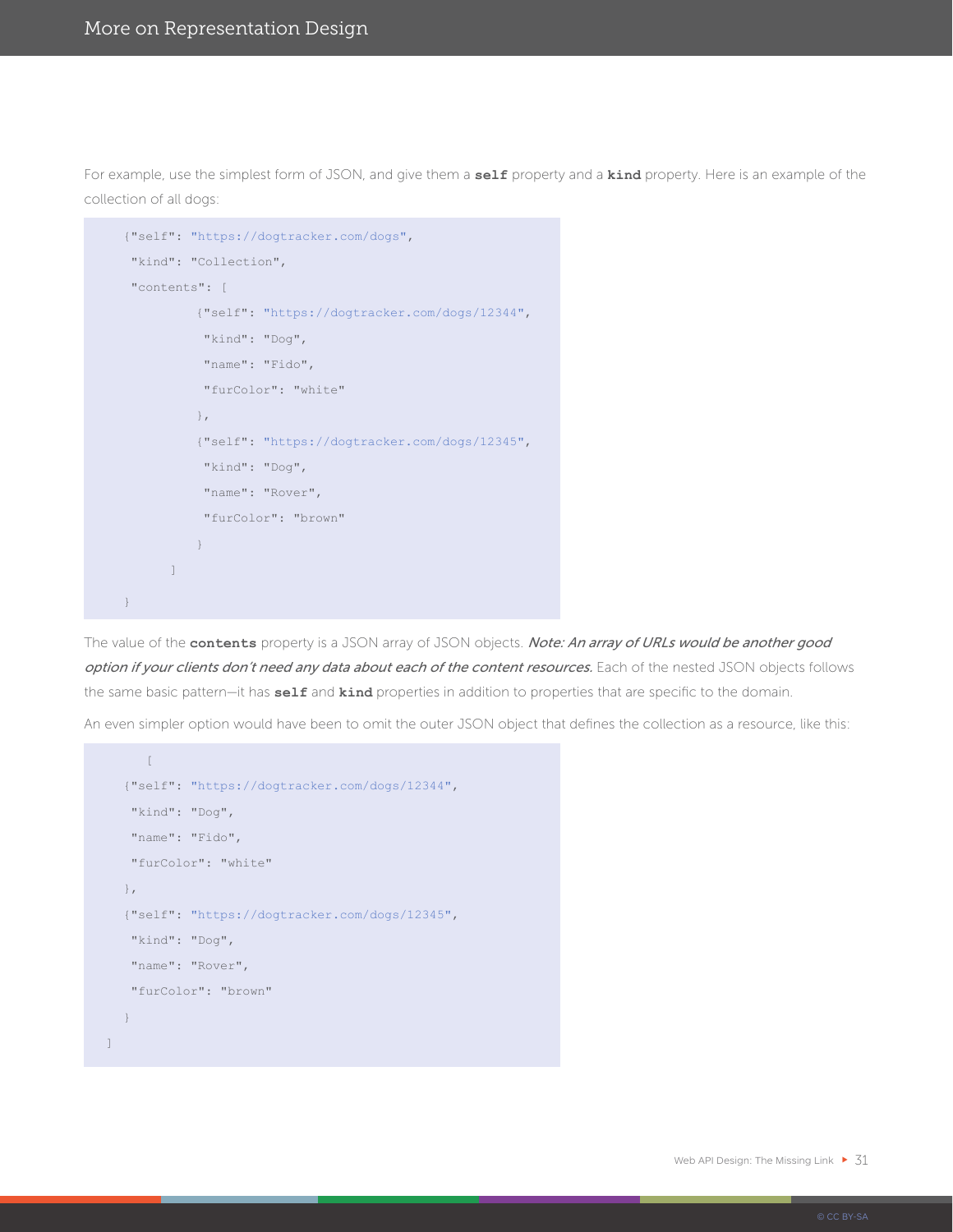For example, use the simplest form of JSON, and give them a **self** property and a **kind** property. Here is an example of the collection of all dogs:

```
{"self": "https://dogtracker.com/dogs",
 "kind": "Collection",
 "contents": [
          {"self": "https://dogtracker.com/dogs/12344",
           "kind": "Dog",
           "name": "Fido",
           "furColor": "white"
          },
          {"self": "https://dogtracker.com/dogs/12345",
           "kind": "Dog",
           "name": "Rover",
           "furColor": "brown"
          }
       ]
}
```

The value of the **contents** property is a JSON array of JSON objects. *Note: An array of URLs would be another good option if your clients don't need any data about each of the content resources.* Each of the nested JSON objects follows the same basic pattern—it has **self** and **kind** properties in addition to properties that are specific to the domain.

An even simpler option would have been to omit the outer JSON object that defines the collection as a resource, like this:

```
   [
 {"self": "https://dogtracker.com/dogs/12344",
  "kind": "Dog",
  "name": "Fido",
  "furColor": "white"
 },
 {"self": "https://dogtracker.com/dogs/12345",
  "kind": "Dog",
  "name": "Rover",
  "furColor": "brown"
 }
]
```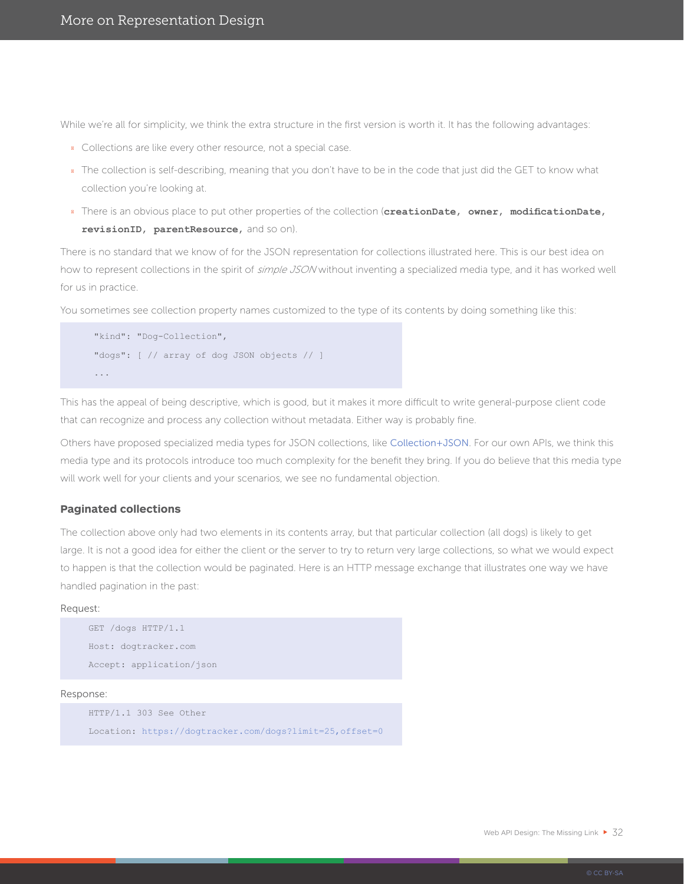While we're all for simplicity, we think the extra structure in the first version is worth it. It has the following advantages:

- Collections are like every other resource, not a special case.
- The collection is self-describing, meaning that you don't have to be in the code that just did the GET to know what collection you're looking at.
- There is an obvious place to put other properties of the collection (**`creationDate, owner, modificationDate, revisionID, parentResource,`** and so on).

There is no standard that we know of for the JSON representation for collections illustrated here. This is our best idea on how to represent collections in the spirit of *simple JSON* without inventing a specialized media type, and it has worked well for us in practice.

You sometimes see collection property names customized to the type of its contents by doing something like this:

```
"kind": "Dog-Collection",
"dogs": [ // array of dog JSON objects // ]
...
```

This has the appeal of being descriptive, which is good, but it makes it more difficult to write general-purpose client code that can recognize and process any collection without metadata. Either way is probably fine.

Others have proposed specialized media types for JSON collections, like Collection+JSON. For our own APIs, we think this media type and its protocols introduce too much complexity for the benefit they bring. If you do believe that this media type will work well for your clients and your scenarios, we see no fundamental objection.

### Paginated collections

The collection above only had two elements in its contents array, but that particular collection (all dogs) is likely to get large. It is not a good idea for either the client or the server to try to return very large collections, so what we would expect to happen is that the collection would be paginated. Here is an HTTP message exchange that illustrates one way we have handled pagination in the past:

Request:

```
GET /dogs HTTP/1.1
Host: dogtracker.com
Accept: application/json
```

Response:

```
HTTP/1.1 303 See Other
Location: https://dogtracker.com/dogs?limit=25,offset=0
```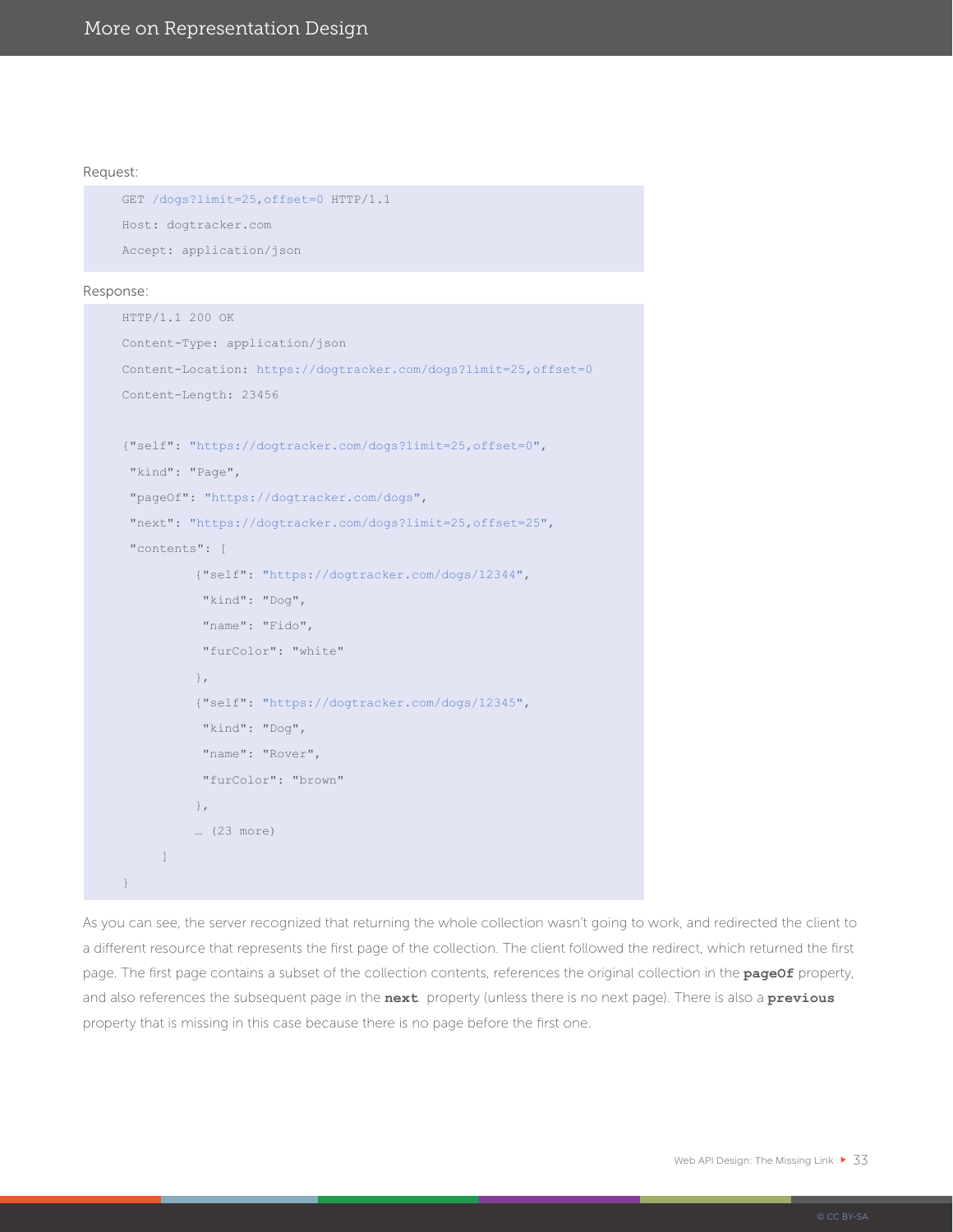Request:

```
GET /dogs?limit=25,offset=0 HTTP/1.1
Host: dogtracker.com
Accept: application/json
```

Response:

```
HTTP/1.1 200 OK
Content-Type: application/json
Content-Location: https://dogtracker.com/dogs?limit=25,offset=0
Content-Length: 23456

{"self": "https://dogtracker.com/dogs?limit=25,offset=0",
 "kind": "Page",
 "pageOf": "https://dogtracker.com/dogs",
 "next": "https://dogtracker.com/dogs?limit=25,offset=25",
 "contents": [
          {"self": "https://dogtracker.com/dogs/12344",
           "kind": "Dog",
           "name": "Fido",
           "furColor": "white"
          },
          {"self": "https://dogtracker.com/dogs/12345",
           "kind": "Dog",
           "name": "Rover",
           "furColor": "brown"
          },
          … (23 more)
      ]
}
```

As you can see, the server recognized that returning the whole collection wasn't going to work, and redirected the client to a different resource that represents the first page of the collection. The client followed the redirect, which returned the first page. The first page contains a subset of the collection contents, references the original collection in the **pageOf** property, and also references the subsequent page in the **next** property (unless there is no next page). There is also a **previous** property that is missing in this case because there is no page before the first one.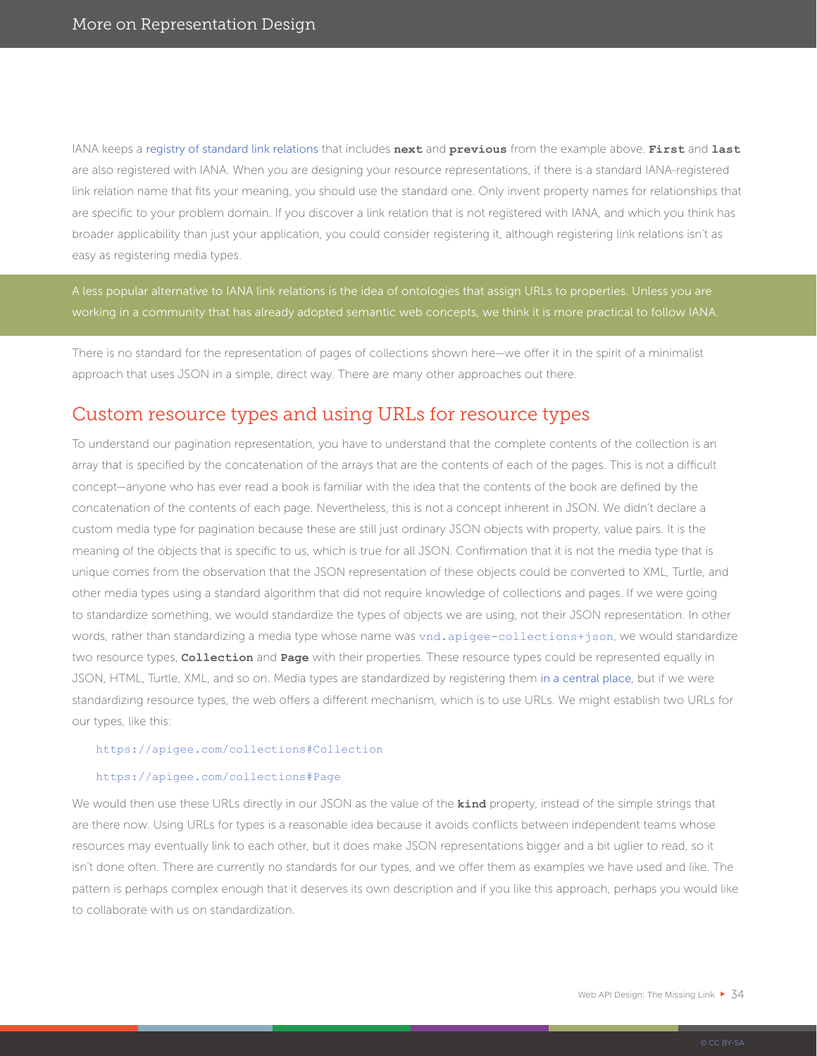IANA keeps a registry of standard link relations that includes **next** and **previous** from the example above. **First** and **last** are also registered with IANA. When you are designing your resource representations, if there is a standard IANA-registered link relation name that fits your meaning, you should use the standard one. Only invent property names for relationships that are specific to your problem domain. If you discover a link relation that is not registered with IANA, and which you think has broader applicability than just your application, you could consider registering it, although registering link relations isn't as easy as registering media types.

> A less popular alternative to IANA link relations is the idea of ontologies that assign URLs to properties. Unless you are working in a community that has already adopted semantic web concepts, we think it is more practical to follow IANA.

There is no standard for the representation of pages of collections shown here—we offer it in the spirit of a minimalist approach that uses JSON in a simple, direct way. There are many other approaches out there.

## Custom resource types and using URLs for resource types

To understand our pagination representation, you have to understand that the complete contents of the collection is an array that is specified by the concatenation of the arrays that are the contents of each of the pages. This is not a difficult concept—anyone who has ever read a book is familiar with the idea that the contents of the book are defined by the concatenation of the contents of each page. Nevertheless, this is not a concept inherent in JSON. We didn't declare a custom media type for pagination because these are still just ordinary JSON objects with property, value pairs. It is the meaning of the objects that is specific to us, which is true for all JSON. Confirmation that it is not the media type that is unique comes from the observation that the JSON representation of these objects could be converted to XML, Turtle, and other media types using a standard algorithm that did not require knowledge of collections and pages. If we were going to standardize something, we would standardize the types of objects we are using, not their JSON representation. In other words, rather than standardizing a media type whose name was `vnd.apigee-collections+json`, we would standardize two resource types, **Collection** and **Page** with their properties. These resource types could be represented equally in JSON, HTML, Turtle, XML, and so on. Media types are standardized by registering them in a central place, but if we were standardizing resource types, the web offers a different mechanism, which is to use URLs. We might establish two URLs for our types, like this:

```
https://apigee.com/collections#Collection

https://apigee.com/collections#Page
```

We would then use these URLs directly in our JSON as the value of the **kind** property, instead of the simple strings that are there now. Using URLs for types is a reasonable idea because it avoids conflicts between independent teams whose resources may eventually link to each other, but it does make JSON representations bigger and a bit uglier to read, so it isn't done often. There are currently no standards for our types, and we offer them as examples we have used and like. The pattern is perhaps complex enough that it deserves its own description and if you like this approach, perhaps you would like to collaborate with us on standardization.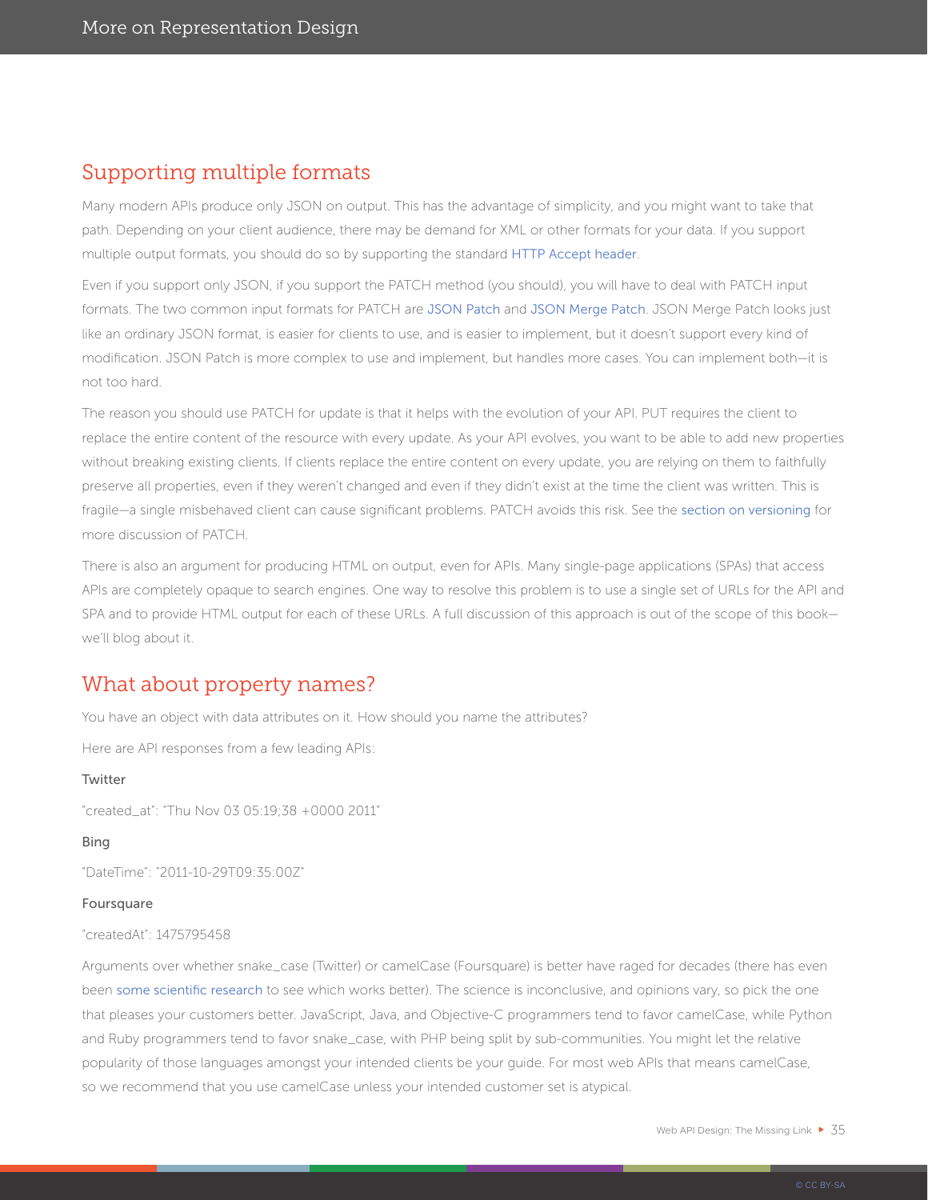## Supporting multiple formats

Many modern APIs produce only JSON on output. This has the advantage of simplicity, and you might want to take that path. Depending on your client audience, there may be demand for XML or other formats for your data. If you support multiple output formats, you should do so by supporting the standard HTTP Accept header.

Even if you support only JSON, if you support the PATCH method (you should), you will have to deal with PATCH input formats. The two common input formats for PATCH are JSON Patch and JSON Merge Patch. JSON Merge Patch looks just like an ordinary JSON format, is easier for clients to use, and is easier to implement, but it doesn't support every kind of modification. JSON Patch is more complex to use and implement, but handles more cases. You can implement both—it is not too hard.

The reason you should use PATCH for update is that it helps with the evolution of your API. PUT requires the client to replace the entire content of the resource with every update. As your API evolves, you want to be able to add new properties without breaking existing clients. If clients replace the entire content on every update, you are relying on them to faithfully preserve all properties, even if they weren't changed and even if they didn't exist at the time the client was written. This is fragile—a single misbehaved client can cause significant problems. PATCH avoids this risk. See the section on versioning for more discussion of PATCH.

There is also an argument for producing HTML on output, even for APIs. Many single-page applications (SPAs) that access APIs are completely opaque to search engines. One way to resolve this problem is to use a single set of URLs for the API and SPA and to provide HTML output for each of these URLs. A full discussion of this approach is out of the scope of this book—we'll blog about it.

## What about property names?

You have an object with data attributes on it. How should you name the attributes?

Here are API responses from a few leading APIs:

**Twitter**

"created_at": "Thu Nov 03 05:19;38 +0000 2011"

**Bing**

"DateTime": "2011-10-29T09:35:00Z"

**Foursquare**

"createdAt": 1475795458

Arguments over whether snake_case (Twitter) or camelCase (Foursquare) is better have raged for decades (there has even been some scientific research to see which works better). The science is inconclusive, and opinions vary, so pick the one that pleases your customers better. JavaScript, Java, and Objective-C programmers tend to favor camelCase, while Python and Ruby programmers tend to favor snake_case, with PHP being split by sub-communities. You might let the relative popularity of those languages amongst your intended clients be your guide. For most web APIs that means camelCase, so we recommend that you use camelCase unless your intended customer set is atypical.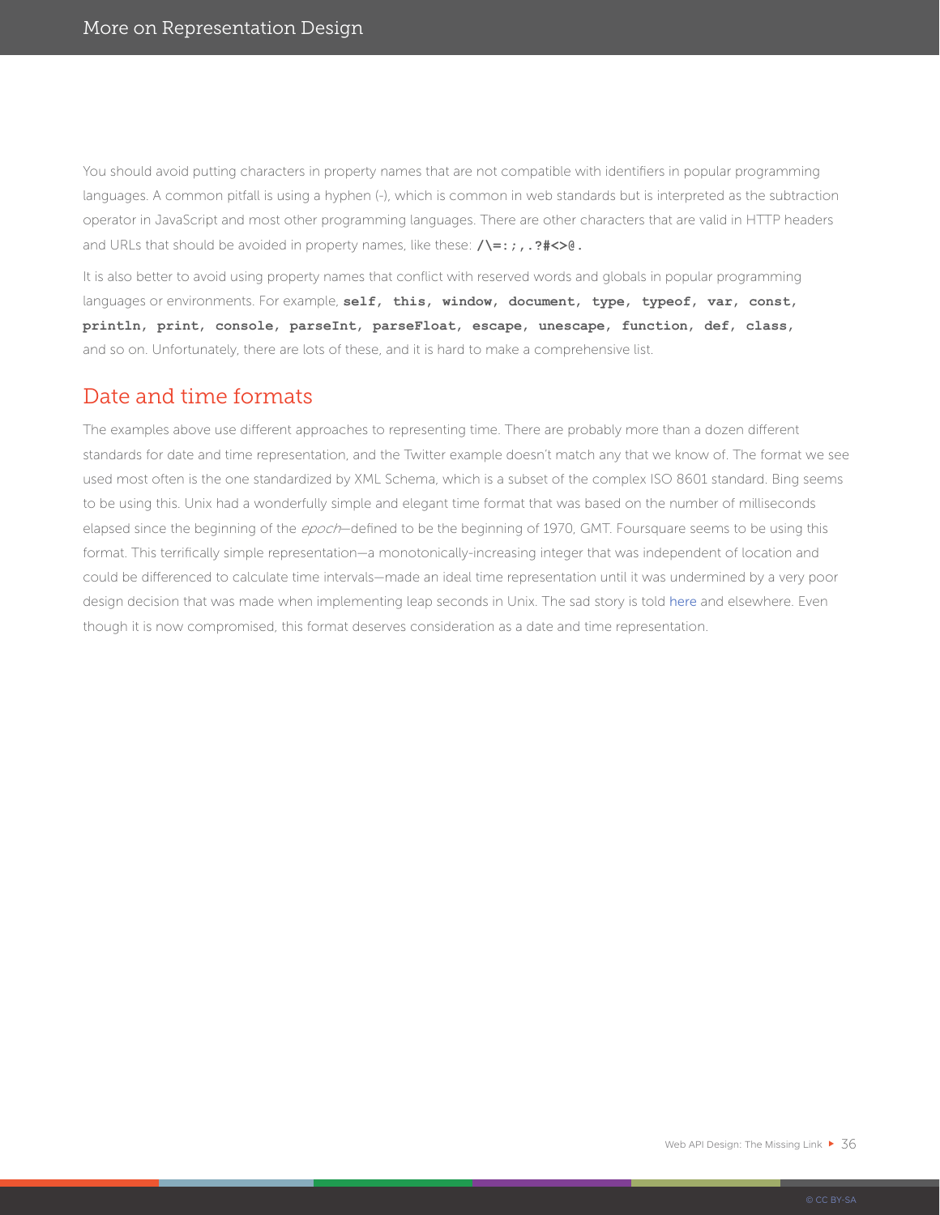You should avoid putting characters in property names that are not compatible with identifiers in popular programming languages. A common pitfall is using a hyphen (-), which is common in web standards but is interpreted as the subtraction operator in JavaScript and most other programming languages. There are other characters that are valid in HTTP headers and URLs that should be avoided in property names, like these: **/\=:;,.?#<>@.**

It is also better to avoid using property names that conflict with reserved words and globals in popular programming languages or environments. For example, **self, this, window, document, type, typeof, var, const, println, print, console, parseInt, parseFloat, escape, unescape, function, def, class,** and so on. Unfortunately, there are lots of these, and it is hard to make a comprehensive list.

## Date and time formats

The examples above use different approaches to representing time. There are probably more than a dozen different standards for date and time representation, and the Twitter example doesn't match any that we know of. The format we see used most often is the one standardized by XML Schema, which is a subset of the complex ISO 8601 standard. Bing seems to be using this. Unix had a wonderfully simple and elegant time format that was based on the number of milliseconds elapsed since the beginning of the *epoch*—defined to be the beginning of 1970, GMT. Foursquare seems to be using this format. This terrifically simple representation—a monotonically-increasing integer that was independent of location and could be differenced to calculate time intervals—made an ideal time representation until it was undermined by a very poor design decision that was made when implementing leap seconds in Unix. The sad story is told here and elsewhere. Even though it is now compromised, this format deserves consideration as a date and time representation.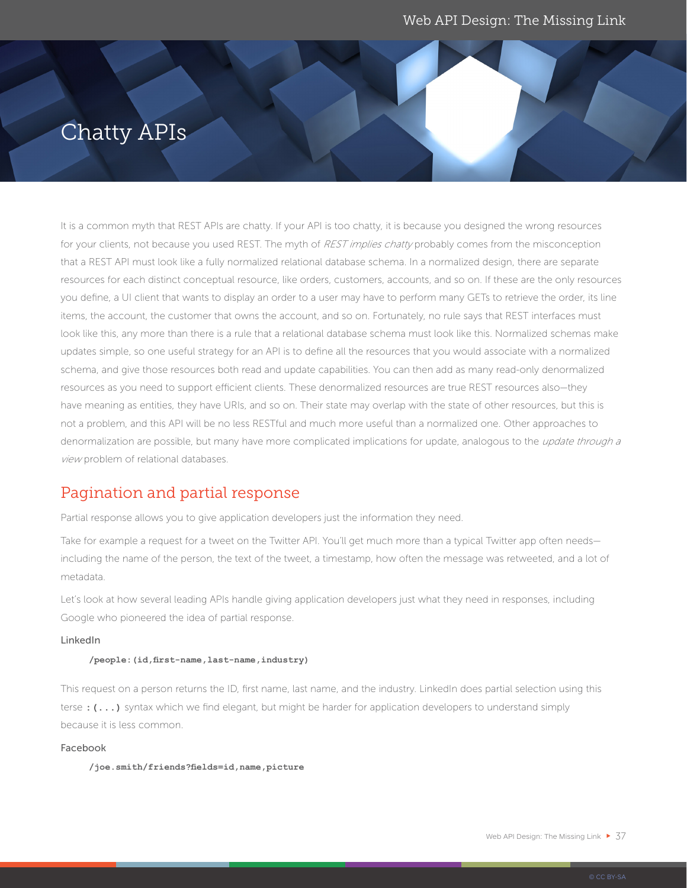# Chatty APIs

It is a common myth that REST APIs are chatty. If your API is too chatty, it is because you designed the wrong resources for your clients, not because you used REST. The myth of *REST implies chatty* probably comes from the misconception that a REST API must look like a fully normalized relational database schema. In a normalized design, there are separate resources for each distinct conceptual resource, like orders, customers, accounts, and so on. If these are the only resources you define, a UI client that wants to display an order to a user may have to perform many GETs to retrieve the order, its line items, the account, the customer that owns the account, and so on. Fortunately, no rule says that REST interfaces must look like this, any more than there is a rule that a relational database schema must look like this. Normalized schemas make updates simple, so one useful strategy for an API is to define all the resources that you would associate with a normalized schema, and give those resources both read and update capabilities. You can then add as many read-only denormalized resources as you need to support efficient clients. These denormalized resources are true REST resources also—they have meaning as entities, they have URIs, and so on. Their state may overlap with the state of other resources, but this is not a problem, and this API will be no less RESTful and much more useful than a normalized one. Other approaches to denormalization are possible, but many have more complicated implications for update, analogous to the *update through a view* problem of relational databases.

## Pagination and partial response

Partial response allows you to give application developers just the information they need.

Take for example a request for a tweet on the Twitter API. You'll get much more than a typical Twitter app often needs—including the name of the person, the text of the tweet, a timestamp, how often the message was retweeted, and a lot of metadata.

Let's look at how several leading APIs handle giving application developers just what they need in responses, including Google who pioneered the idea of partial response.

LinkedIn

```
/people:(id,first-name,last-name,industry)
```

This request on a person returns the ID, first name, last name, and the industry. LinkedIn does partial selection using this terse `:(...)` syntax which we find elegant, but might be harder for application developers to understand simply because it is less common.

Facebook

```
/joe.smith/friends?fields=id,name,picture
```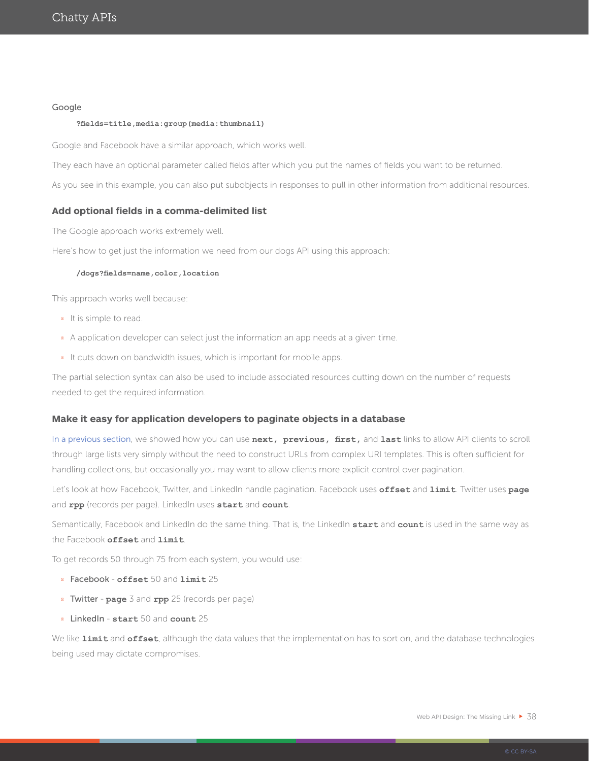Google

```
?fields=title,media:group(media:thumbnail)
```

Google and Facebook have a similar approach, which works well.

They each have an optional parameter called fields after which you put the names of fields you want to be returned.

As you see in this example, you can also put subobjects in responses to pull in other information from additional resources.

### Add optional fields in a comma-delimited list

The Google approach works extremely well.

Here's how to get just the information we need from our dogs API using this approach:

```
/dogs?fields=name,color,location
```

This approach works well because:

- It is simple to read.
- A application developer can select just the information an app needs at a given time.
- It cuts down on bandwidth issues, which is important for mobile apps.

The partial selection syntax can also be used to include associated resources cutting down on the number of requests needed to get the required information.

### Make it easy for application developers to paginate objects in a database

In a previous section, we showed how you can use **next, previous, first,** and **last** links to allow API clients to scroll through large lists very simply without the need to construct URLs from complex URI templates. This is often sufficient for handling collections, but occasionally you may want to allow clients more explicit control over pagination.

Let's look at how Facebook, Twitter, and LinkedIn handle pagination. Facebook uses **offset** and **limit**. Twitter uses **page** and **rpp** (records per page). LinkedIn uses **start** and **count**.

Semantically, Facebook and LinkedIn do the same thing. That is, the LinkedIn **start** and **count** is used in the same way as the Facebook **offset** and **limit**.

To get records 50 through 75 from each system, you would use:

- Facebook - **offset** 50 and **limit** 25
- Twitter - **page** 3 and **rpp** 25 (records per page)
- LinkedIn - **start** 50 and **count** 25

We like **limit** and **offset**, although the data values that the implementation has to sort on, and the database technologies being used may dictate compromises.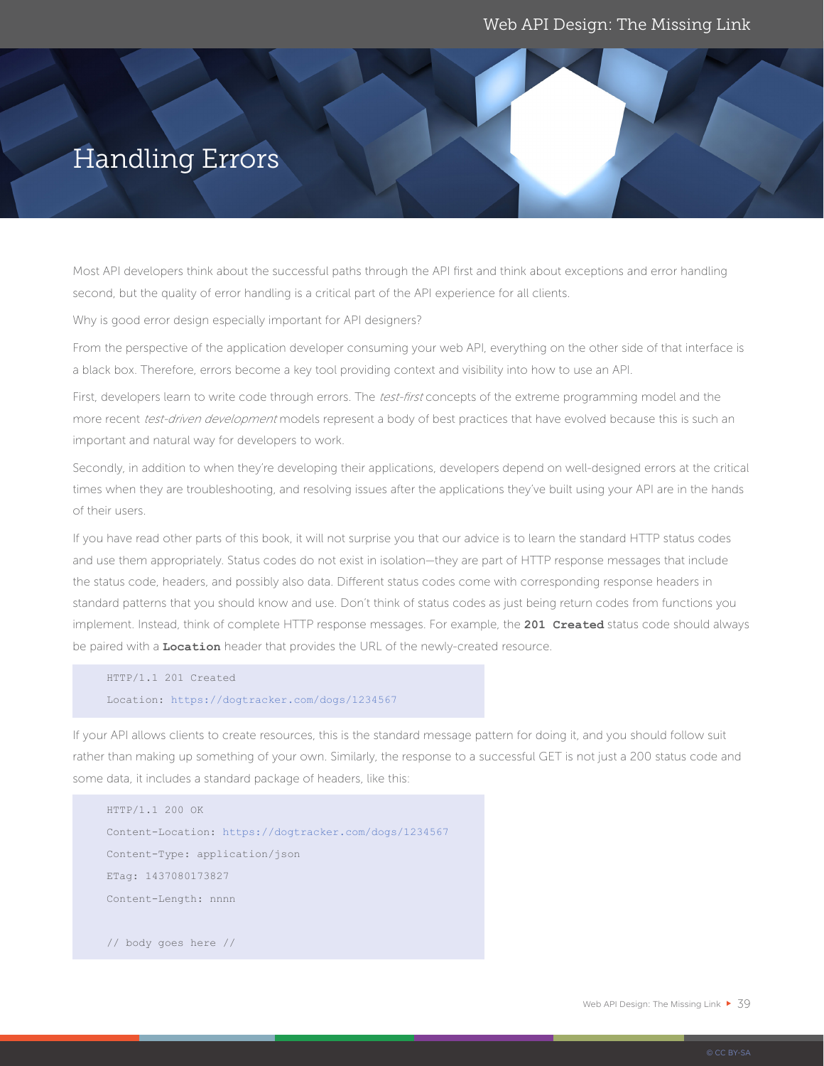# Handling Errors

Most API developers think about the successful paths through the API first and think about exceptions and error handling second, but the quality of error handling is a critical part of the API experience for all clients.

Why is good error design especially important for API designers?

From the perspective of the application developer consuming your web API, everything on the other side of that interface is a black box. Therefore, errors become a key tool providing context and visibility into how to use an API.

First, developers learn to write code through errors. The *test-first* concepts of the extreme programming model and the more recent *test-driven development* models represent a body of best practices that have evolved because this is such an important and natural way for developers to work.

Secondly, in addition to when they're developing their applications, developers depend on well-designed errors at the critical times when they are troubleshooting, and resolving issues after the applications they've built using your API are in the hands of their users.

If you have read other parts of this book, it will not surprise you that our advice is to learn the standard HTTP status codes and use them appropriately. Status codes do not exist in isolation—they are part of HTTP response messages that include the status code, headers, and possibly also data. Different status codes come with corresponding response headers in standard patterns that you should know and use. Don't think of status codes as just being return codes from functions you implement. Instead, think of complete HTTP response messages. For example, the **`201 Created`** status code should always be paired with a **`Location`** header that provides the URL of the newly-created resource.

```
HTTP/1.1 201 Created
Location: https://dogtracker.com/dogs/1234567
```

If your API allows clients to create resources, this is the standard message pattern for doing it, and you should follow suit rather than making up something of your own. Similarly, the response to a successful GET is not just a 200 status code and some data, it includes a standard package of headers, like this:

```
HTTP/1.1 200 OK
Content-Location: https://dogtracker.com/dogs/1234567
Content-Type: application/json
ETag: 1437080173827
Content-Length: nnnn

// body goes here //
```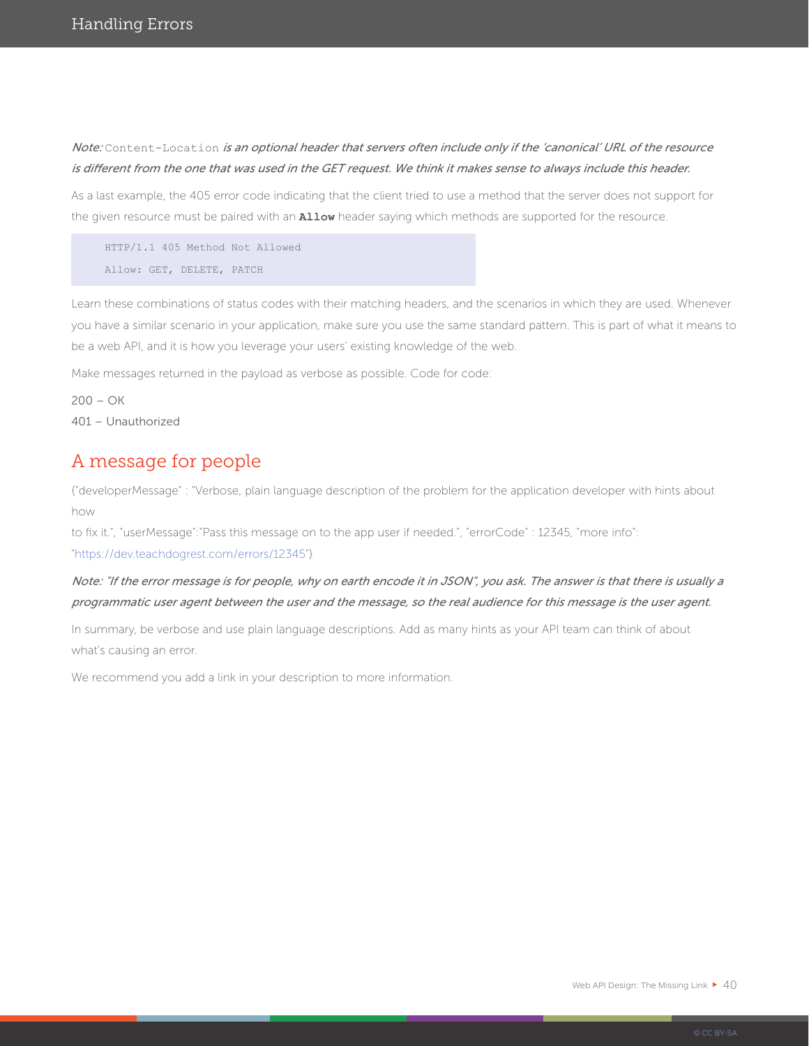*Note:* `Content-Location` *is an optional header that servers often include only if the 'canonical' URL of the resource is different from the one that was used in the GET request. We think it makes sense to always include this header.*

As a last example, the 405 error code indicating that the client tried to use a method that the server does not support for the given resource must be paired with an **`Allow`** header saying which methods are supported for the resource.

```
HTTP/1.1 405 Method Not Allowed
Allow: GET, DELETE, PATCH
```

Learn these combinations of status codes with their matching headers, and the scenarios in which they are used. Whenever you have a similar scenario in your application, make sure you use the same standard pattern. This is part of what it means to be a web API, and it is how you leverage your users' existing knowledge of the web.

Make messages returned in the payload as verbose as possible. Code for code:

200 – OK

401 – Unauthorized

## A message for people

{"developerMessage" : "Verbose, plain language description of the problem for the application developer with hints about how
to fix it.", "userMessage":"Pass this message on to the app user if needed.", "errorCode" : 12345, "more info": "https://dev.teachdogrest.com/errors/12345"}

*Note: "If the error message is for people, why on earth encode it in JSON", you ask. The answer is that there is usually a programmatic user agent between the user and the message, so the real audience for this message is the user agent.*

In summary, be verbose and use plain language descriptions. Add as many hints as your API team can think of about what's causing an error.

We recommend you add a link in your description to more information.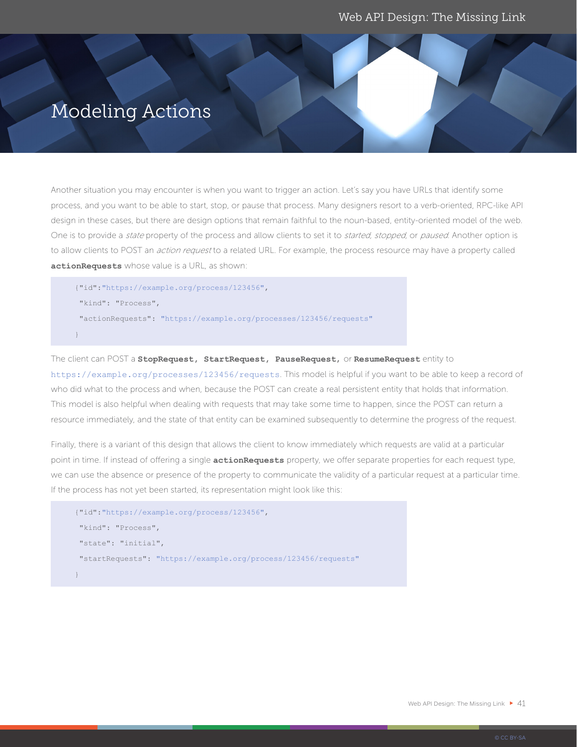# Modeling Actions

Another situation you may encounter is when you want to trigger an action. Let's say you have URLs that identify some process, and you want to be able to start, stop, or pause that process. Many designers resort to a verb-oriented, RPC-like API design in these cases, but there are design options that remain faithful to the noun-based, entity-oriented model of the web. One is to provide a *state* property of the process and allow clients to set it to *started*, *stopped*, or *paused*. Another option is to allow clients to POST an *action request* to a related URL. For example, the process resource may have a property called **actionRequests** whose value is a URL, as shown:

```
{"id":"https://example.org/process/123456",
 "kind": "Process",
 "actionRequests": "https://example.org/processes/123456/requests"
}
```

The client can POST a **StopRequest, StartRequest, PauseRequest,** or **ResumeRequest** entity to `https://example.org/processes/123456/requests`. This model is helpful if you want to be able to keep a record of who did what to the process and when, because the POST can create a real persistent entity that holds that information. This model is also helpful when dealing with requests that may take some time to happen, since the POST can return a resource immediately, and the state of that entity can be examined subsequently to determine the progress of the request.

Finally, there is a variant of this design that allows the client to know immediately which requests are valid at a particular point in time. If instead of offering a single **actionRequests** property, we offer separate properties for each request type, we can use the absence or presence of the property to communicate the validity of a particular request at a particular time. If the process has not yet been started, its representation might look like this:

```
{"id":"https://example.org/process/123456",
 "kind": "Process",
 "state": "initial",
 "startRequests": "https://example.org/process/123456/requests"
}
```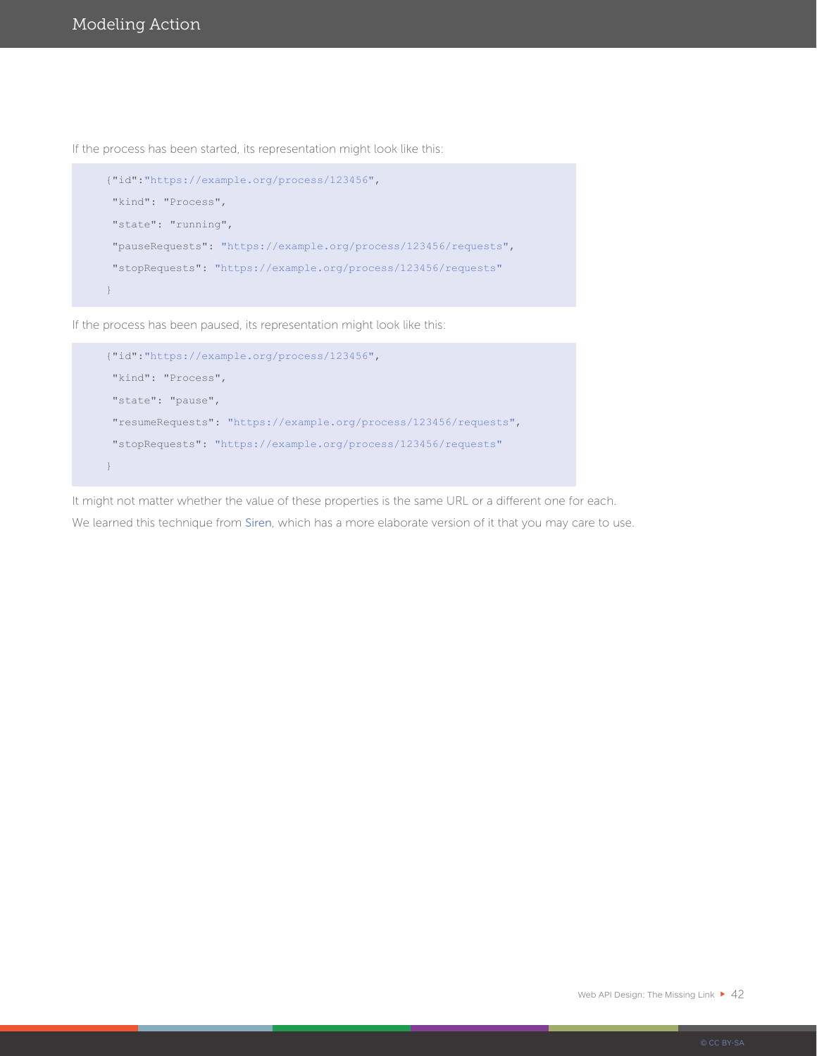If the process has been started, its representation might look like this:

```
{"id":"https://example.org/process/123456",
 "kind": "Process",
 "state": "running",
 "pauseRequests": "https://example.org/process/123456/requests",
 "stopRequests": "https://example.org/process/123456/requests"
}
```

If the process has been paused, its representation might look like this:

```
{"id":"https://example.org/process/123456",
 "kind": "Process",
 "state": "pause",
 "resumeRequests": "https://example.org/process/123456/requests",
 "stopRequests": "https://example.org/process/123456/requests"
}
```

It might not matter whether the value of these properties is the same URL or a different one for each.

We learned this technique from Siren, which has a more elaborate version of it that you may care to use.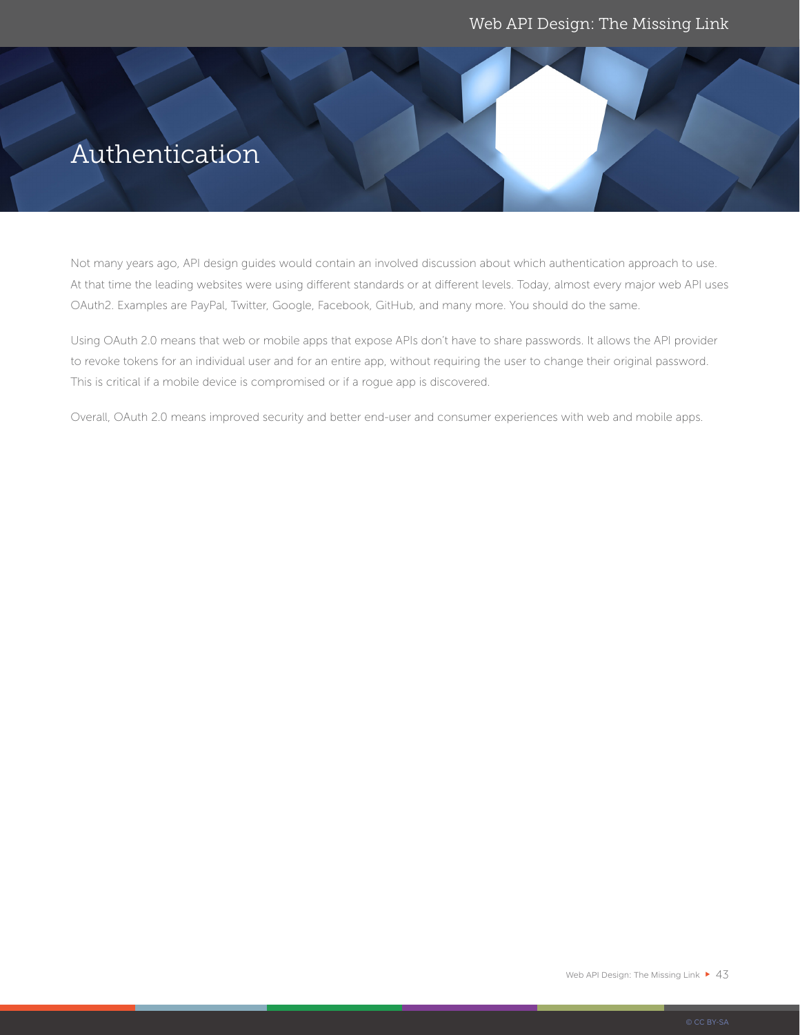# Authentication

Not many years ago, API design guides would contain an involved discussion about which authentication approach to use. At that time the leading websites were using different standards or at different levels. Today, almost every major web API uses OAuth2. Examples are PayPal, Twitter, Google, Facebook, GitHub, and many more. You should do the same.

Using OAuth 2.0 means that web or mobile apps that expose APIs don't have to share passwords. It allows the API provider to revoke tokens for an individual user and for an entire app, without requiring the user to change their original password. This is critical if a mobile device is compromised or if a rogue app is discovered.

Overall, OAuth 2.0 means improved security and better end-user and consumer experiences with web and mobile apps.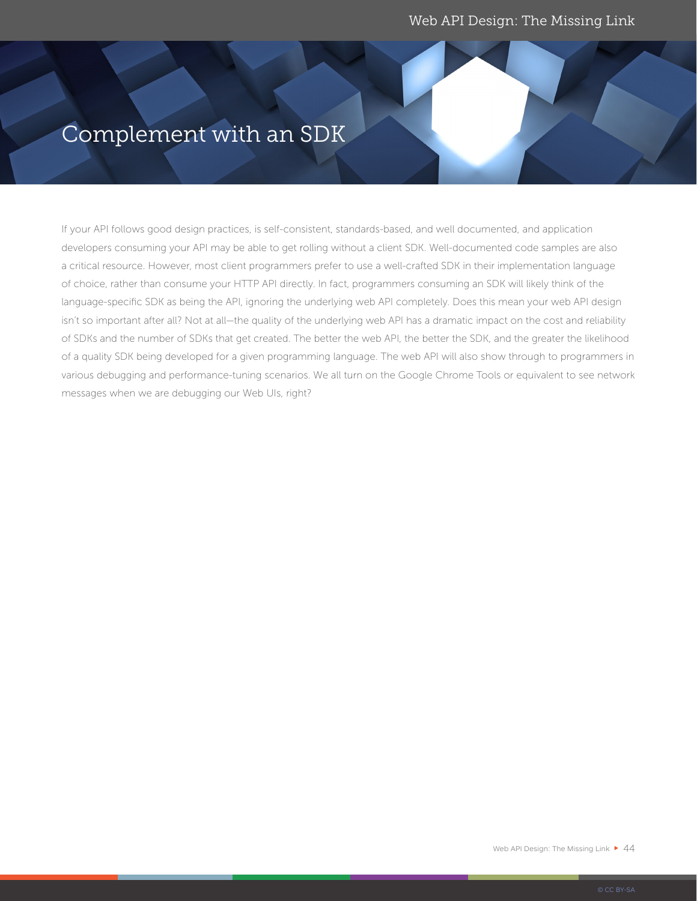# Complement with an SDK

If your API follows good design practices, is self-consistent, standards-based, and well documented, and application developers consuming your API may be able to get rolling without a client SDK. Well-documented code samples are also a critical resource. However, most client programmers prefer to use a well-crafted SDK in their implementation language of choice, rather than consume your HTTP API directly. In fact, programmers consuming an SDK will likely think of the language-specific SDK as being the API, ignoring the underlying web API completely. Does this mean your web API design isn't so important after all? Not at all—the quality of the underlying web API has a dramatic impact on the cost and reliability of SDKs and the number of SDKs that get created. The better the web API, the better the SDK, and the greater the likelihood of a quality SDK being developed for a given programming language. The web API will also show through to programmers in various debugging and performance-tuning scenarios. We all turn on the Google Chrome Tools or equivalent to see network messages when we are debugging our Web UIs, right?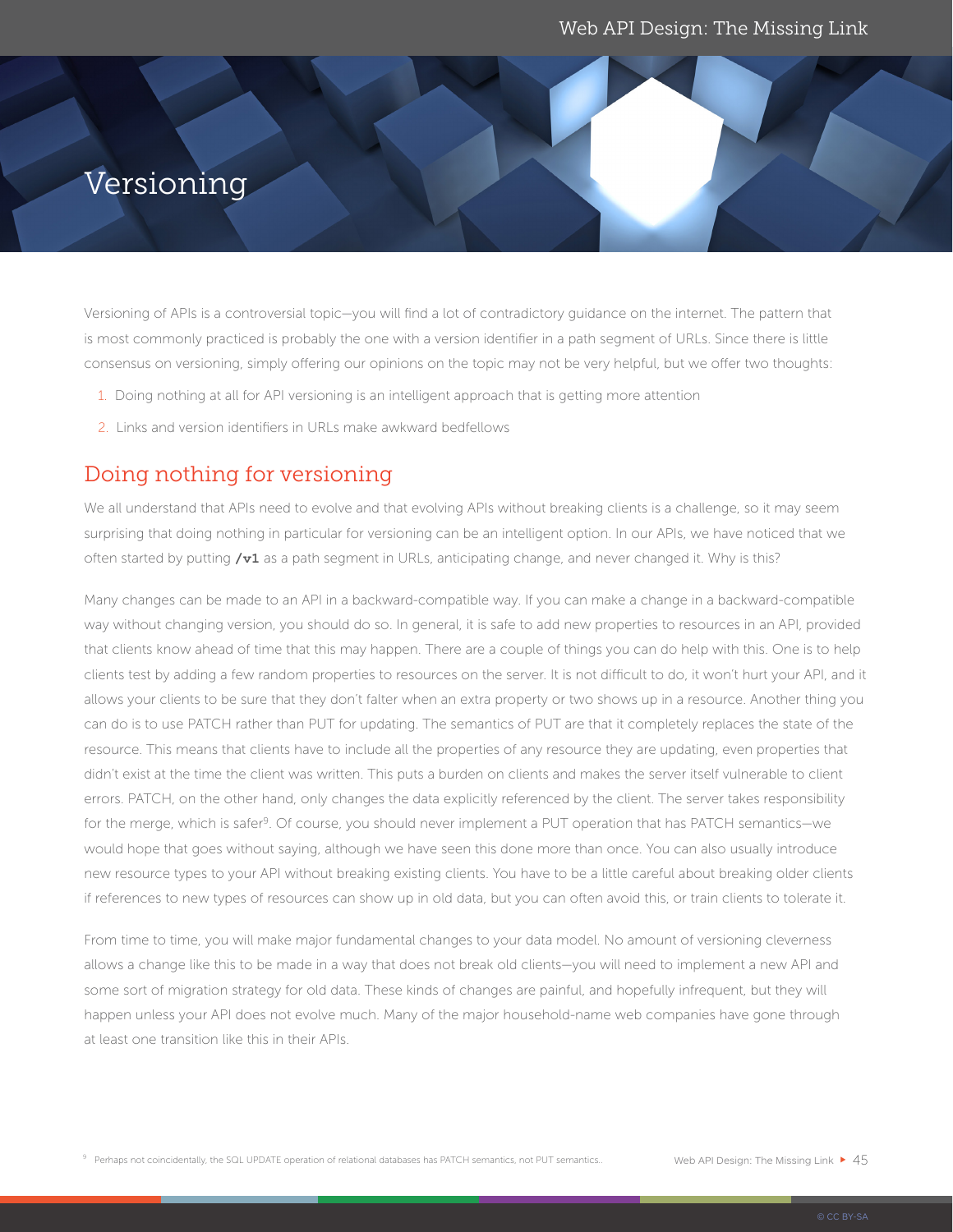# Versioning

Versioning of APIs is a controversial topic—you will find a lot of contradictory guidance on the internet. The pattern that is most commonly practiced is probably the one with a version identifier in a path segment of URLs. Since there is little consensus on versioning, simply offering our opinions on the topic may not be very helpful, but we offer two thoughts:

1. Doing nothing at all for API versioning is an intelligent approach that is getting more attention
2. Links and version identifiers in URLs make awkward bedfellows

## Doing nothing for versioning

We all understand that APIs need to evolve and that evolving APIs without breaking clients is a challenge, so it may seem surprising that doing nothing in particular for versioning can be an intelligent option. In our APIs, we have noticed that we often started by putting **`/v1`** as a path segment in URLs, anticipating change, and never changed it. Why is this?

Many changes can be made to an API in a backward-compatible way. If you can make a change in a backward-compatible way without changing version, you should do so. In general, it is safe to add new properties to resources in an API, provided that clients know ahead of time that this may happen. There are a couple of things you can do help with this. One is to help clients test by adding a few random properties to resources on the server. It is not difficult to do, it won't hurt your API, and it allows your clients to be sure that they don't falter when an extra property or two shows up in a resource. Another thing you can do is to use PATCH rather than PUT for updating. The semantics of PUT are that it completely replaces the state of the resource. This means that clients have to include all the properties of any resource they are updating, even properties that didn't exist at the time the client was written. This puts a burden on clients and makes the server itself vulnerable to client errors. PATCH, on the other hand, only changes the data explicitly referenced by the client. The server takes responsibility for the merge, which is safer[9]. Of course, you should never implement a PUT operation that has PATCH semantics—we would hope that goes without saying, although we have seen this done more than once. You can also usually introduce new resource types to your API without breaking existing clients. You have to be a little careful about breaking older clients if references to new types of resources can show up in old data, but you can often avoid this, or train clients to tolerate it.

From time to time, you will make major fundamental changes to your data model. No amount of versioning cleverness allows a change like this to be made in a way that does not break old clients—you will need to implement a new API and some sort of migration strategy for old data. These kinds of changes are painful, and hopefully infrequent, but they will happen unless your API does not evolve much. Many of the major household-name web companies have gone through at least one transition like this in their APIs.

[9] Perhaps not coincidentally, the SQL UPDATE operation of relational databases has PATCH semantics, not PUT semantics..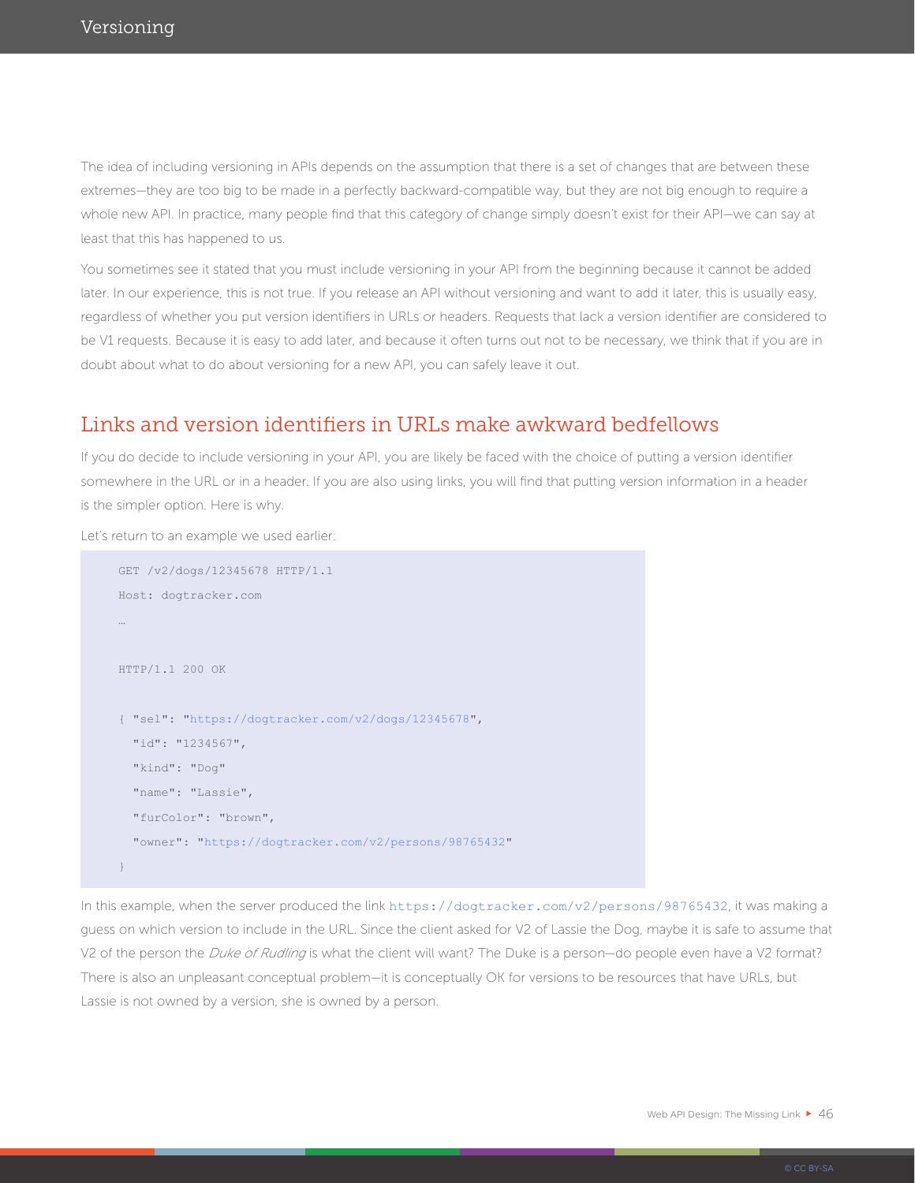The idea of including versioning in APIs depends on the assumption that there is a set of changes that are between these extremes—they are too big to be made in a perfectly backward-compatible way, but they are not big enough to require a whole new API. In practice, many people find that this category of change simply doesn't exist for their API—we can say at least that this has happened to us.

You sometimes see it stated that you must include versioning in your API from the beginning because it cannot be added later. In our experience, this is not true. If you release an API without versioning and want to add it later, this is usually easy, regardless of whether you put version identifiers in URLs or headers. Requests that lack a version identifier are considered to be V1 requests. Because it is easy to add later, and because it often turns out not to be necessary, we think that if you are in doubt about what to do about versioning for a new API, you can safely leave it out.

## Links and version identifiers in URLs make awkward bedfellows

If you do decide to include versioning in your API, you are likely be faced with the choice of putting a version identifier somewhere in the URL or in a header. If you are also using links, you will find that putting version information in a header is the simpler option. Here is why.

Let's return to an example we used earlier:

```
GET /v2/dogs/12345678 HTTP/1.1
Host: dogtracker.com
…

HTTP/1.1 200 OK

{ "sel": "https://dogtracker.com/v2/dogs/12345678",
  "id": "1234567",
  "kind": "Dog"
  "name": "Lassie",
  "furColor": "brown",
  "owner": "https://dogtracker.com/v2/persons/98765432"
}
```

In this example, when the server produced the link `https://dogtracker.com/v2/persons/98765432`, it was making a guess on which version to include in the URL. Since the client asked for V2 of Lassie the Dog, maybe it is safe to assume that V2 of the person the *Duke of Rudling* is what the client will want? The Duke is a person—do people even have a V2 format? There is also an unpleasant conceptual problem—it is conceptually OK for versions to be resources that have URLs, but Lassie is not owned by a version, she is owned by a person.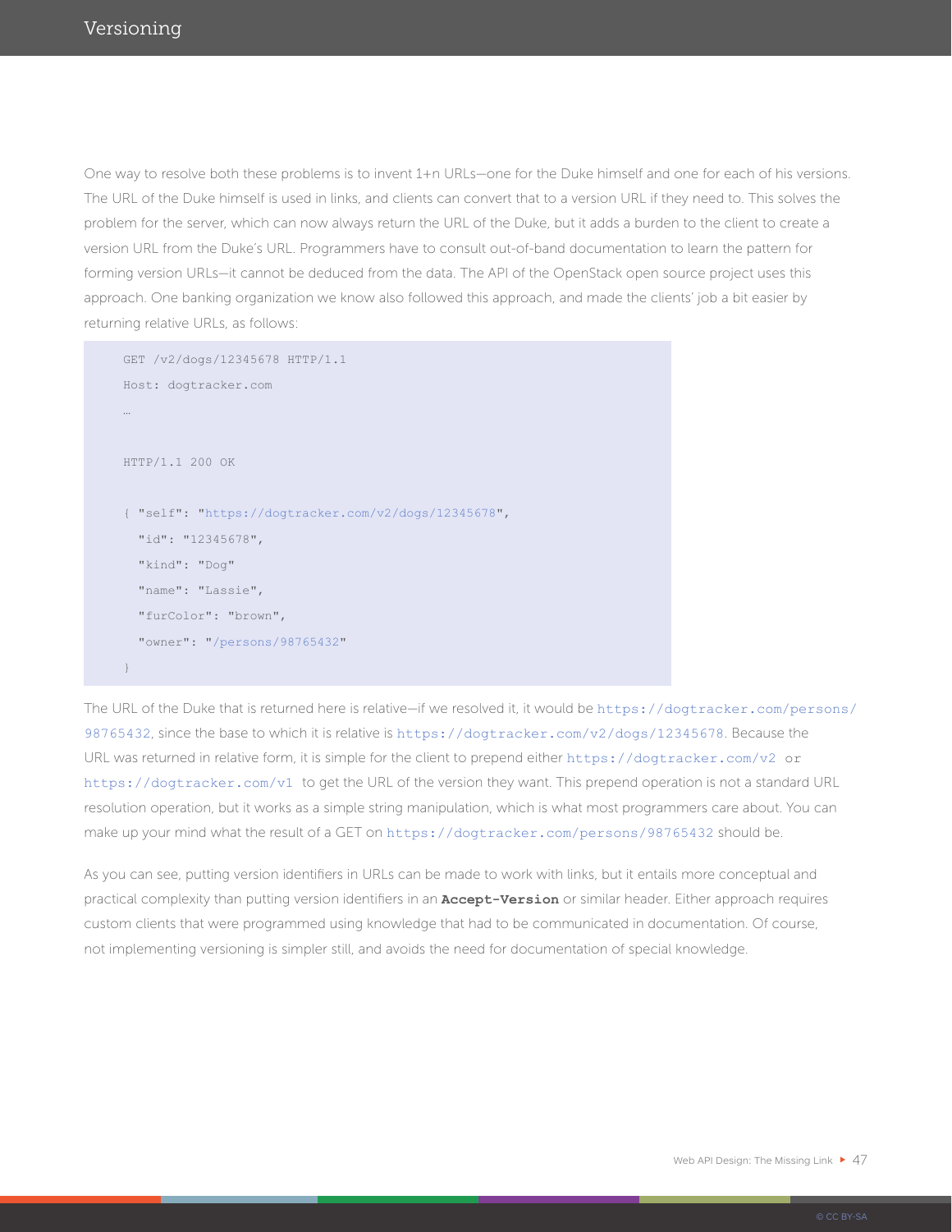One way to resolve both these problems is to invent 1+n URLs—one for the Duke himself and one for each of his versions. The URL of the Duke himself is used in links, and clients can convert that to a version URL if they need to. This solves the problem for the server, which can now always return the URL of the Duke, but it adds a burden to the client to create a version URL from the Duke's URL. Programmers have to consult out-of-band documentation to learn the pattern for forming version URLs—it cannot be deduced from the data. The API of the OpenStack open source project uses this approach. One banking organization we know also followed this approach, and made the clients' job a bit easier by returning relative URLs, as follows:

```
GET /v2/dogs/12345678 HTTP/1.1
Host: dogtracker.com
…

HTTP/1.1 200 OK

{ "self": "https://dogtracker.com/v2/dogs/12345678",
  "id": "12345678",
  "kind": "Dog"
  "name": "Lassie",
  "furColor": "brown",
  "owner": "/persons/98765432"
}
```

The URL of the Duke that is returned here is relative—if we resolved it, it would be `https://dogtracker.com/persons/98765432`, since the base to which it is relative is `https://dogtracker.com/v2/dogs/12345678`. Because the URL was returned in relative form, it is simple for the client to prepend either `https://dogtracker.com/v2` or `https://dogtracker.com/v1` to get the URL of the version they want. This prepend operation is not a standard URL resolution operation, but it works as a simple string manipulation, which is what most programmers care about. You can make up your mind what the result of a GET on `https://dogtracker.com/persons/98765432` should be.

As you can see, putting version identifiers in URLs can be made to work with links, but it entails more conceptual and practical complexity than putting version identifiers in an **`Accept-Version`** or similar header. Either approach requires custom clients that were programmed using knowledge that had to be communicated in documentation. Of course, not implementing versioning is simpler still, and avoids the need for documentation of special knowledge.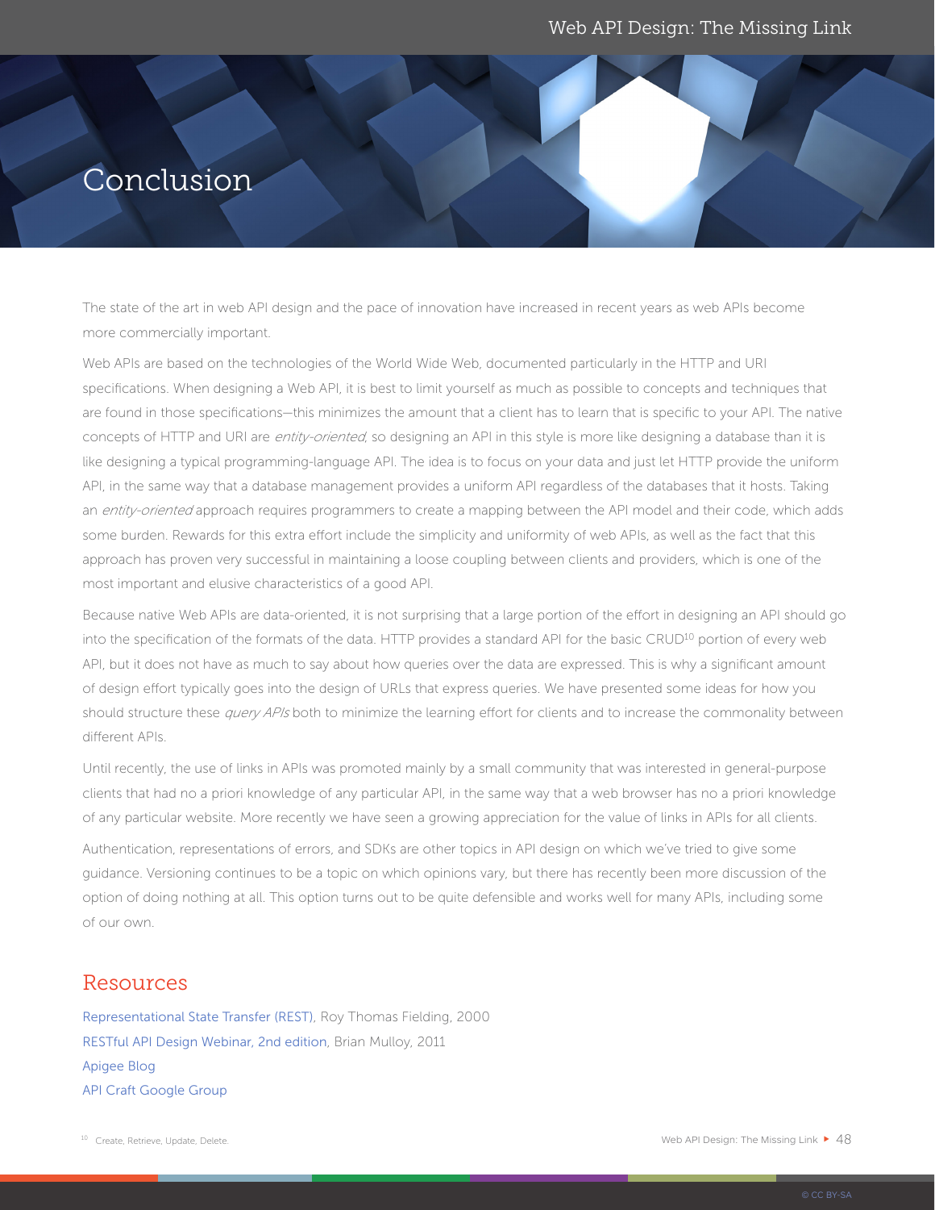# Conclusion

The state of the art in web API design and the pace of innovation have increased in recent years as web APIs become more commercially important.

Web APIs are based on the technologies of the World Wide Web, documented particularly in the HTTP and URI specifications. When designing a Web API, it is best to limit yourself as much as possible to concepts and techniques that are found in those specifications—this minimizes the amount that a client has to learn that is specific to your API. The native concepts of HTTP and URI are *entity-oriented*, so designing an API in this style is more like designing a database than it is like designing a typical programming-language API. The idea is to focus on your data and just let HTTP provide the uniform API, in the same way that a database management provides a uniform API regardless of the databases that it hosts. Taking an *entity-oriented* approach requires programmers to create a mapping between the API model and their code, which adds some burden. Rewards for this extra effort include the simplicity and uniformity of web APIs, as well as the fact that this approach has proven very successful in maintaining a loose coupling between clients and providers, which is one of the most important and elusive characteristics of a good API.

Because native Web APIs are data-oriented, it is not surprising that a large portion of the effort in designing an API should go into the specification of the formats of the data. HTTP provides a standard API for the basic CRUD[10] portion of every web API, but it does not have as much to say about how queries over the data are expressed. This is why a significant amount of design effort typically goes into the design of URLs that express queries. We have presented some ideas for how you should structure these *query APIs* both to minimize the learning effort for clients and to increase the commonality between different APIs.

Until recently, the use of links in APIs was promoted mainly by a small community that was interested in general-purpose clients that had no a priori knowledge of any particular API, in the same way that a web browser has no a priori knowledge of any particular website. More recently we have seen a growing appreciation for the value of links in APIs for all clients.

Authentication, representations of errors, and SDKs are other topics in API design on which we've tried to give some guidance. Versioning continues to be a topic on which opinions vary, but there has recently been more discussion of the option of doing nothing at all. This option turns out to be quite defensible and works well for many APIs, including some of our own.

## Resources

Representational State Transfer (REST), Roy Thomas Fielding, 2000

RESTful API Design Webinar, 2nd edition, Brian Mulloy, 2011

Apigee Blog

API Craft Google Group

[10] Create, Retrieve, Update, Delete.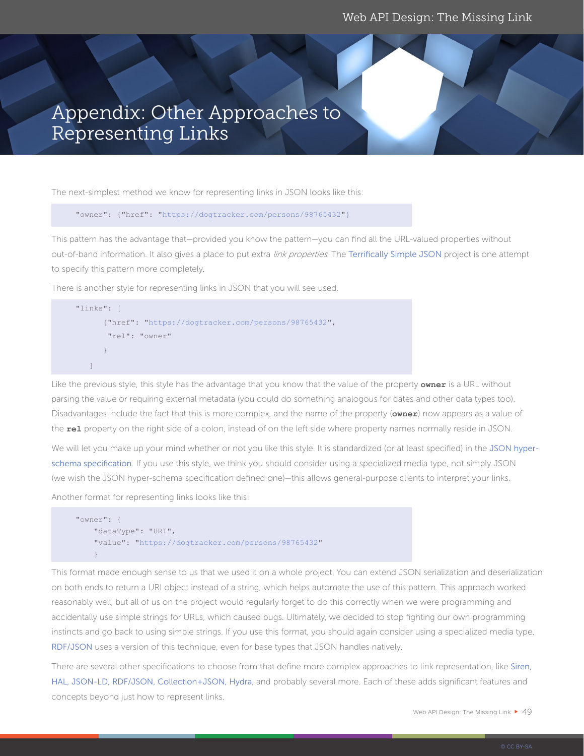# Appendix: Other Approaches to Representing Links

The next-simplest method we know for representing links in JSON looks like this:

```
"owner": {"href": "https://dogtracker.com/persons/98765432"}
```

This pattern has the advantage that—provided you know the pattern—you can find all the URL-valued properties without out-of-band information. It also gives a place to put extra *link properties*. The Terrifically Simple JSON project is one attempt to specify this pattern more completely.

There is another style for representing links in JSON that you will see used.

```
"links": [
      {"href": "https://dogtracker.com/persons/98765432",
       "rel": "owner"
      }
   ]
```

Like the previous style, this style has the advantage that you know that the value of the property **owner** is a URL without parsing the value or requiring external metadata (you could do something analogous for dates and other data types too). Disadvantages include the fact that this is more complex, and the name of the property (**owner**) now appears as a value of the **rel** property on the right side of a colon, instead of on the left side where property names normally reside in JSON.

We will let you make up your mind whether or not you like this style. It is standardized (or at least specified) in the JSON hyper-schema specification. If you use this style, we think you should consider using a specialized media type, not simply JSON (we wish the JSON hyper-schema specification defined one)—this allows general-purpose clients to interpret your links.

Another format for representing links looks like this:

```
"owner": {
    "dataType": "URI",
    "value": "https://dogtracker.com/persons/98765432"
    }
```

This format made enough sense to us that we used it on a whole project. You can extend JSON serialization and deserialization on both ends to return a URI object instead of a string, which helps automate the use of this pattern. This approach worked reasonably well, but all of us on the project would regularly forget to do this correctly when we were programming and accidentally use simple strings for URLs, which caused bugs. Ultimately, we decided to stop fighting our own programming instincts and go back to using simple strings. If you use this format, you should again consider using a specialized media type. RDF/JSON uses a version of this technique, even for base types that JSON handles natively.

There are several other specifications to choose from that define more complex approaches to link representation, like Siren, HAL, JSON-LD, RDF/JSON, Collection+JSON, Hydra, and probably several more. Each of these adds significant features and concepts beyond just how to represent links.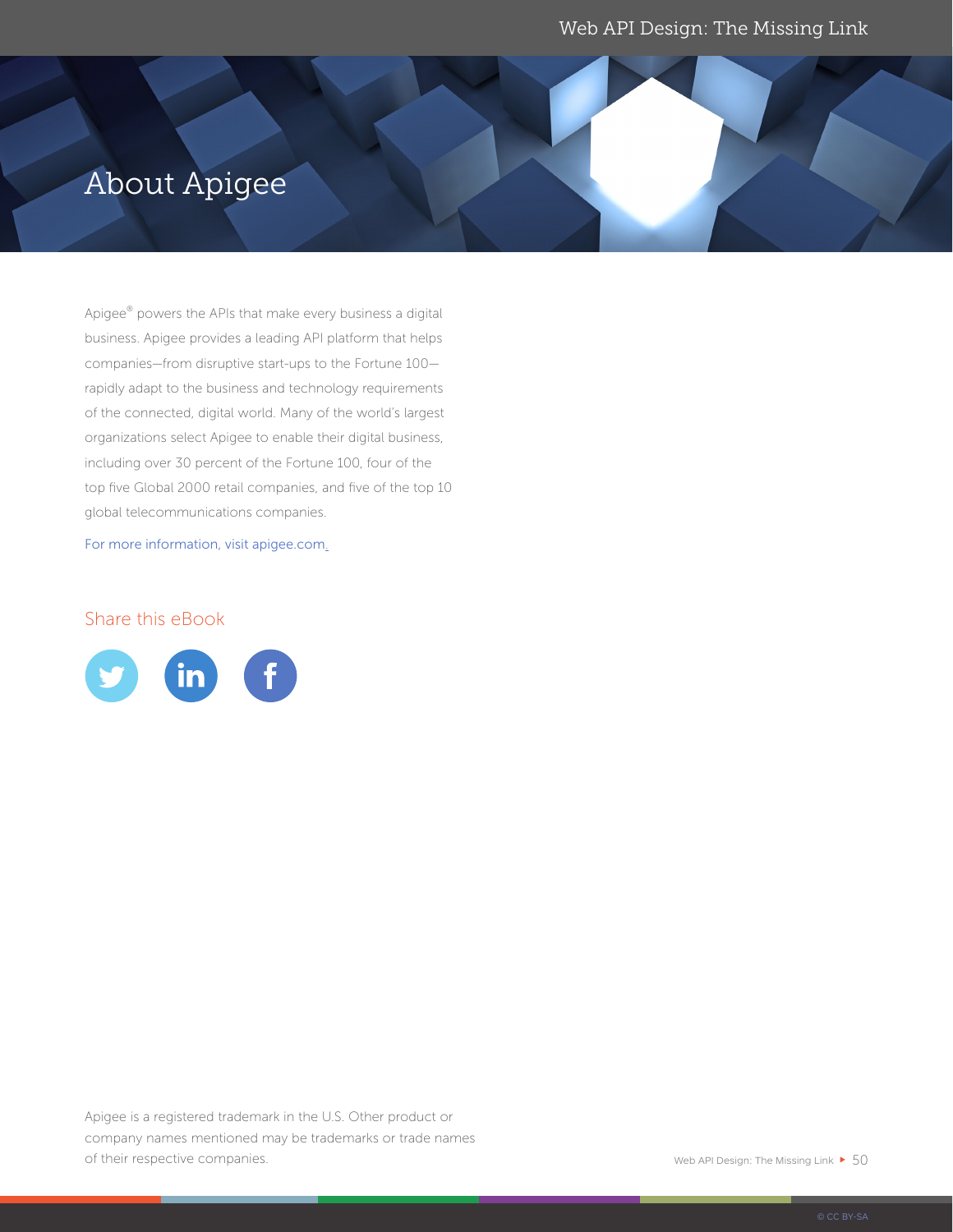# About Apigee

Apigee® powers the APIs that make every business a digital business. Apigee provides a leading API platform that helps companies—from disruptive start-ups to the Fortune 100—rapidly adapt to the business and technology requirements of the connected, digital world. Many of the world's largest organizations select Apigee to enable their digital business, including over 30 percent of the Fortune 100, four of the top five Global 2000 retail companies, and five of the top 10 global telecommunications companies.

For more information, visit apigee.com.

## Share this eBook

Apigee is a registered trademark in the U.S. Other product or company names mentioned may be trademarks or trade names of their respective companies.

© CC BY-SA